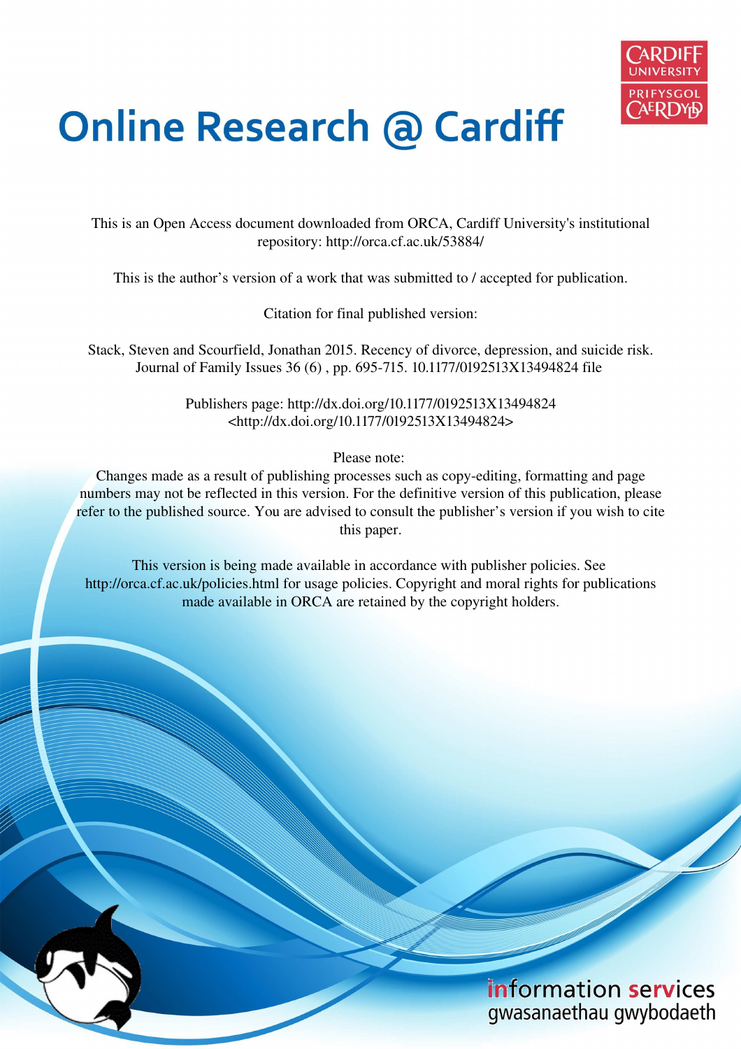# Online Research @ Cardiff

This is an Open Access document downloaded from ORCA, Cardiff University's institutional repository: http://orca.cf.ac.uk/53884/

This is the author's version of a work that was submitted to / accepted for publication.

Citation for final published version:

Stack, Steven and Scourfield, Jonathan 2015. Recency of divorce, depression, and suicide risk. Journal of Family Issues 36 (6) , pp. 695-715. 10.1177/0192513X13494824 file

Publishers page: http://dx.doi.org/10.1177/0192513X13494824 <http://dx.doi.org/10.1177/0192513X13494824>

Please note:
Changes made as a result of publishing processes such as copy-editing, formatting and page numbers may not be reflected in this version. For the definitive version of this publication, please refer to the published source. You are advised to consult the publisher's version if you wish to cite this paper.

This version is being made available in accordance with publisher policies. See http://orca.cf.ac.uk/policies.html for usage policies. Copyright and moral rights for publications made available in ORCA are retained by the copyright holders.

information services
gwasanaethau gwybodaeth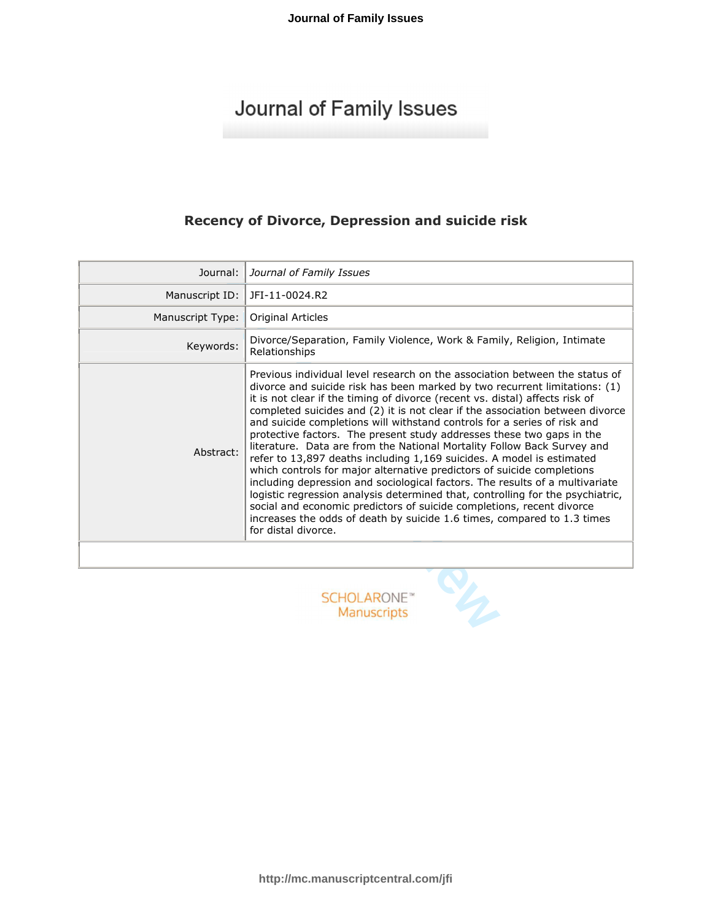# Journal of Family Issues

## Recency of Divorce, Depression and suicide risk

| | |
|---|---|
| Journal: | *Journal of Family Issues* |
| Manuscript ID: | JFI-11-0024.R2 |
| Manuscript Type: | Original Articles |
| Keywords: | Divorce/Separation, Family Violence, Work & Family, Religion, Intimate Relationships |
| Abstract: | Previous individual level research on the association between the status of divorce and suicide risk has been marked by two recurrent limitations: (1) it is not clear if the timing of divorce (recent vs. distal) affects risk of completed suicides and (2) it is not clear if the association between divorce and suicide completions will withstand controls for a series of risk and protective factors. The present study addresses these two gaps in the literature. Data are from the National Mortality Follow Back Survey and refer to 13,897 deaths including 1,169 suicides. A model is estimated which controls for major alternative predictors of suicide completions including depression and sociological factors. The results of a multivariate logistic regression analysis determined that, controlling for the psychiatric, social and economic predictors of suicide completions, recent divorce increases the odds of death by suicide 1.6 times, compared to 1.3 times for distal divorce. |

SCHOLARONE™ Manuscripts

http://mc.manuscriptcentral.com/jfi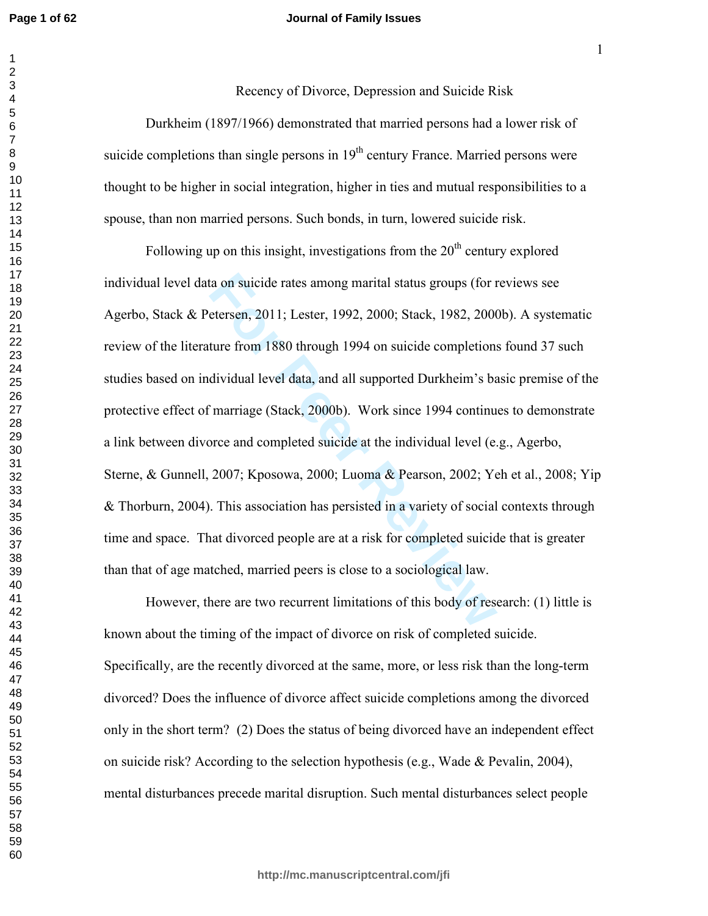Recency of Divorce, Depression and Suicide Risk

Durkheim (1897/1966) demonstrated that married persons had a lower risk of suicide completions than single persons in 19th century France. Married persons were thought to be higher in social integration, higher in ties and mutual responsibilities to a spouse, than non married persons. Such bonds, in turn, lowered suicide risk.

Following up on this insight, investigations from the 20th century explored individual level data on suicide rates among marital status groups (for reviews see Agerbo, Stack & Petersen, 2011; Lester, 1992, 2000; Stack, 1982, 2000b). A systematic review of the literature from 1880 through 1994 on suicide completions found 37 such studies based on individual level data, and all supported Durkheim's basic premise of the protective effect of marriage (Stack, 2000b). Work since 1994 continues to demonstrate a link between divorce and completed suicide at the individual level (e.g., Agerbo, Sterne, & Gunnell, 2007; Kposowa, 2000; Luoma & Pearson, 2002; Yeh et al., 2008; Yip & Thorburn, 2004). This association has persisted in a variety of social contexts through time and space. That divorced people are at a risk for completed suicide that is greater than that of age matched, married peers is close to a sociological law.

However, there are two recurrent limitations of this body of research: (1) little is known about the timing of the impact of divorce on risk of completed suicide. Specifically, are the recently divorced at the same, more, or less risk than the long-term divorced? Does the influence of divorce affect suicide completions among the divorced only in the short term? (2) Does the status of being divorced have an independent effect on suicide risk? According to the selection hypothesis (e.g., Wade & Pevalin, 2004), mental disturbances precede marital disruption. Such mental disturbances select people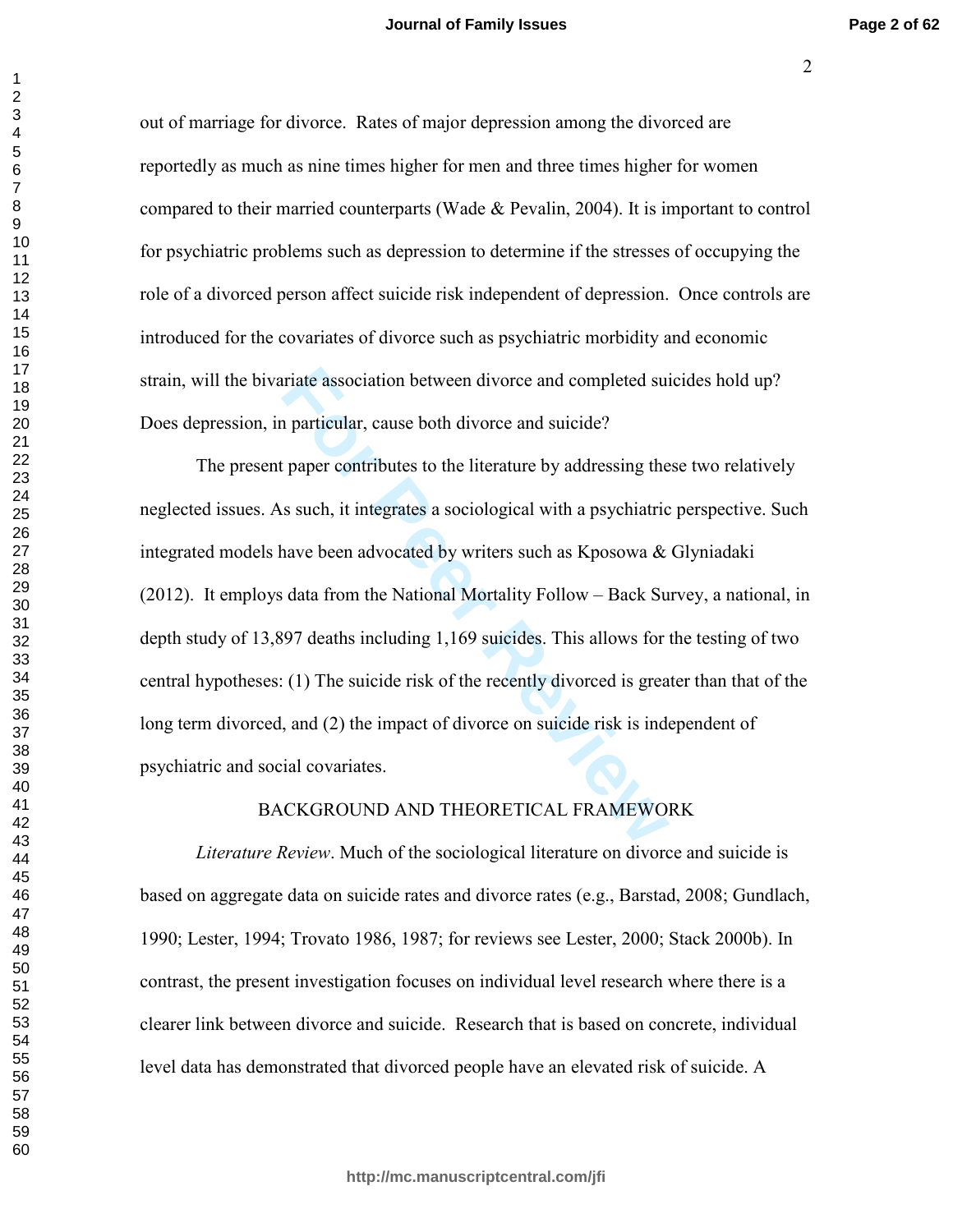out of marriage for divorce. Rates of major depression among the divorced are reportedly as much as nine times higher for men and three times higher for women compared to their married counterparts (Wade & Pevalin, 2004). It is important to control for psychiatric problems such as depression to determine if the stresses of occupying the role of a divorced person affect suicide risk independent of depression. Once controls are introduced for the covariates of divorce such as psychiatric morbidity and economic strain, will the bivariate association between divorce and completed suicides hold up? Does depression, in particular, cause both divorce and suicide?

The present paper contributes to the literature by addressing these two relatively neglected issues. As such, it integrates a sociological with a psychiatric perspective. Such integrated models have been advocated by writers such as Kposowa & Glyniadaki (2012). It employs data from the National Mortality Follow – Back Survey, a national, in depth study of 13,897 deaths including 1,169 suicides. This allows for the testing of two central hypotheses: (1) The suicide risk of the recently divorced is greater than that of the long term divorced, and (2) the impact of divorce on suicide risk is independent of psychiatric and social covariates.

## BACKGROUND AND THEORETICAL FRAMEWORK

*Literature Review*. Much of the sociological literature on divorce and suicide is based on aggregate data on suicide rates and divorce rates (e.g., Barstad, 2008; Gundlach, 1990; Lester, 1994; Trovato 1986, 1987; for reviews see Lester, 2000; Stack 2000b). In contrast, the present investigation focuses on individual level research where there is a clearer link between divorce and suicide. Research that is based on concrete, individual level data has demonstrated that divorced people have an elevated risk of suicide. A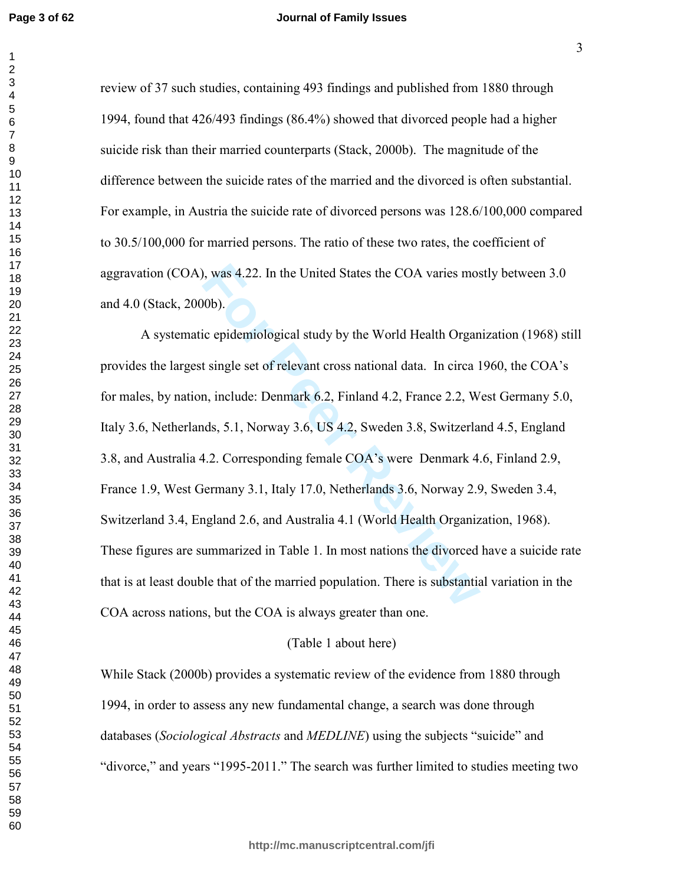review of 37 such studies, containing 493 findings and published from 1880 through 1994, found that 426/493 findings (86.4%) showed that divorced people had a higher suicide risk than their married counterparts (Stack, 2000b). The magnitude of the difference between the suicide rates of the married and the divorced is often substantial. For example, in Austria the suicide rate of divorced persons was 128.6/100,000 compared to 30.5/100,000 for married persons. The ratio of these two rates, the coefficient of aggravation (COA), was 4.22. In the United States the COA varies mostly between 3.0 and 4.0 (Stack, 2000b).

A systematic epidemiological study by the World Health Organization (1968) still provides the largest single set of relevant cross national data. In circa 1960, the COA's for males, by nation, include: Denmark 6.2, Finland 4.2, France 2.2, West Germany 5.0, Italy 3.6, Netherlands, 5.1, Norway 3.6, US 4.2, Sweden 3.8, Switzerland 4.5, England 3.8, and Australia 4.2. Corresponding female COA's were Denmark 4.6, Finland 2.9, France 1.9, West Germany 3.1, Italy 17.0, Netherlands 3.6, Norway 2.9, Sweden 3.4, Switzerland 3.4, England 2.6, and Australia 4.1 (World Health Organization, 1968). These figures are summarized in Table 1. In most nations the divorced have a suicide rate that is at least double that of the married population. There is substantial variation in the COA across nations, but the COA is always greater than one.

(Table 1 about here)

While Stack (2000b) provides a systematic review of the evidence from 1880 through 1994, in order to assess any new fundamental change, a search was done through databases (*Sociological Abstracts* and *MEDLINE*) using the subjects "suicide" and "divorce," and years "1995-2011." The search was further limited to studies meeting two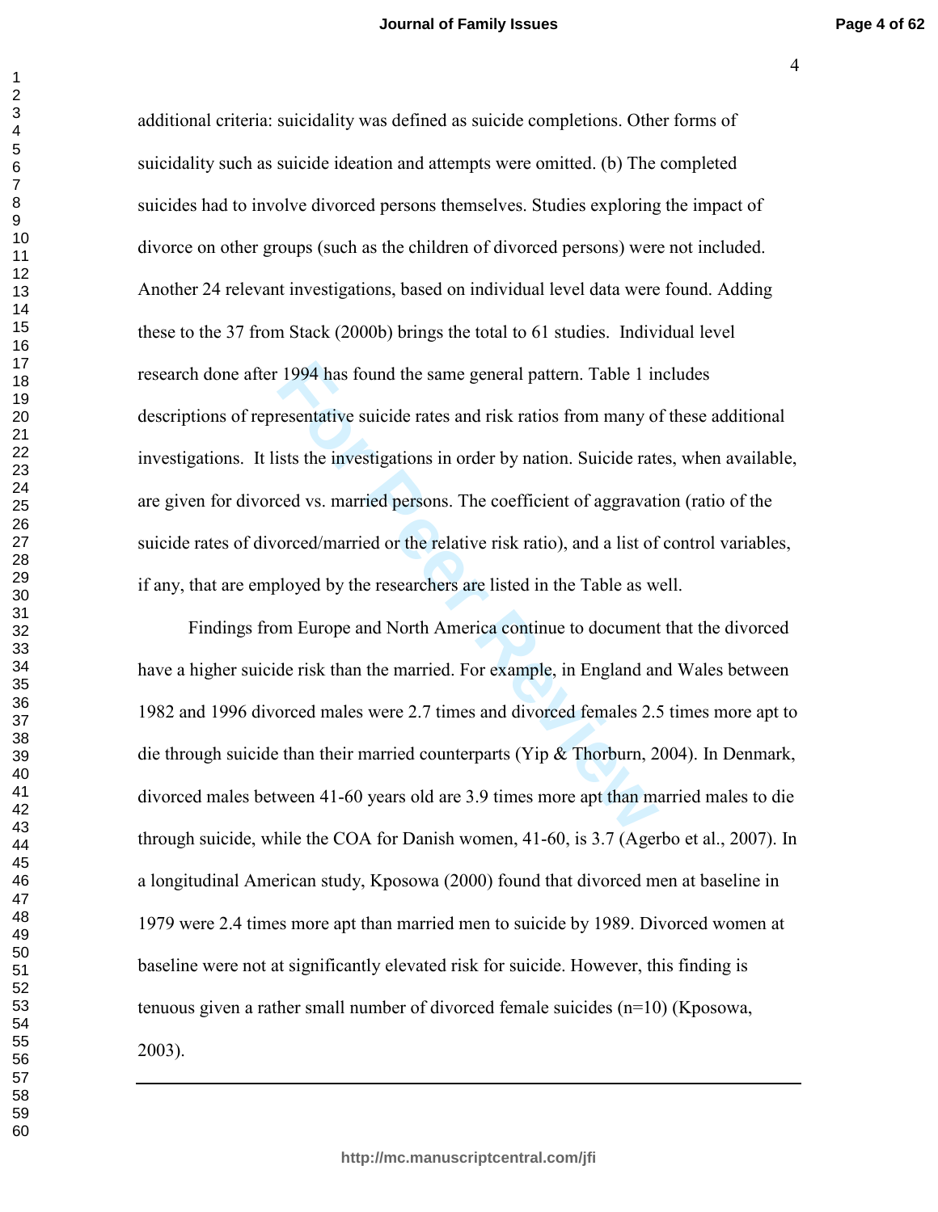additional criteria: suicidality was defined as suicide completions. Other forms of suicidality such as suicide ideation and attempts were omitted. (b) The completed suicides had to involve divorced persons themselves. Studies exploring the impact of divorce on other groups (such as the children of divorced persons) were not included. Another 24 relevant investigations, based on individual level data were found. Adding these to the 37 from Stack (2000b) brings the total to 61 studies. Individual level research done after 1994 has found the same general pattern. Table 1 includes descriptions of representative suicide rates and risk ratios from many of these additional investigations. It lists the investigations in order by nation. Suicide rates, when available, are given for divorced vs. married persons. The coefficient of aggravation (ratio of the suicide rates of divorced/married or the relative risk ratio), and a list of control variables, if any, that are employed by the researchers are listed in the Table as well.

Findings from Europe and North America continue to document that the divorced have a higher suicide risk than the married. For example, in England and Wales between 1982 and 1996 divorced males were 2.7 times and divorced females 2.5 times more apt to die through suicide than their married counterparts (Yip & Thorburn, 2004). In Denmark, divorced males between 41-60 years old are 3.9 times more apt than married males to die through suicide, while the COA for Danish women, 41-60, is 3.7 (Agerbo et al., 2007). In a longitudinal American study, Kposowa (2000) found that divorced men at baseline in 1979 were 2.4 times more apt than married men to suicide by 1989. Divorced women at baseline were not at significantly elevated risk for suicide. However, this finding is tenuous given a rather small number of divorced female suicides (n=10) (Kposowa, 2003).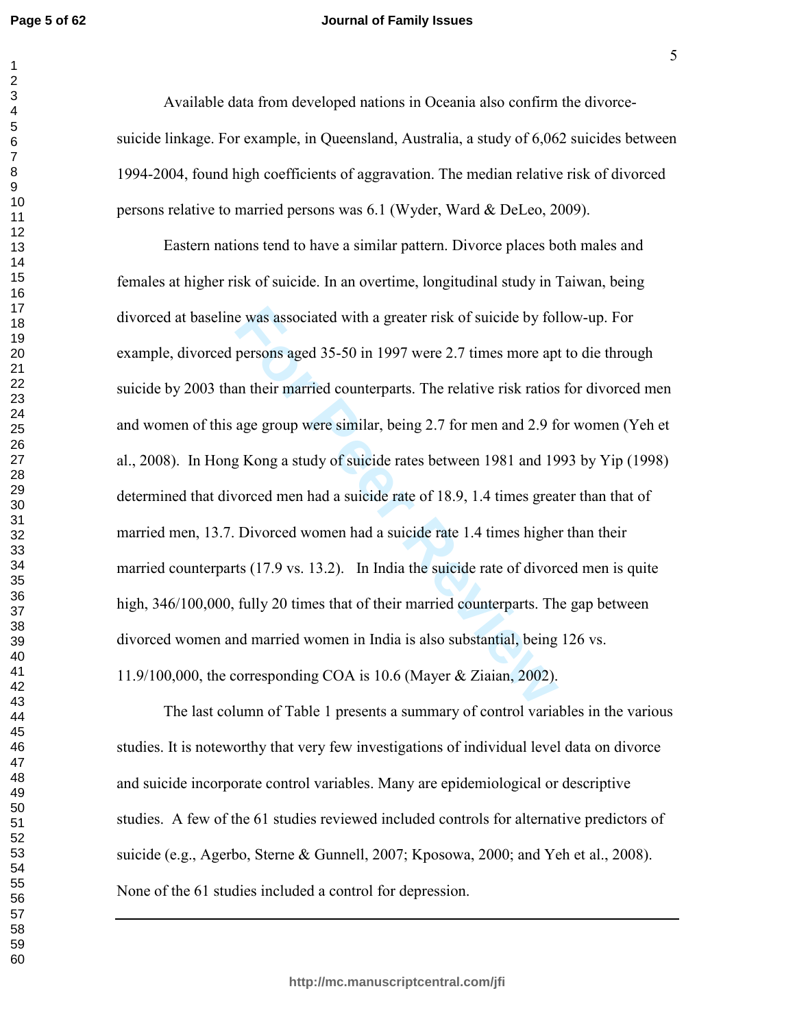Available data from developed nations in Oceania also confirm the divorce-suicide linkage. For example, in Queensland, Australia, a study of 6,062 suicides between 1994-2004, found high coefficients of aggravation. The median relative risk of divorced persons relative to married persons was 6.1 (Wyder, Ward & DeLeo, 2009).

Eastern nations tend to have a similar pattern. Divorce places both males and females at higher risk of suicide. In an overtime, longitudinal study in Taiwan, being divorced at baseline was associated with a greater risk of suicide by follow-up. For example, divorced persons aged 35-50 in 1997 were 2.7 times more apt to die through suicide by 2003 than their married counterparts. The relative risk ratios for divorced men and women of this age group were similar, being 2.7 for men and 2.9 for women (Yeh et al., 2008). In Hong Kong a study of suicide rates between 1981 and 1993 by Yip (1998) determined that divorced men had a suicide rate of 18.9, 1.4 times greater than that of married men, 13.7. Divorced women had a suicide rate 1.4 times higher than their married counterparts (17.9 vs. 13.2). In India the suicide rate of divorced men is quite high, 346/100,000, fully 20 times that of their married counterparts. The gap between divorced women and married women in India is also substantial, being 126 vs. 11.9/100,000, the corresponding COA is 10.6 (Mayer & Ziaian, 2002).

The last column of Table 1 presents a summary of control variables in the various studies. It is noteworthy that very few investigations of individual level data on divorce and suicide incorporate control variables. Many are epidemiological or descriptive studies. A few of the 61 studies reviewed included controls for alternative predictors of suicide (e.g., Agerbo, Sterne & Gunnell, 2007; Kposowa, 2000; and Yeh et al., 2008). None of the 61 studies included a control for depression.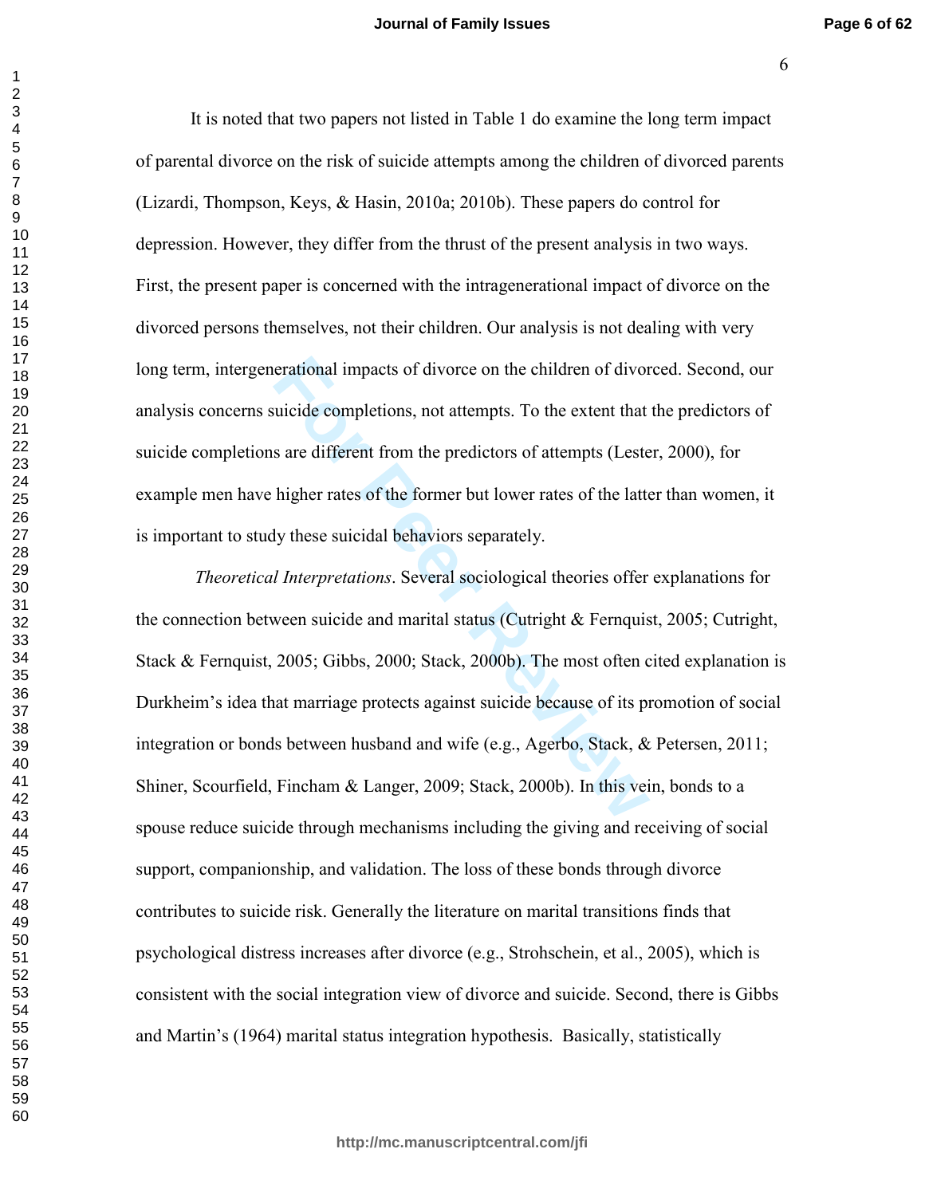It is noted that two papers not listed in Table 1 do examine the long term impact of parental divorce on the risk of suicide attempts among the children of divorced parents (Lizardi, Thompson, Keys, & Hasin, 2010a; 2010b). These papers do control for depression. However, they differ from the thrust of the present analysis in two ways. First, the present paper is concerned with the intragenerational impact of divorce on the divorced persons themselves, not their children. Our analysis is not dealing with very long term, intergenerational impacts of divorce on the children of divorced. Second, our analysis concerns suicide completions, not attempts. To the extent that the predictors of suicide completions are different from the predictors of attempts (Lester, 2000), for example men have higher rates of the former but lower rates of the latter than women, it is important to study these suicidal behaviors separately.

*Theoretical Interpretations*. Several sociological theories offer explanations for the connection between suicide and marital status (Cutright & Fernquist, 2005; Cutright, Stack & Fernquist, 2005; Gibbs, 2000; Stack, 2000b). The most often cited explanation is Durkheim's idea that marriage protects against suicide because of its promotion of social integration or bonds between husband and wife (e.g., Agerbo, Stack, & Petersen, 2011; Shiner, Scourfield, Fincham & Langer, 2009; Stack, 2000b). In this vein, bonds to a spouse reduce suicide through mechanisms including the giving and receiving of social support, companionship, and validation. The loss of these bonds through divorce contributes to suicide risk. Generally the literature on marital transitions finds that psychological distress increases after divorce (e.g., Strohschein, et al., 2005), which is consistent with the social integration view of divorce and suicide. Second, there is Gibbs and Martin's (1964) marital status integration hypothesis. Basically, statistically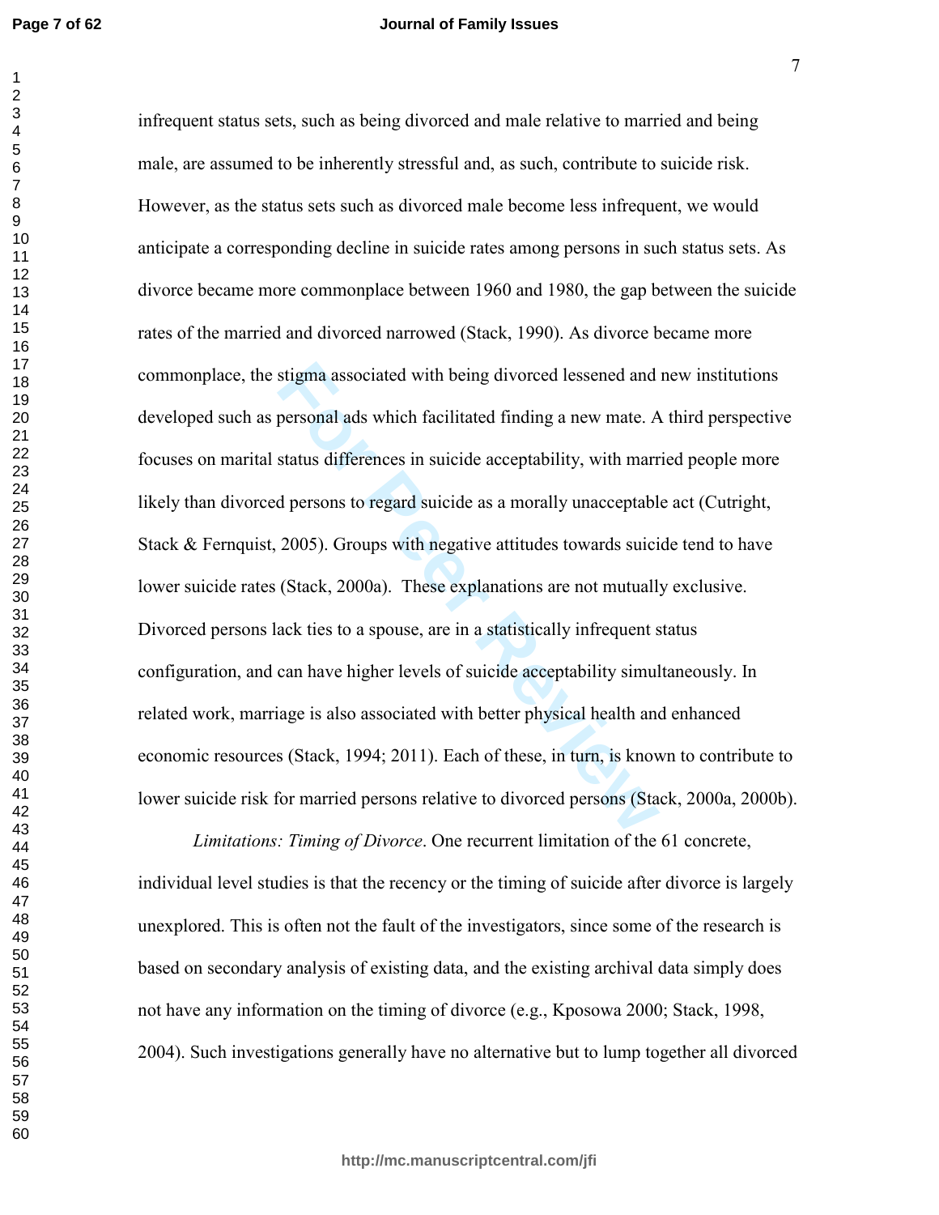infrequent status sets, such as being divorced and male relative to married and being male, are assumed to be inherently stressful and, as such, contribute to suicide risk. However, as the status sets such as divorced male become less infrequent, we would anticipate a corresponding decline in suicide rates among persons in such status sets. As divorce became more commonplace between 1960 and 1980, the gap between the suicide rates of the married and divorced narrowed (Stack, 1990). As divorce became more commonplace, the stigma associated with being divorced lessened and new institutions developed such as personal ads which facilitated finding a new mate. A third perspective focuses on marital status differences in suicide acceptability, with married people more likely than divorced persons to regard suicide as a morally unacceptable act (Cutright, Stack & Fernquist, 2005). Groups with negative attitudes towards suicide tend to have lower suicide rates (Stack, 2000a). These explanations are not mutually exclusive. Divorced persons lack ties to a spouse, are in a statistically infrequent status configuration, and can have higher levels of suicide acceptability simultaneously. In related work, marriage is also associated with better physical health and enhanced economic resources (Stack, 1994; 2011). Each of these, in turn, is known to contribute to lower suicide risk for married persons relative to divorced persons (Stack, 2000a, 2000b).

*Limitations: Timing of Divorce*. One recurrent limitation of the 61 concrete, individual level studies is that the recency or the timing of suicide after divorce is largely unexplored. This is often not the fault of the investigators, since some of the research is based on secondary analysis of existing data, and the existing archival data simply does not have any information on the timing of divorce (e.g., Kposowa 2000; Stack, 1998, 2004). Such investigations generally have no alternative but to lump together all divorced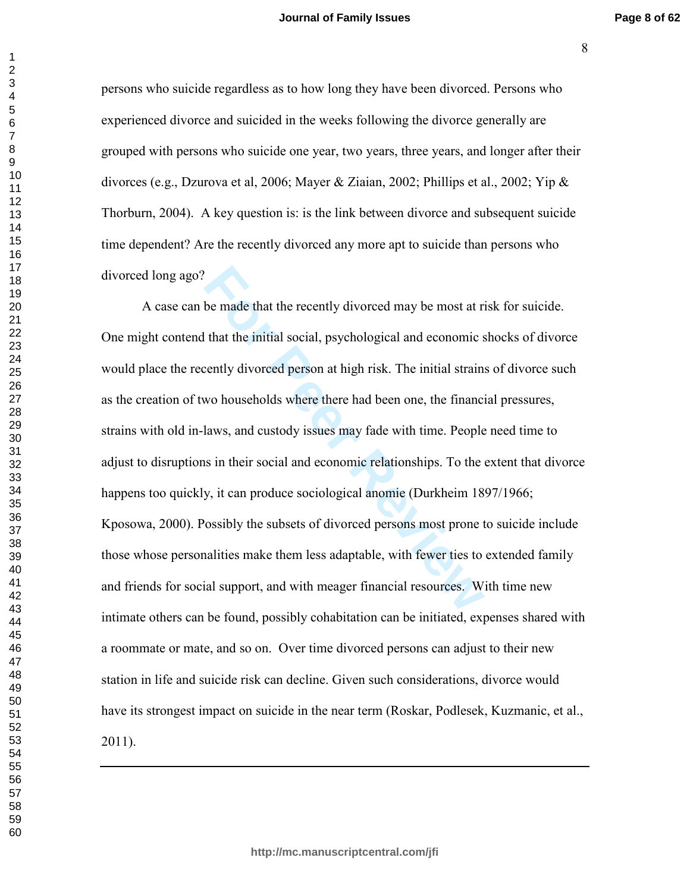persons who suicide regardless as to how long they have been divorced. Persons who experienced divorce and suicided in the weeks following the divorce generally are grouped with persons who suicide one year, two years, three years, and longer after their divorces (e.g., Dzurova et al, 2006; Mayer & Ziaian, 2002; Phillips et al., 2002; Yip & Thorburn, 2004). A key question is: is the link between divorce and subsequent suicide time dependent? Are the recently divorced any more apt to suicide than persons who divorced long ago?

A case can be made that the recently divorced may be most at risk for suicide. One might contend that the initial social, psychological and economic shocks of divorce would place the recently divorced person at high risk. The initial strains of divorce such as the creation of two households where there had been one, the financial pressures, strains with old in-laws, and custody issues may fade with time. People need time to adjust to disruptions in their social and economic relationships. To the extent that divorce happens too quickly, it can produce sociological anomie (Durkheim 1897/1966; Kposowa, 2000). Possibly the subsets of divorced persons most prone to suicide include those whose personalities make them less adaptable, with fewer ties to extended family and friends for social support, and with meager financial resources. With time new intimate others can be found, possibly cohabitation can be initiated, expenses shared with a roommate or mate, and so on. Over time divorced persons can adjust to their new station in life and suicide risk can decline. Given such considerations, divorce would have its strongest impact on suicide in the near term (Roskar, Podlesek, Kuzmanic, et al., 2011).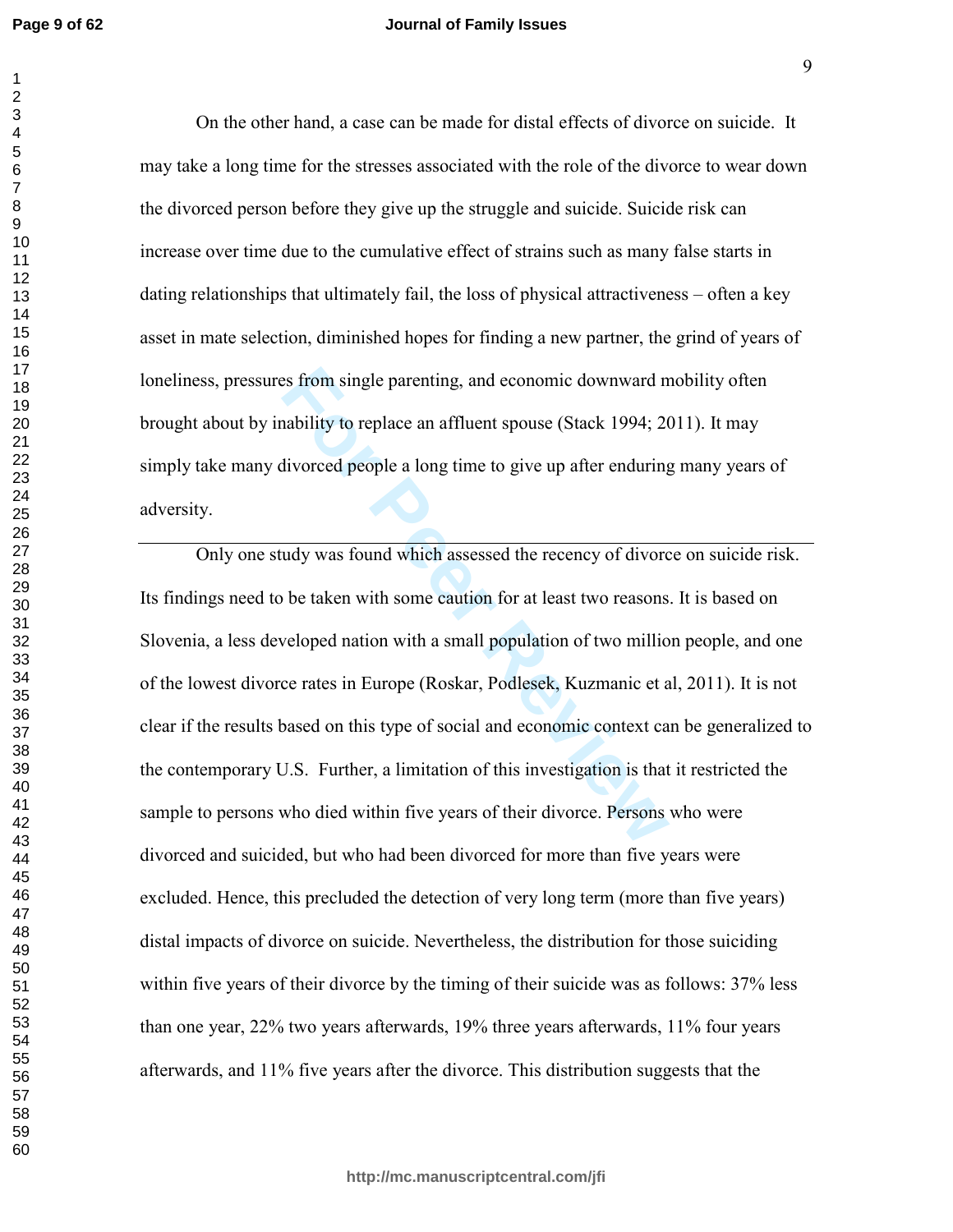On the other hand, a case can be made for distal effects of divorce on suicide. It may take a long time for the stresses associated with the role of the divorce to wear down the divorced person before they give up the struggle and suicide. Suicide risk can increase over time due to the cumulative effect of strains such as many false starts in dating relationships that ultimately fail, the loss of physical attractiveness – often a key asset in mate selection, diminished hopes for finding a new partner, the grind of years of loneliness, pressures from single parenting, and economic downward mobility often brought about by inability to replace an affluent spouse (Stack 1994; 2011). It may simply take many divorced people a long time to give up after enduring many years of adversity.

---

Only one study was found which assessed the recency of divorce on suicide risk. Its findings need to be taken with some caution for at least two reasons. It is based on Slovenia, a less developed nation with a small population of two million people, and one of the lowest divorce rates in Europe (Roskar, Podlesek, Kuzmanic et al, 2011). It is not clear if the results based on this type of social and economic context can be generalized to the contemporary U.S. Further, a limitation of this investigation is that it restricted the sample to persons who died within five years of their divorce. Persons who were divorced and suicided, but who had been divorced for more than five years were excluded. Hence, this precluded the detection of very long term (more than five years) distal impacts of divorce on suicide. Nevertheless, the distribution for those suiciding within five years of their divorce by the timing of their suicide was as follows: 37% less than one year, 22% two years afterwards, 19% three years afterwards, 11% four years afterwards, and 11% five years after the divorce. This distribution suggests that the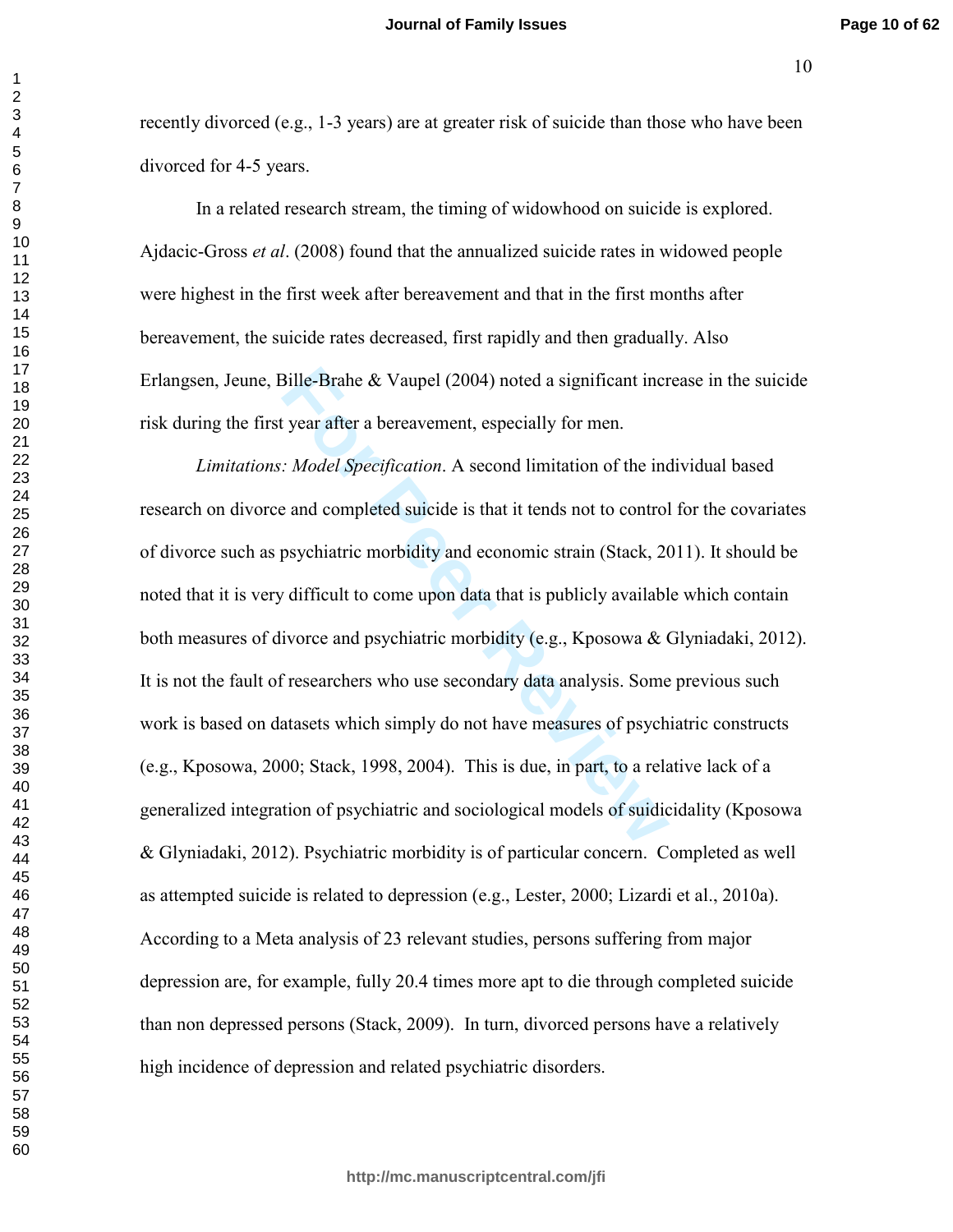recently divorced (e.g., 1-3 years) are at greater risk of suicide than those who have been divorced for 4-5 years.

In a related research stream, the timing of widowhood on suicide is explored. Ajdacic-Gross *et al*. (2008) found that the annualized suicide rates in widowed people were highest in the first week after bereavement and that in the first months after bereavement, the suicide rates decreased, first rapidly and then gradually. Also Erlangsen, Jeune, Bille-Brahe & Vaupel (2004) noted a significant increase in the suicide risk during the first year after a bereavement, especially for men.

*Limitations: Model Specification*. A second limitation of the individual based research on divorce and completed suicide is that it tends not to control for the covariates of divorce such as psychiatric morbidity and economic strain (Stack, 2011). It should be noted that it is very difficult to come upon data that is publicly available which contain both measures of divorce and psychiatric morbidity (e.g., Kposowa & Glyniadaki, 2012). It is not the fault of researchers who use secondary data analysis. Some previous such work is based on datasets which simply do not have measures of psychiatric constructs (e.g., Kposowa, 2000; Stack, 1998, 2004). This is due, in part, to a relative lack of a generalized integration of psychiatric and sociological models of suidicidality (Kposowa & Glyniadaki, 2012). Psychiatric morbidity is of particular concern. Completed as well as attempted suicide is related to depression (e.g., Lester, 2000; Lizardi et al., 2010a). According to a Meta analysis of 23 relevant studies, persons suffering from major depression are, for example, fully 20.4 times more apt to die through completed suicide than non depressed persons (Stack, 2009). In turn, divorced persons have a relatively high incidence of depression and related psychiatric disorders.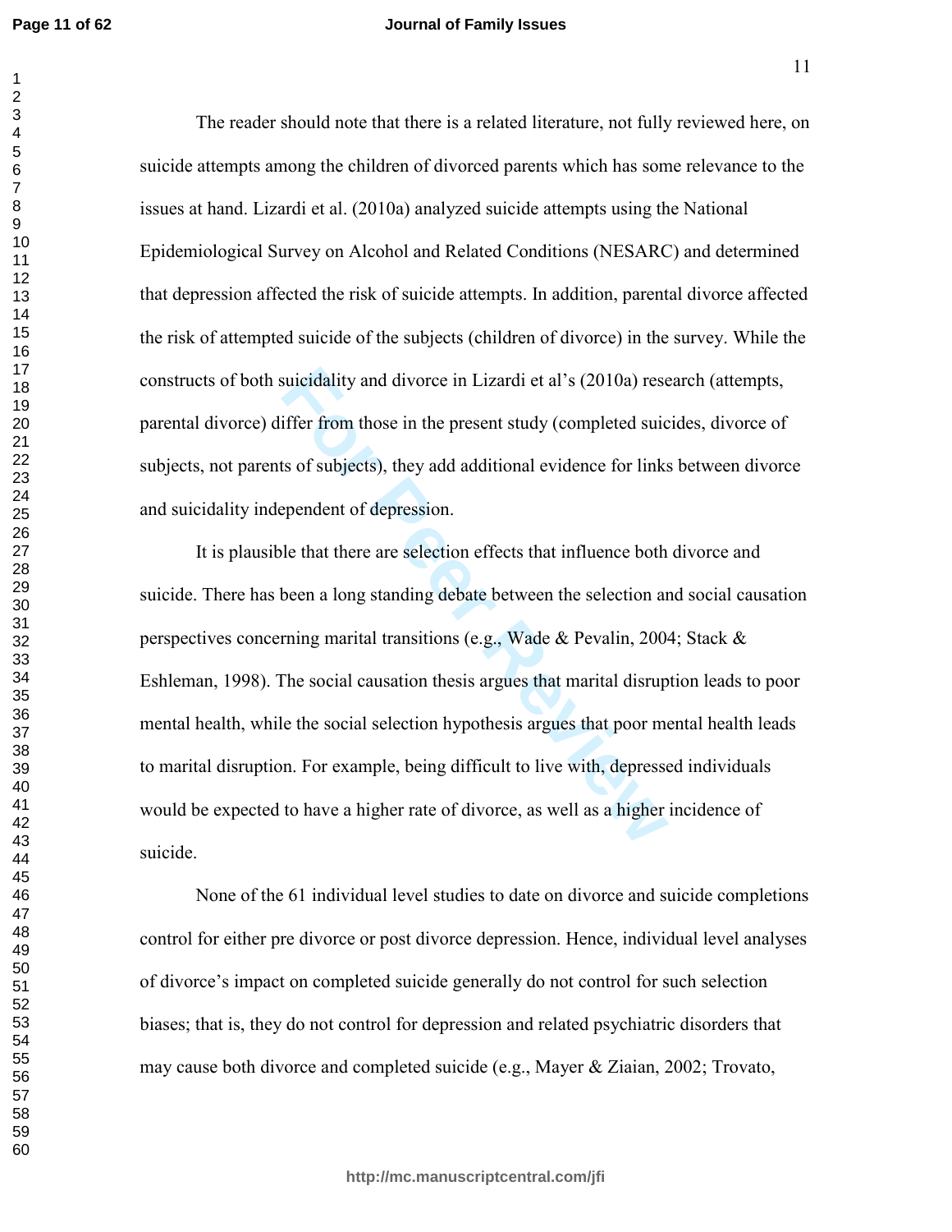The reader should note that there is a related literature, not fully reviewed here, on suicide attempts among the children of divorced parents which has some relevance to the issues at hand. Lizardi et al. (2010a) analyzed suicide attempts using the National Epidemiological Survey on Alcohol and Related Conditions (NESARC) and determined that depression affected the risk of suicide attempts. In addition, parental divorce affected the risk of attempted suicide of the subjects (children of divorce) in the survey. While the constructs of both suicidality and divorce in Lizardi et al's (2010a) research (attempts, parental divorce) differ from those in the present study (completed suicides, divorce of subjects, not parents of subjects), they add additional evidence for links between divorce and suicidality independent of depression.

It is plausible that there are selection effects that influence both divorce and suicide. There has been a long standing debate between the selection and social causation perspectives concerning marital transitions (e.g., Wade & Pevalin, 2004; Stack & Eshleman, 1998). The social causation thesis argues that marital disruption leads to poor mental health, while the social selection hypothesis argues that poor mental health leads to marital disruption. For example, being difficult to live with, depressed individuals would be expected to have a higher rate of divorce, as well as a higher incidence of suicide.

None of the 61 individual level studies to date on divorce and suicide completions control for either pre divorce or post divorce depression. Hence, individual level analyses of divorce's impact on completed suicide generally do not control for such selection biases; that is, they do not control for depression and related psychiatric disorders that may cause both divorce and completed suicide (e.g., Mayer & Ziaian, 2002; Trovato,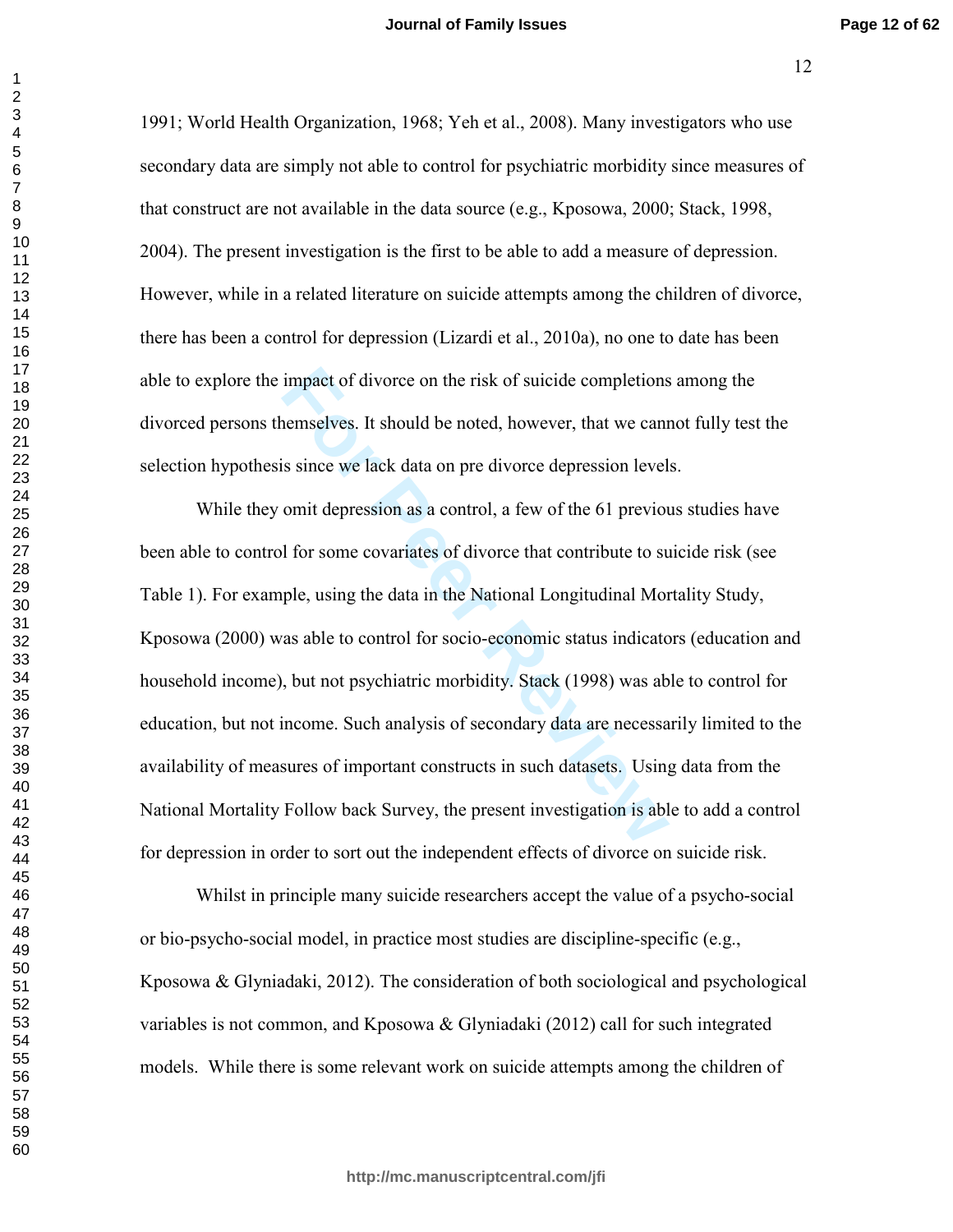1991; World Health Organization, 1968; Yeh et al., 2008). Many investigators who use secondary data are simply not able to control for psychiatric morbidity since measures of that construct are not available in the data source (e.g., Kposowa, 2000; Stack, 1998, 2004). The present investigation is the first to be able to add a measure of depression. However, while in a related literature on suicide attempts among the children of divorce, there has been a control for depression (Lizardi et al., 2010a), no one to date has been able to explore the impact of divorce on the risk of suicide completions among the divorced persons themselves. It should be noted, however, that we cannot fully test the selection hypothesis since we lack data on pre divorce depression levels.

While they omit depression as a control, a few of the 61 previous studies have been able to control for some covariates of divorce that contribute to suicide risk (see Table 1). For example, using the data in the National Longitudinal Mortality Study, Kposowa (2000) was able to control for socio-economic status indicators (education and household income), but not psychiatric morbidity. Stack (1998) was able to control for education, but not income. Such analysis of secondary data are necessarily limited to the availability of measures of important constructs in such datasets. Using data from the National Mortality Follow back Survey, the present investigation is able to add a control for depression in order to sort out the independent effects of divorce on suicide risk.

Whilst in principle many suicide researchers accept the value of a psycho-social or bio-psycho-social model, in practice most studies are discipline-specific (e.g., Kposowa & Glyniadaki, 2012). The consideration of both sociological and psychological variables is not common, and Kposowa & Glyniadaki (2012) call for such integrated models. While there is some relevant work on suicide attempts among the children of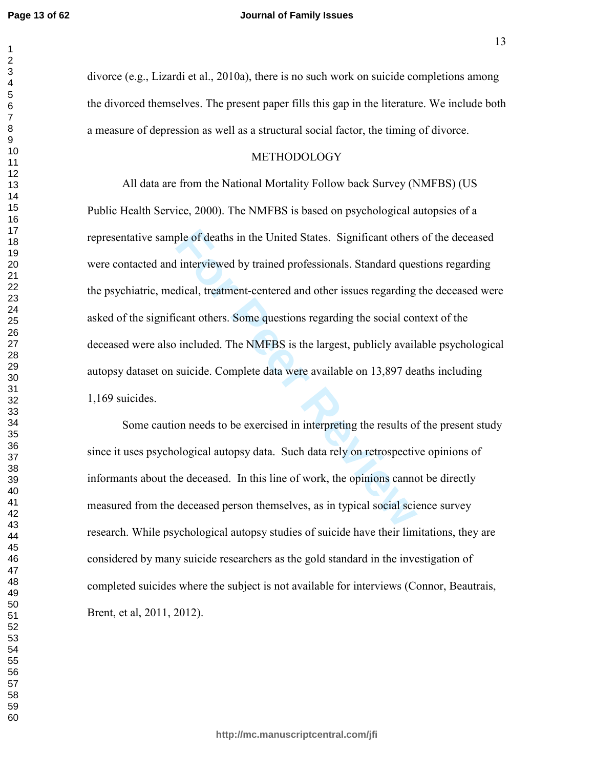divorce (e.g., Lizardi et al., 2010a), there is no such work on suicide completions among the divorced themselves. The present paper fills this gap in the literature. We include both a measure of depression as well as a structural social factor, the timing of divorce.

## METHODOLOGY

All data are from the National Mortality Follow back Survey (NMFBS) (US Public Health Service, 2000). The NMFBS is based on psychological autopsies of a representative sample of deaths in the United States. Significant others of the deceased were contacted and interviewed by trained professionals. Standard questions regarding the psychiatric, medical, treatment-centered and other issues regarding the deceased were asked of the significant others. Some questions regarding the social context of the deceased were also included. The NMFBS is the largest, publicly available psychological autopsy dataset on suicide. Complete data were available on 13,897 deaths including 1,169 suicides.

Some caution needs to be exercised in interpreting the results of the present study since it uses psychological autopsy data. Such data rely on retrospective opinions of informants about the deceased. In this line of work, the opinions cannot be directly measured from the deceased person themselves, as in typical social science survey research. While psychological autopsy studies of suicide have their limitations, they are considered by many suicide researchers as the gold standard in the investigation of completed suicides where the subject is not available for interviews (Connor, Beautrais, Brent, et al, 2011, 2012).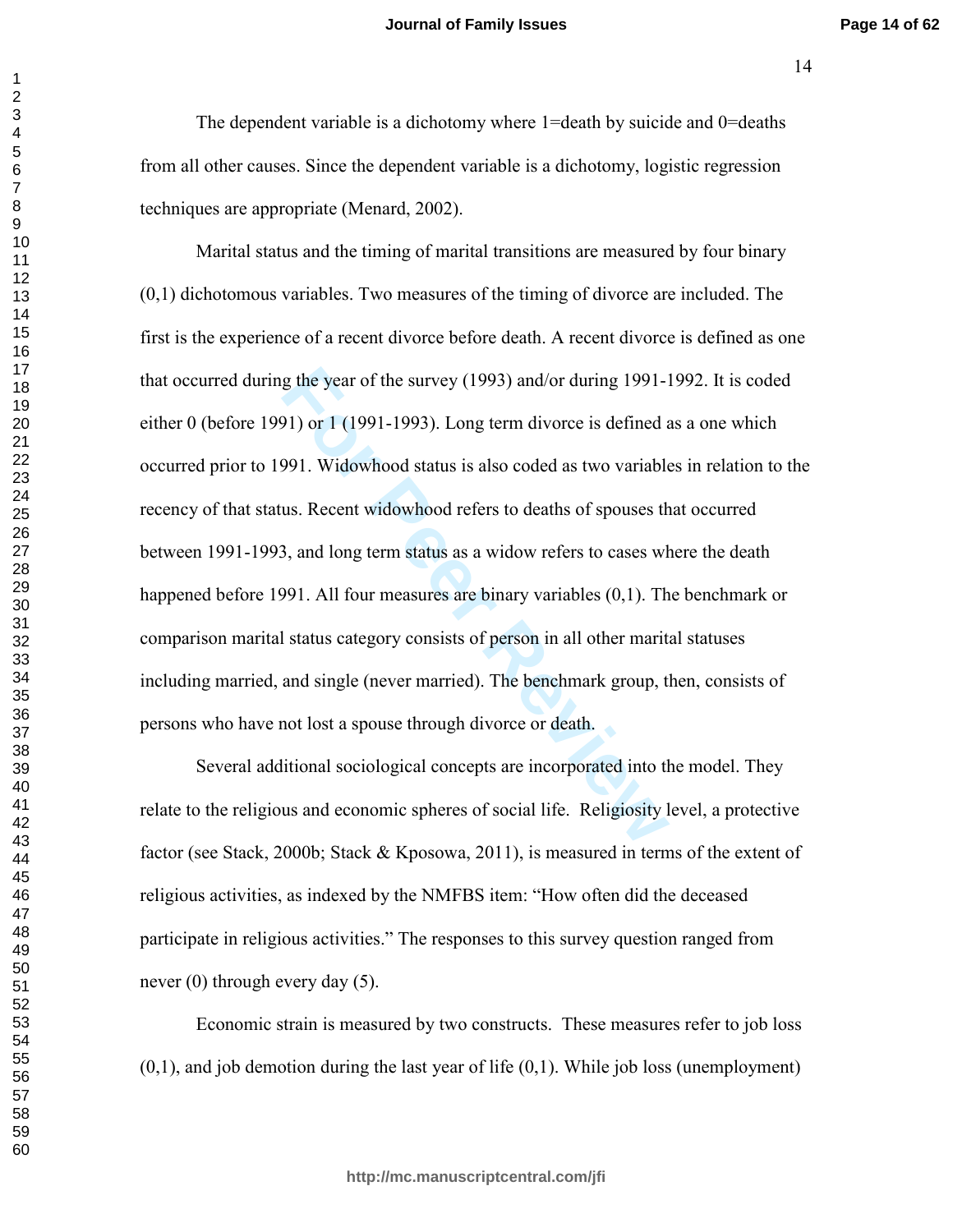The dependent variable is a dichotomy where 1=death by suicide and 0=deaths from all other causes. Since the dependent variable is a dichotomy, logistic regression techniques are appropriate (Menard, 2002).

Marital status and the timing of marital transitions are measured by four binary (0,1) dichotomous variables. Two measures of the timing of divorce are included. The first is the experience of a recent divorce before death. A recent divorce is defined as one that occurred during the year of the survey (1993) and/or during 1991-1992. It is coded either 0 (before 1991) or 1 (1991-1993). Long term divorce is defined as a one which occurred prior to 1991. Widowhood status is also coded as two variables in relation to the recency of that status. Recent widowhood refers to deaths of spouses that occurred between 1991-1993, and long term status as a widow refers to cases where the death happened before 1991. All four measures are binary variables (0,1). The benchmark or comparison marital status category consists of person in all other marital statuses including married, and single (never married). The benchmark group, then, consists of persons who have not lost a spouse through divorce or death.

Several additional sociological concepts are incorporated into the model. They relate to the religious and economic spheres of social life. Religiosity level, a protective factor (see Stack, 2000b; Stack & Kposowa, 2011), is measured in terms of the extent of religious activities, as indexed by the NMFBS item: "How often did the deceased participate in religious activities." The responses to this survey question ranged from never (0) through every day (5).

Economic strain is measured by two constructs. These measures refer to job loss (0,1), and job demotion during the last year of life (0,1). While job loss (unemployment)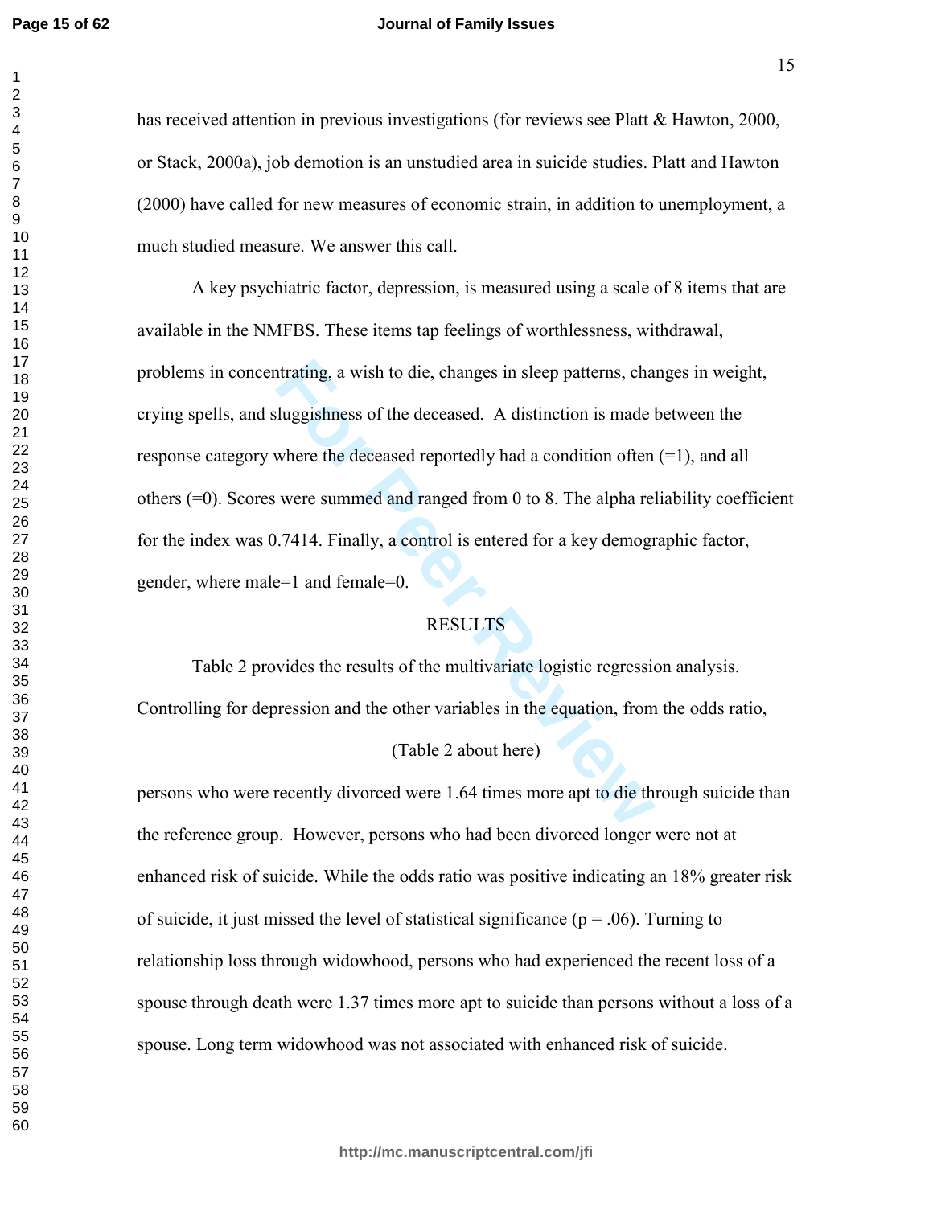has received attention in previous investigations (for reviews see Platt & Hawton, 2000, or Stack, 2000a), job demotion is an unstudied area in suicide studies. Platt and Hawton (2000) have called for new measures of economic strain, in addition to unemployment, a much studied measure. We answer this call.

A key psychiatric factor, depression, is measured using a scale of 8 items that are available in the NMFBS. These items tap feelings of worthlessness, withdrawal, problems in concentrating, a wish to die, changes in sleep patterns, changes in weight, crying spells, and sluggishness of the deceased. A distinction is made between the response category where the deceased reportedly had a condition often (=1), and all others (=0). Scores were summed and ranged from 0 to 8. The alpha reliability coefficient for the index was 0.7414. Finally, a control is entered for a key demographic factor, gender, where male=1 and female=0.

## RESULTS

Table 2 provides the results of the multivariate logistic regression analysis. Controlling for depression and the other variables in the equation, from the odds ratio,

(Table 2 about here)

persons who were recently divorced were 1.64 times more apt to die through suicide than the reference group. However, persons who had been divorced longer were not at enhanced risk of suicide. While the odds ratio was positive indicating an 18% greater risk of suicide, it just missed the level of statistical significance ($p = .06$). Turning to relationship loss through widowhood, persons who had experienced the recent loss of a spouse through death were 1.37 times more apt to suicide than persons without a loss of a spouse. Long term widowhood was not associated with enhanced risk of suicide.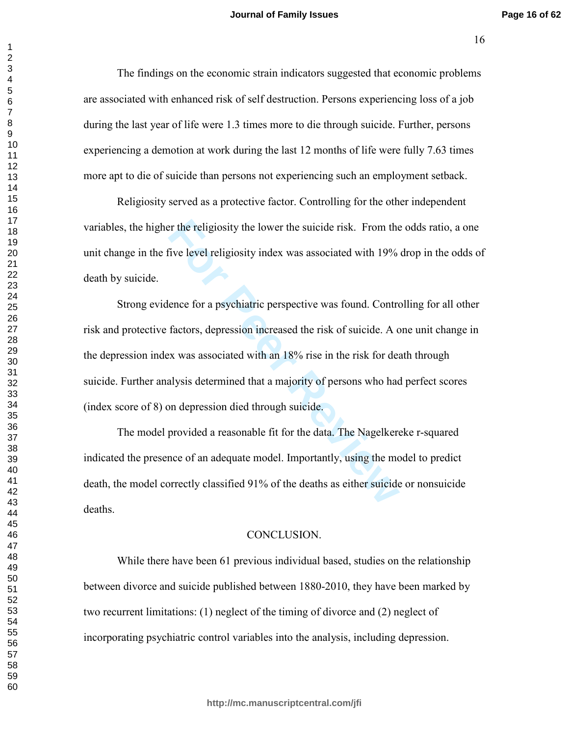The findings on the economic strain indicators suggested that economic problems are associated with enhanced risk of self destruction. Persons experiencing loss of a job during the last year of life were 1.3 times more to die through suicide. Further, persons experiencing a demotion at work during the last 12 months of life were fully 7.63 times more apt to die of suicide than persons not experiencing such an employment setback.

Religiosity served as a protective factor. Controlling for the other independent variables, the higher the religiosity the lower the suicide risk. From the odds ratio, a one unit change in the five level religiosity index was associated with 19% drop in the odds of death by suicide.

Strong evidence for a psychiatric perspective was found. Controlling for all other risk and protective factors, depression increased the risk of suicide. A one unit change in the depression index was associated with an 18% rise in the risk for death through suicide. Further analysis determined that a majority of persons who had perfect scores (index score of 8) on depression died through suicide.

The model provided a reasonable fit for the data. The Nagelkereke r-squared indicated the presence of an adequate model. Importantly, using the model to predict death, the model correctly classified 91% of the deaths as either suicide or nonsuicide deaths.

## CONCLUSION.

While there have been 61 previous individual based, studies on the relationship between divorce and suicide published between 1880-2010, they have been marked by two recurrent limitations: (1) neglect of the timing of divorce and (2) neglect of incorporating psychiatric control variables into the analysis, including depression.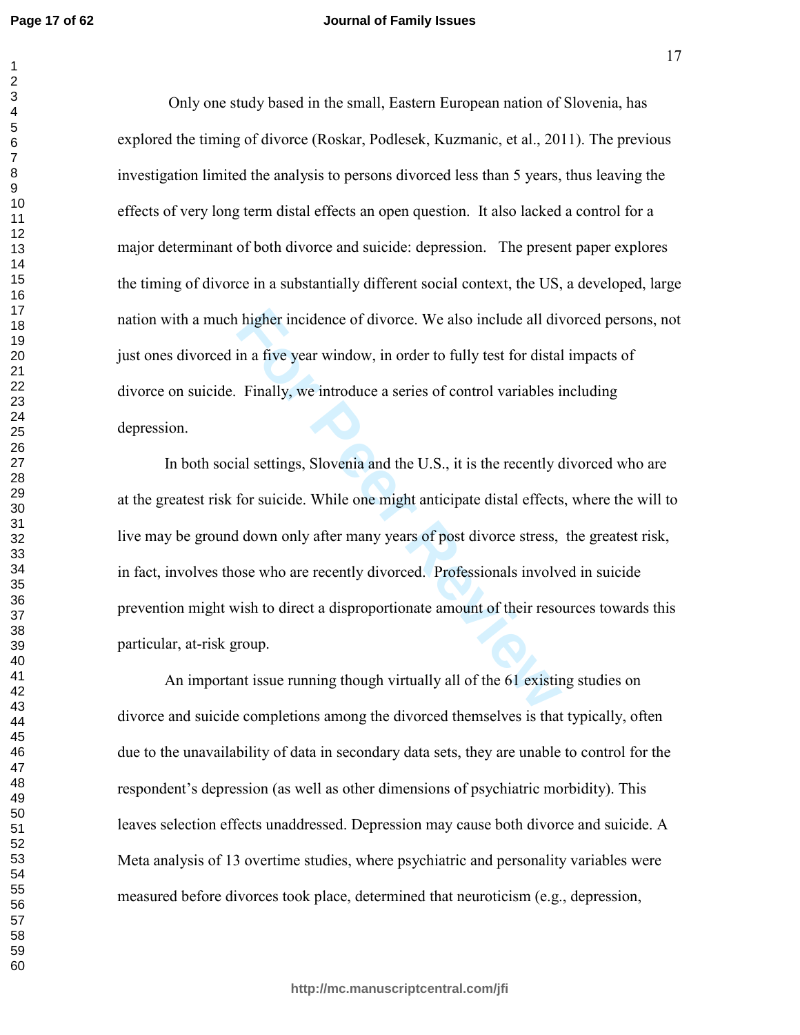Only one study based in the small, Eastern European nation of Slovenia, has explored the timing of divorce (Roskar, Podlesek, Kuzmanic, et al., 2011). The previous investigation limited the analysis to persons divorced less than 5 years, thus leaving the effects of very long term distal effects an open question. It also lacked a control for a major determinant of both divorce and suicide: depression. The present paper explores the timing of divorce in a substantially different social context, the US, a developed, large nation with a much higher incidence of divorce. We also include all divorced persons, not just ones divorced in a five year window, in order to fully test for distal impacts of divorce on suicide. Finally, we introduce a series of control variables including depression.

In both social settings, Slovenia and the U.S., it is the recently divorced who are at the greatest risk for suicide. While one might anticipate distal effects, where the will to live may be ground down only after many years of post divorce stress, the greatest risk, in fact, involves those who are recently divorced. Professionals involved in suicide prevention might wish to direct a disproportionate amount of their resources towards this particular, at-risk group.

An important issue running though virtually all of the 61 existing studies on divorce and suicide completions among the divorced themselves is that typically, often due to the unavailability of data in secondary data sets, they are unable to control for the respondent's depression (as well as other dimensions of psychiatric morbidity). This leaves selection effects unaddressed. Depression may cause both divorce and suicide. A Meta analysis of 13 overtime studies, where psychiatric and personality variables were measured before divorces took place, determined that neuroticism (e.g., depression,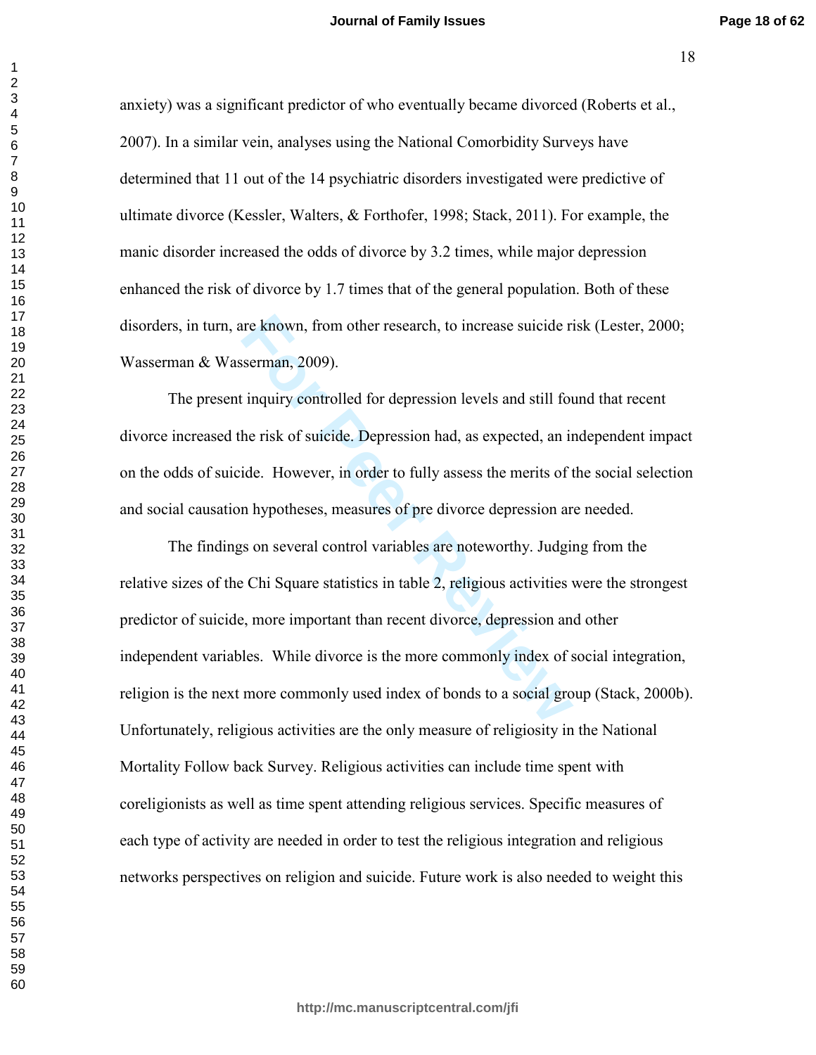anxiety) was a significant predictor of who eventually became divorced (Roberts et al., 2007). In a similar vein, analyses using the National Comorbidity Surveys have determined that 11 out of the 14 psychiatric disorders investigated were predictive of ultimate divorce (Kessler, Walters, & Forthofer, 1998; Stack, 2011). For example, the manic disorder increased the odds of divorce by 3.2 times, while major depression enhanced the risk of divorce by 1.7 times that of the general population. Both of these disorders, in turn, are known, from other research, to increase suicide risk (Lester, 2000; Wasserman & Wasserman, 2009).

The present inquiry controlled for depression levels and still found that recent divorce increased the risk of suicide. Depression had, as expected, an independent impact on the odds of suicide. However, in order to fully assess the merits of the social selection and social causation hypotheses, measures of pre divorce depression are needed.

The findings on several control variables are noteworthy. Judging from the relative sizes of the Chi Square statistics in table 2, religious activities were the strongest predictor of suicide, more important than recent divorce, depression and other independent variables. While divorce is the more commonly index of social integration, religion is the next more commonly used index of bonds to a social group (Stack, 2000b). Unfortunately, religious activities are the only measure of religiosity in the National Mortality Follow back Survey. Religious activities can include time spent with coreligionists as well as time spent attending religious services. Specific measures of each type of activity are needed in order to test the religious integration and religious networks perspectives on religion and suicide. Future work is also needed to weight this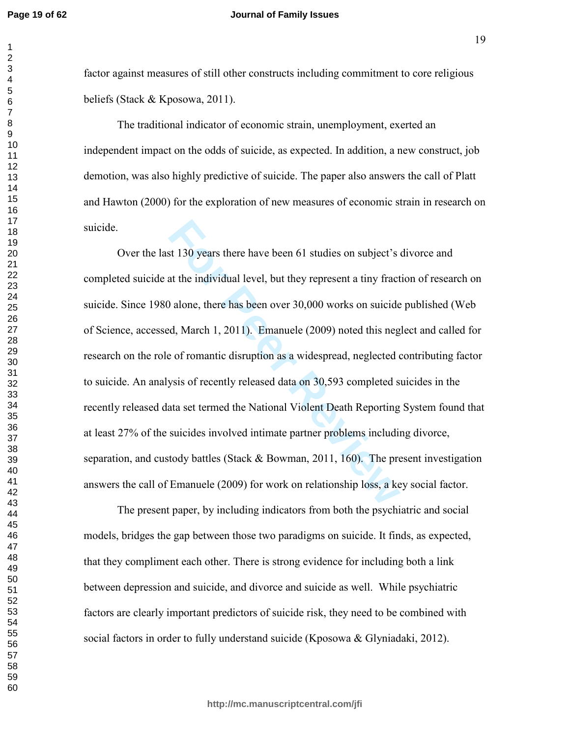factor against measures of still other constructs including commitment to core religious beliefs (Stack & Kposowa, 2011).

The traditional indicator of economic strain, unemployment, exerted an independent impact on the odds of suicide, as expected. In addition, a new construct, job demotion, was also highly predictive of suicide. The paper also answers the call of Platt and Hawton (2000) for the exploration of new measures of economic strain in research on suicide.

Over the last 130 years there have been 61 studies on subject's divorce and completed suicide at the individual level, but they represent a tiny fraction of research on suicide. Since 1980 alone, there has been over 30,000 works on suicide published (Web of Science, accessed, March 1, 2011). Emanuele (2009) noted this neglect and called for research on the role of romantic disruption as a widespread, neglected contributing factor to suicide. An analysis of recently released data on 30,593 completed suicides in the recently released data set termed the National Violent Death Reporting System found that at least 27% of the suicides involved intimate partner problems including divorce, separation, and custody battles (Stack & Bowman, 2011, 160). The present investigation answers the call of Emanuele (2009) for work on relationship loss, a key social factor.

The present paper, by including indicators from both the psychiatric and social models, bridges the gap between those two paradigms on suicide. It finds, as expected, that they compliment each other. There is strong evidence for including both a link between depression and suicide, and divorce and suicide as well. While psychiatric factors are clearly important predictors of suicide risk, they need to be combined with social factors in order to fully understand suicide (Kposowa & Glyniadaki, 2012).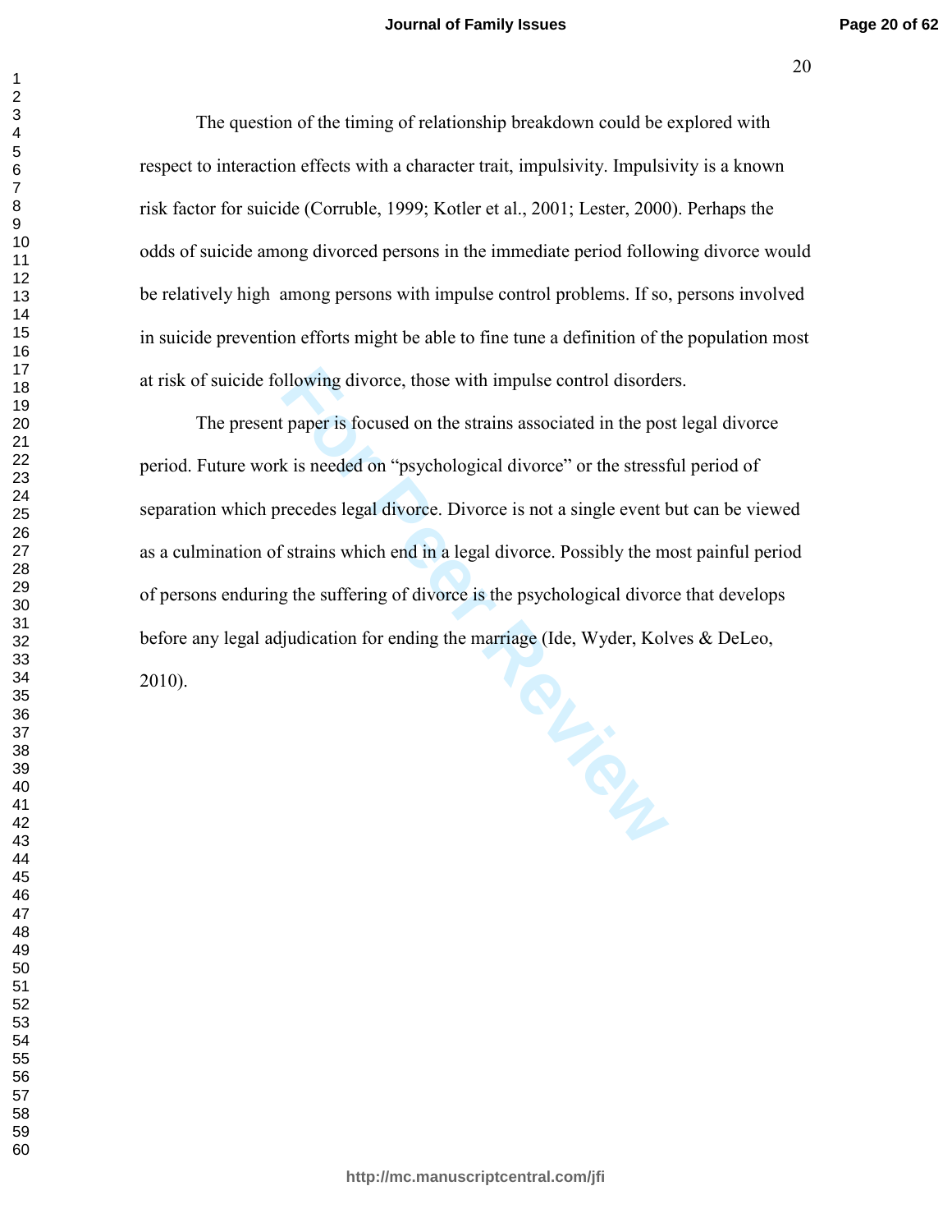The question of the timing of relationship breakdown could be explored with respect to interaction effects with a character trait, impulsivity. Impulsivity is a known risk factor for suicide (Corruble, 1999; Kotler et al., 2001; Lester, 2000). Perhaps the odds of suicide among divorced persons in the immediate period following divorce would be relatively high among persons with impulse control problems. If so, persons involved in suicide prevention efforts might be able to fine tune a definition of the population most at risk of suicide following divorce, those with impulse control disorders.

The present paper is focused on the strains associated in the post legal divorce period. Future work is needed on "psychological divorce" or the stressful period of separation which precedes legal divorce. Divorce is not a single event but can be viewed as a culmination of strains which end in a legal divorce. Possibly the most painful period of persons enduring the suffering of divorce is the psychological divorce that develops before any legal adjudication for ending the marriage (Ide, Wyder, Kolves & DeLeo, 2010).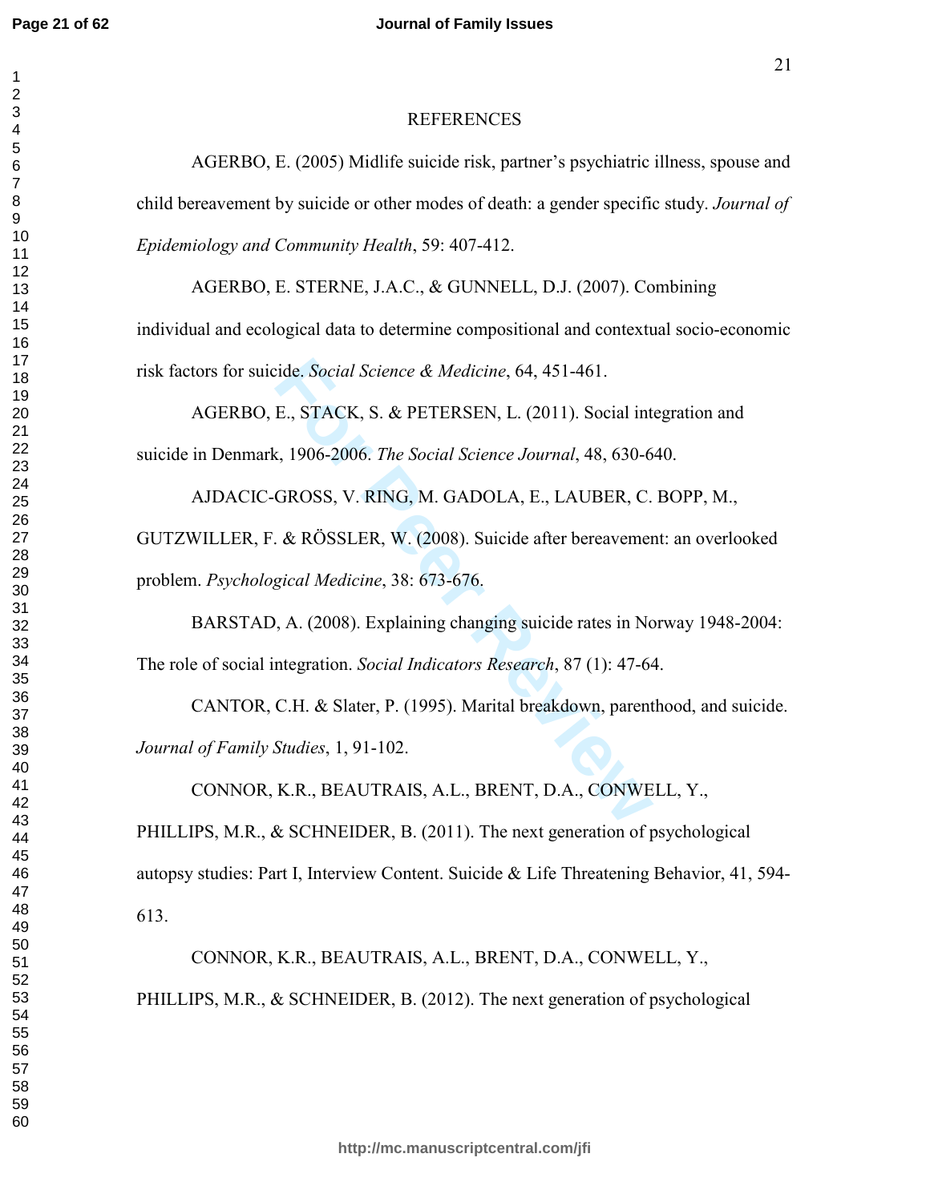REFERENCES

AGERBO, E. (2005) Midlife suicide risk, partner's psychiatric illness, spouse and child bereavement by suicide or other modes of death: a gender specific study. *Journal of Epidemiology and Community Health*, 59: 407-412.

AGERBO, E. STERNE, J.A.C., & GUNNELL, D.J. (2007). Combining individual and ecological data to determine compositional and contextual socio-economic risk factors for suicide. *Social Science & Medicine*, 64, 451-461.

AGERBO, E., STACK, S. & PETERSEN, L. (2011). Social integration and suicide in Denmark, 1906-2006. *The Social Science Journal*, 48, 630-640.

AJDACIC-GROSS, V. RING, M. GADOLA, E., LAUBER, C. BOPP, M., GUTZWILLER, F. & RÖSSLER, W. (2008). Suicide after bereavement: an overlooked problem. *Psychological Medicine*, 38: 673-676.

BARSTAD, A. (2008). Explaining changing suicide rates in Norway 1948-2004: The role of social integration. *Social Indicators Research*, 87 (1): 47-64.

CANTOR, C.H. & Slater, P. (1995). Marital breakdown, parenthood, and suicide. *Journal of Family Studies*, 1, 91-102.

CONNOR, K.R., BEAUTRAIS, A.L., BRENT, D.A., CONWELL, Y., PHILLIPS, M.R., & SCHNEIDER, B. (2011). The next generation of psychological autopsy studies: Part I, Interview Content. Suicide & Life Threatening Behavior, 41, 594-613.

CONNOR, K.R., BEAUTRAIS, A.L., BRENT, D.A., CONWELL, Y., PHILLIPS, M.R., & SCHNEIDER, B. (2012). The next generation of psychological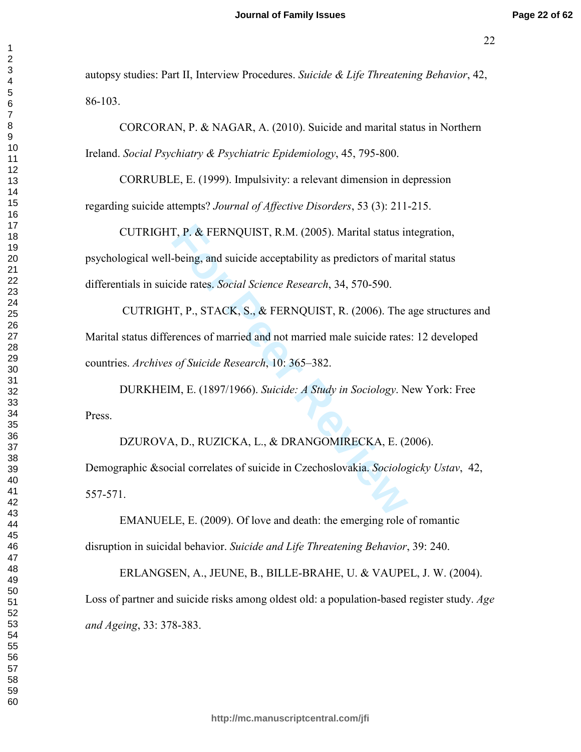autopsy studies: Part II, Interview Procedures. *Suicide & Life Threatening Behavior*, 42, 86-103.

CORCORAN, P. & NAGAR, A. (2010). Suicide and marital status in Northern Ireland. *Social Psychiatry & Psychiatric Epidemiology*, 45, 795-800.

CORRUBLE, E. (1999). Impulsivity: a relevant dimension in depression regarding suicide attempts? *Journal of Affective Disorders*, 53 (3): 211-215.

CUTRIGHT, P. & FERNQUIST, R.M. (2005). Marital status integration, psychological well-being, and suicide acceptability as predictors of marital status differentials in suicide rates. *Social Science Research*, 34, 570-590.

CUTRIGHT, P., STACK, S., & FERNQUIST, R. (2006). The age structures and Marital status differences of married and not married male suicide rates: 12 developed countries. *Archives of Suicide Research*, 10: 365–382.

DURKHEIM, E. (1897/1966). *Suicide: A Study in Sociology*. New York: Free Press.

DZUROVA, D., RUZICKA, L., & DRANGOMIRECKA, E. (2006). Demographic &social correlates of suicide in Czechoslovakia. *Sociologicky Ustav*, 42, 557-571.

EMANUELE, E. (2009). Of love and death: the emerging role of romantic disruption in suicidal behavior. *Suicide and Life Threatening Behavior*, 39: 240.

ERLANGSEN, A., JEUNE, B., BILLE-BRAHE, U. & VAUPEL, J. W. (2004). Loss of partner and suicide risks among oldest old: a population-based register study. *Age and Ageing*, 33: 378-383.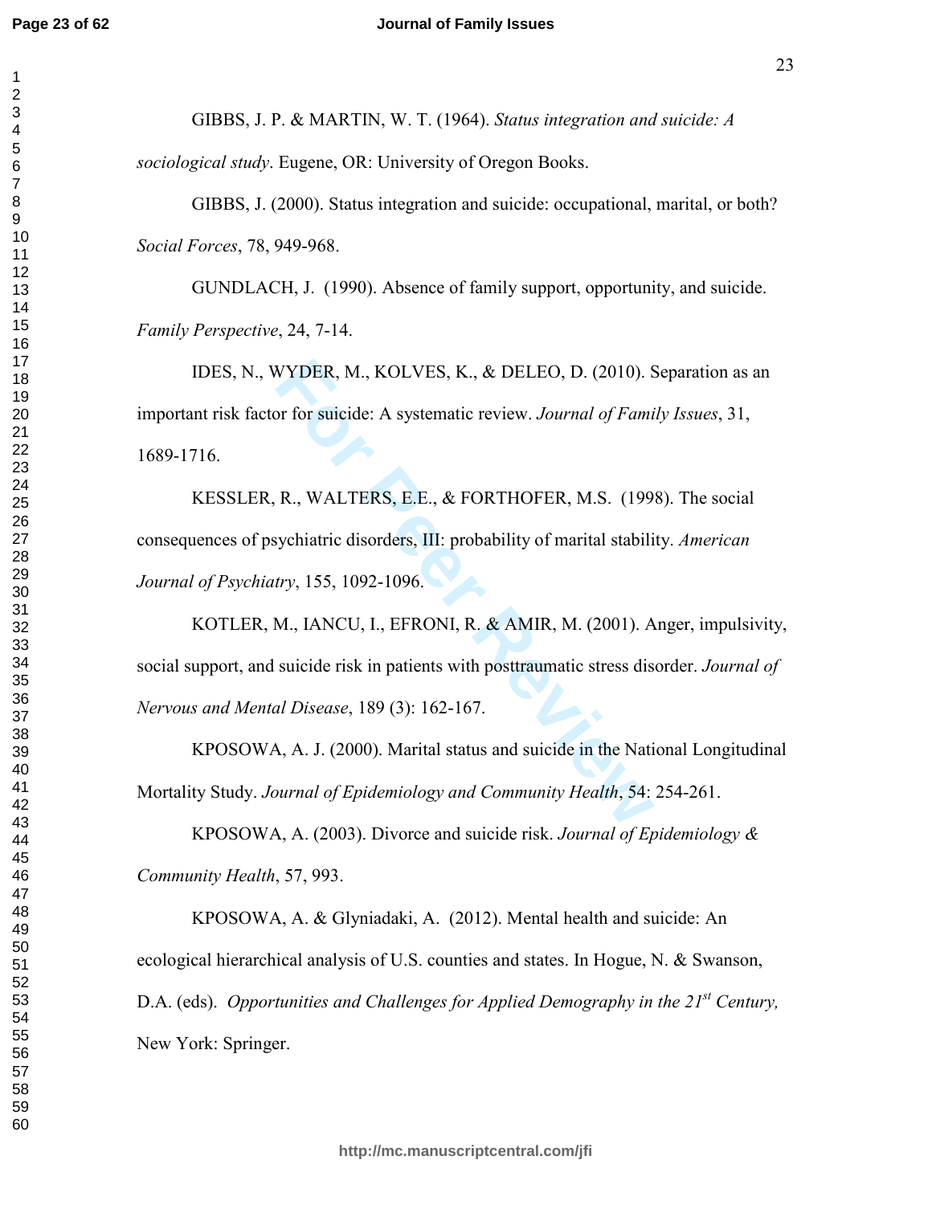GIBBS, J. P. & MARTIN, W. T. (1964). *Status integration and suicide: A sociological study*. Eugene, OR: University of Oregon Books.

GIBBS, J. (2000). Status integration and suicide: occupational, marital, or both? *Social Forces*, 78, 949-968.

GUNDLACH, J. (1990). Absence of family support, opportunity, and suicide. *Family Perspective*, 24, 7-14.

IDES, N., WYDER, M., KOLVES, K., & DELEO, D. (2010). Separation as an important risk factor for suicide: A systematic review. *Journal of Family Issues*, 31, 1689-1716.

KESSLER, R., WALTERS, E.E., & FORTHOFER, M.S. (1998). The social consequences of psychiatric disorders, III: probability of marital stability. *American Journal of Psychiatry*, 155, 1092-1096.

KOTLER, M., IANCU, I., EFRONI, R. & AMIR, M. (2001). Anger, impulsivity, social support, and suicide risk in patients with posttraumatic stress disorder. *Journal of Nervous and Mental Disease*, 189 (3): 162-167.

KPOSOWA, A. J. (2000). Marital status and suicide in the National Longitudinal Mortality Study. *Journal of Epidemiology and Community Health*, 54: 254-261.

KPOSOWA, A. (2003). Divorce and suicide risk. *Journal of Epidemiology & Community Health*, 57, 993.

KPOSOWA, A. & Glyniadaki, A. (2012). Mental health and suicide: An ecological hierarchical analysis of U.S. counties and states. In Hogue, N. & Swanson, D.A. (eds). *Opportunities and Challenges for Applied Demography in the 21st Century,* New York: Springer.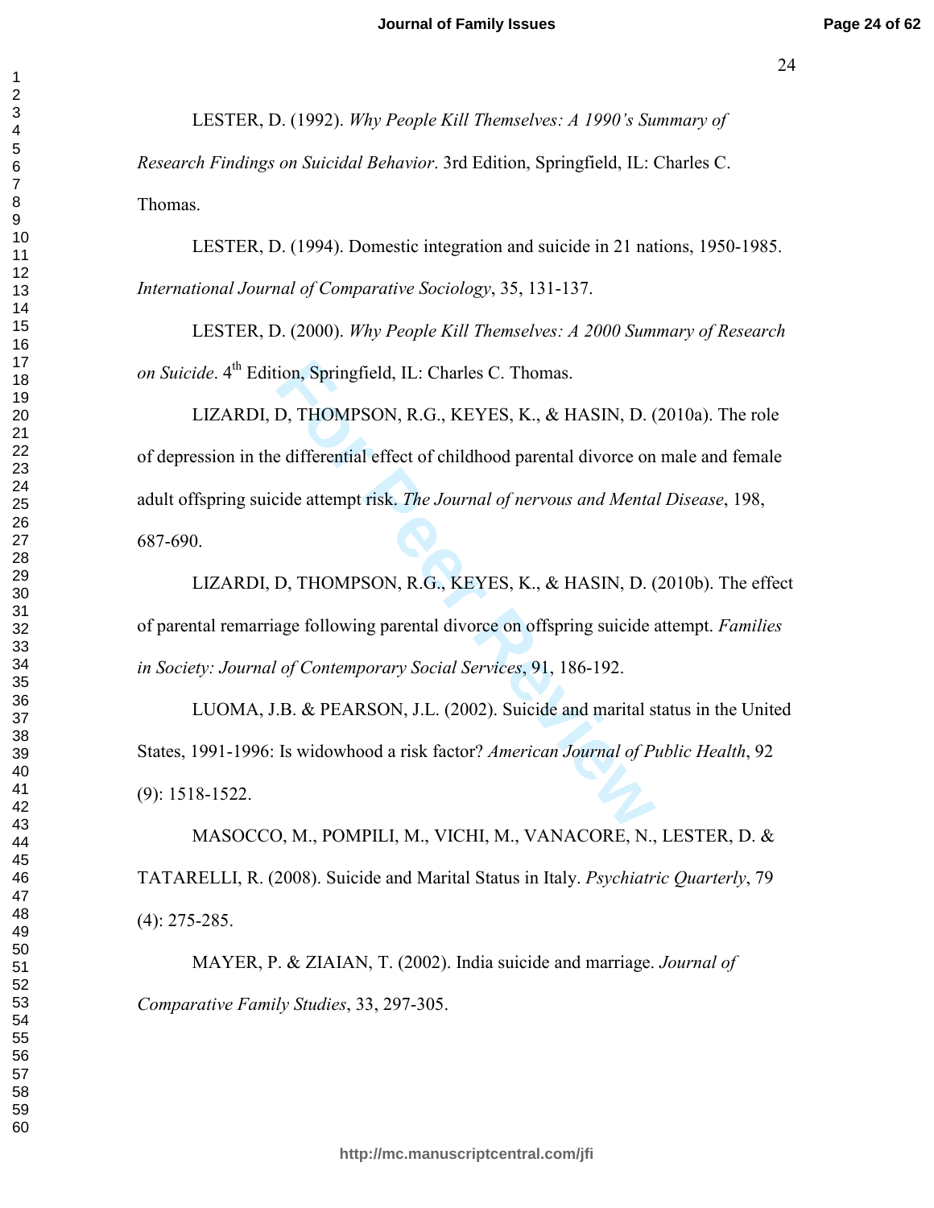LESTER, D. (1992). *Why People Kill Themselves: A 1990's Summary of Research Findings on Suicidal Behavior*. 3rd Edition, Springfield, IL: Charles C. Thomas.

LESTER, D. (1994). Domestic integration and suicide in 21 nations, 1950-1985. *International Journal of Comparative Sociology*, 35, 131-137.

LESTER, D. (2000). *Why People Kill Themselves: A 2000 Summary of Research on Suicide*. 4th Edition, Springfield, IL: Charles C. Thomas.

LIZARDI, D, THOMPSON, R.G., KEYES, K., & HASIN, D. (2010a). The role of depression in the differential effect of childhood parental divorce on male and female adult offspring suicide attempt risk. *The Journal of nervous and Mental Disease*, 198, 687-690.

LIZARDI, D, THOMPSON, R.G., KEYES, K., & HASIN, D. (2010b). The effect of parental remarriage following parental divorce on offspring suicide attempt. *Families in Society: Journal of Contemporary Social Services*, 91, 186-192.

LUOMA, J.B. & PEARSON, J.L. (2002). Suicide and marital status in the United States, 1991-1996: Is widowhood a risk factor? *American Journal of Public Health*, 92 (9): 1518-1522.

MASOCCO, M., POMPILI, M., VICHI, M., VANACORE, N., LESTER, D. & TATARELLI, R. (2008). Suicide and Marital Status in Italy. *Psychiatric Quarterly*, 79 (4): 275-285.

MAYER, P. & ZIAIAN, T. (2002). India suicide and marriage. *Journal of Comparative Family Studies*, 33, 297-305.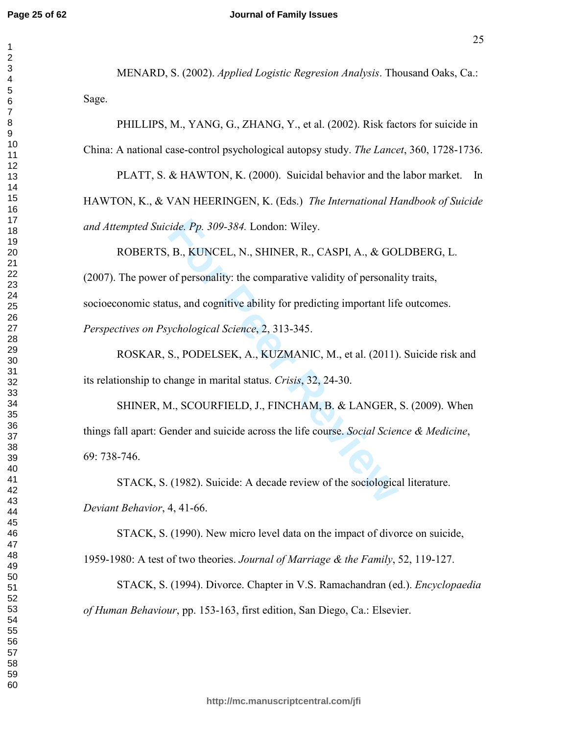MENARD, S. (2002). *Applied Logistic Regresion Analysis*. Thousand Oaks, Ca.: Sage.

PHILLIPS, M., YANG, G., ZHANG, Y., et al. (2002). Risk factors for suicide in China: A national case-control psychological autopsy study. *The Lancet*, 360, 1728-1736.

PLATT, S. & HAWTON, K. (2000). Suicidal behavior and the labor market. In HAWTON, K., & VAN HEERINGEN, K. (Eds.) *The International Handbook of Suicide and Attempted Suicide. Pp. 309-384.* London: Wiley.

ROBERTS, B., KUNCEL, N., SHINER, R., CASPI, A., & GOLDBERG, L. (2007). The power of personality: the comparative validity of personality traits, socioeconomic status, and cognitive ability for predicting important life outcomes. *Perspectives on Psychological Science*, 2, 313-345.

ROSKAR, S., PODELSEK, A., KUZMANIC, M., et al. (2011). Suicide risk and its relationship to change in marital status. *Crisis*, 32, 24-30.

SHINER, M., SCOURFIELD, J., FINCHAM, B. & LANGER, S. (2009). When things fall apart: Gender and suicide across the life course. *Social Science & Medicine*, 69: 738-746.

STACK, S. (1982). Suicide: A decade review of the sociological literature. *Deviant Behavior*, 4, 41-66.

STACK, S. (1990). New micro level data on the impact of divorce on suicide, 1959-1980: A test of two theories. *Journal of Marriage & the Family*, 52, 119-127.

STACK, S. (1994). Divorce. Chapter in V.S. Ramachandran (ed.). *Encyclopaedia of Human Behaviour*, pp. 153-163, first edition, San Diego, Ca.: Elsevier.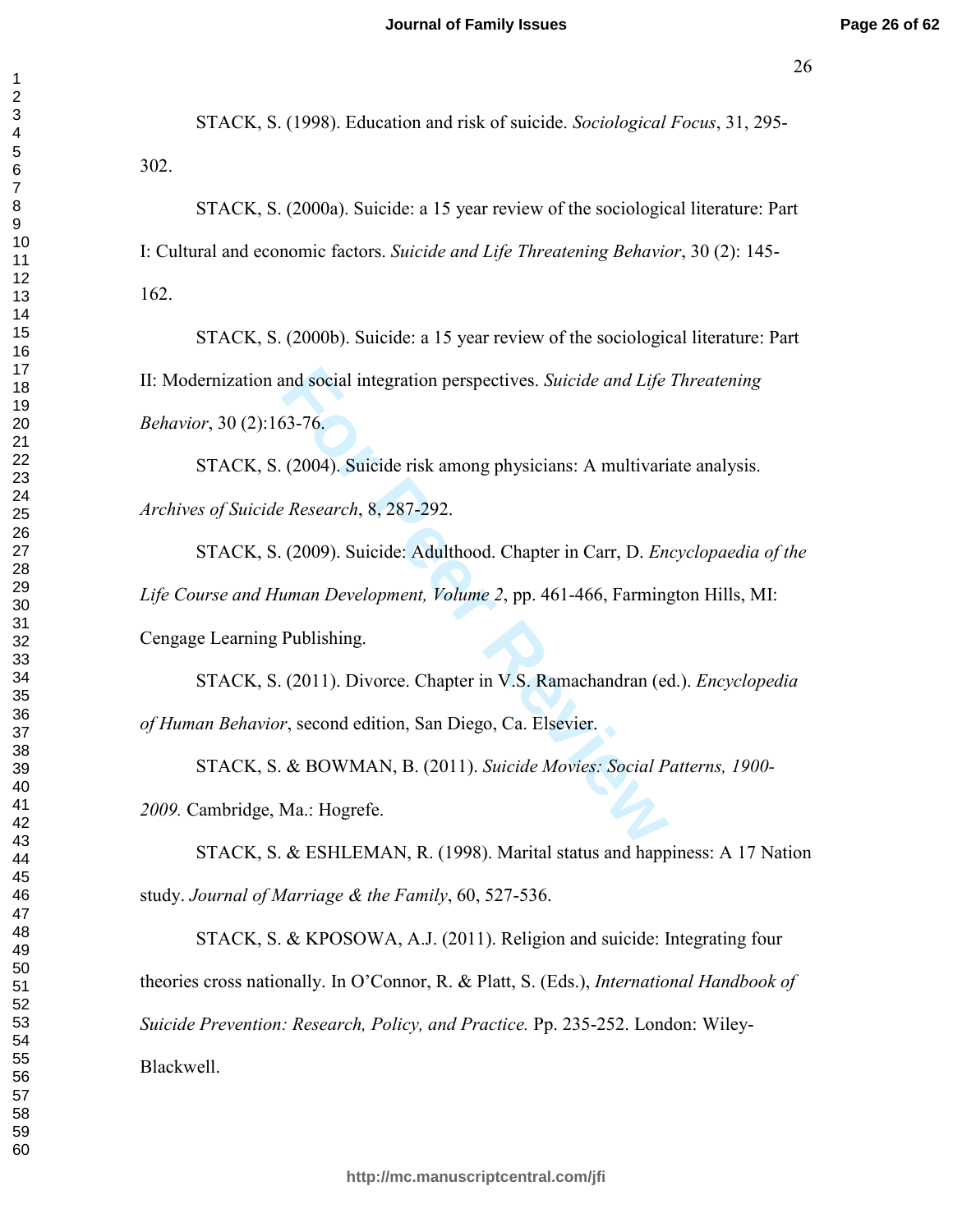STACK, S. (1998). Education and risk of suicide. *Sociological Focus*, 31, 295-302.

STACK, S. (2000a). Suicide: a 15 year review of the sociological literature: Part I: Cultural and economic factors. *Suicide and Life Threatening Behavior*, 30 (2): 145-162.

STACK, S. (2000b). Suicide: a 15 year review of the sociological literature: Part II: Modernization and social integration perspectives. *Suicide and Life Threatening Behavior*, 30 (2):163-76.

STACK, S. (2004). Suicide risk among physicians: A multivariate analysis. *Archives of Suicide Research*, 8, 287-292.

STACK, S. (2009). Suicide: Adulthood. Chapter in Carr, D. *Encyclopaedia of the Life Course and Human Development, Volume 2*, pp. 461-466, Farmington Hills, MI: Cengage Learning Publishing.

STACK, S. (2011). Divorce. Chapter in V.S. Ramachandran (ed.). *Encyclopedia of Human Behavior*, second edition, San Diego, Ca. Elsevier.

STACK, S. & BOWMAN, B. (2011). *Suicide Movies: Social Patterns, 1900-2009.* Cambridge, Ma.: Hogrefe.

STACK, S. & ESHLEMAN, R. (1998). Marital status and happiness: A 17 Nation study. *Journal of Marriage & the Family*, 60, 527-536.

STACK, S. & KPOSOWA, A.J. (2011). Religion and suicide: Integrating four theories cross nationally. In O'Connor, R. & Platt, S. (Eds.), *International Handbook of Suicide Prevention: Research, Policy, and Practice.* Pp. 235-252. London: Wiley-Blackwell.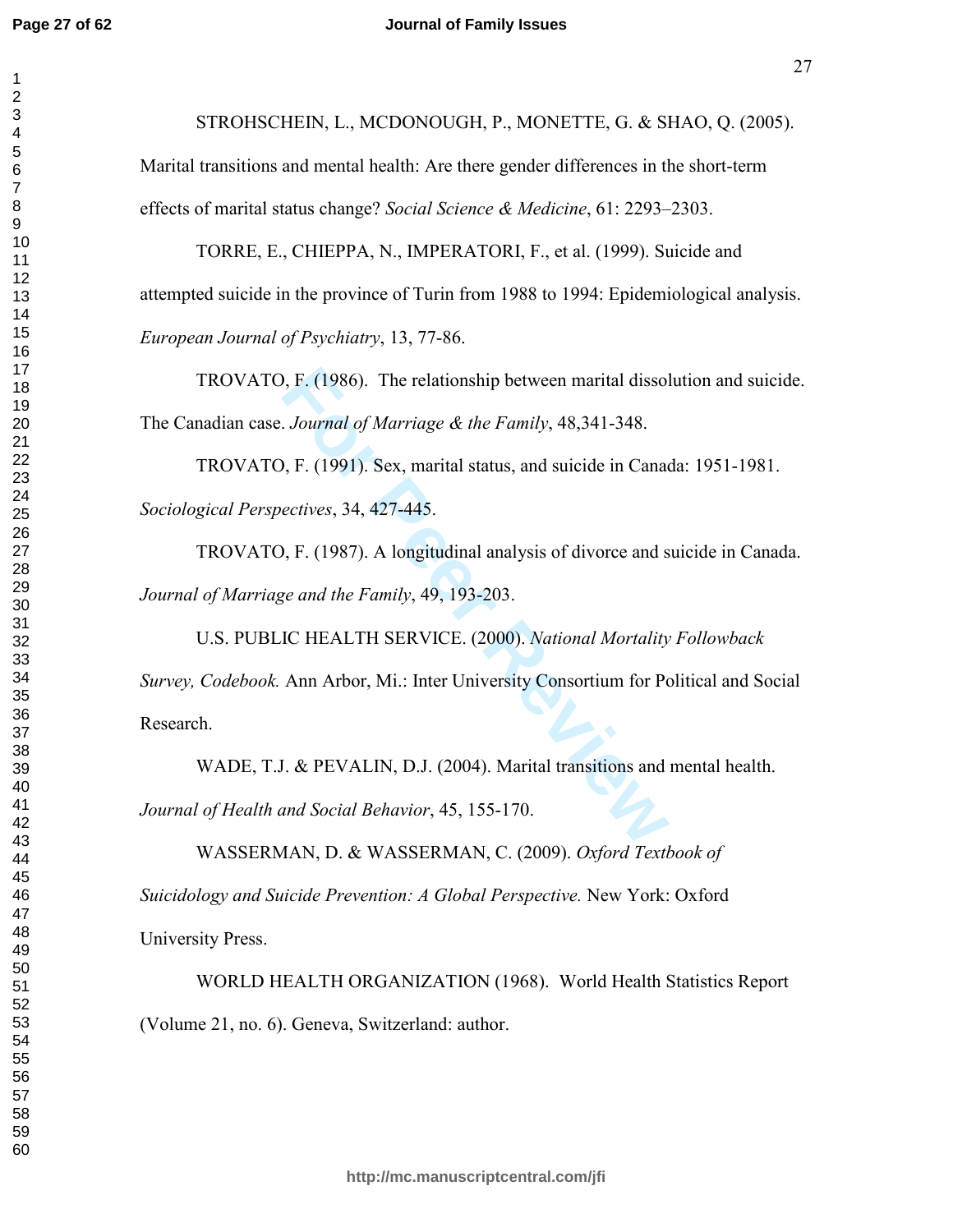STROHSCHEIN, L., MCDONOUGH, P., MONETTE, G. & SHAO, Q. (2005). Marital transitions and mental health: Are there gender differences in the short-term effects of marital status change? *Social Science & Medicine*, 61: 2293–2303.

TORRE, E., CHIEPPA, N., IMPERATORI, F., et al. (1999). Suicide and attempted suicide in the province of Turin from 1988 to 1994: Epidemiological analysis. *European Journal of Psychiatry*, 13, 77-86.

TROVATO, F. (1986). The relationship between marital dissolution and suicide. The Canadian case. *Journal of Marriage & the Family*, 48,341-348.

TROVATO, F. (1991). Sex, marital status, and suicide in Canada: 1951-1981. *Sociological Perspectives*, 34, 427-445.

TROVATO, F. (1987). A longitudinal analysis of divorce and suicide in Canada. *Journal of Marriage and the Family*, 49, 193-203.

U.S. PUBLIC HEALTH SERVICE. (2000). *National Mortality Followback Survey, Codebook.* Ann Arbor, Mi.: Inter University Consortium for Political and Social Research.

WADE, T.J. & PEVALIN, D.J. (2004). Marital transitions and mental health. *Journal of Health and Social Behavior*, 45, 155-170.

WASSERMAN, D. & WASSERMAN, C. (2009). *Oxford Textbook of Suicidology and Suicide Prevention: A Global Perspective.* New York: Oxford University Press.

WORLD HEALTH ORGANIZATION (1968). World Health Statistics Report (Volume 21, no. 6). Geneva, Switzerland: author.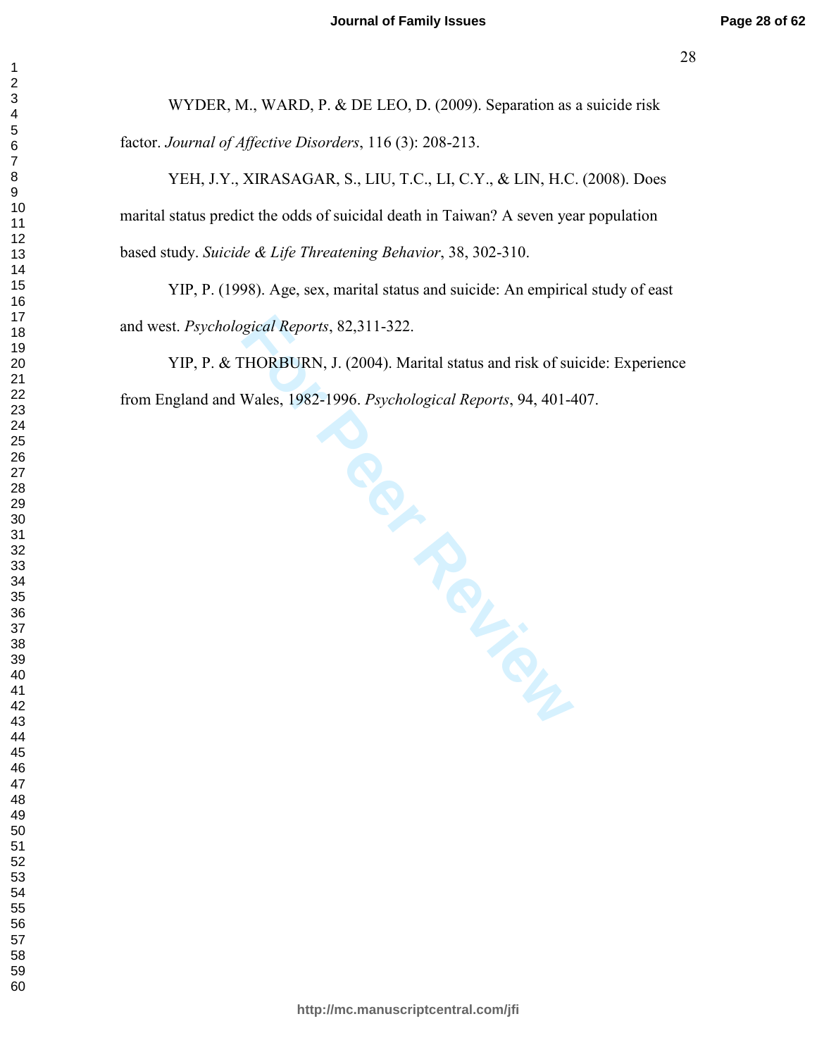WYDER, M., WARD, P. & DE LEO, D. (2009). Separation as a suicide risk factor. *Journal of Affective Disorders*, 116 (3): 208-213.

YEH, J.Y., XIRASAGAR, S., LIU, T.C., LI, C.Y., & LIN, H.C. (2008). Does marital status predict the odds of suicidal death in Taiwan? A seven year population based study. *Suicide & Life Threatening Behavior*, 38, 302-310.

YIP, P. (1998). Age, sex, marital status and suicide: An empirical study of east and west. *Psychological Reports*, 82,311-322.

YIP, P. & THORBURN, J. (2004). Marital status and risk of suicide: Experience from England and Wales, 1982-1996. *Psychological Reports*, 94, 401-407.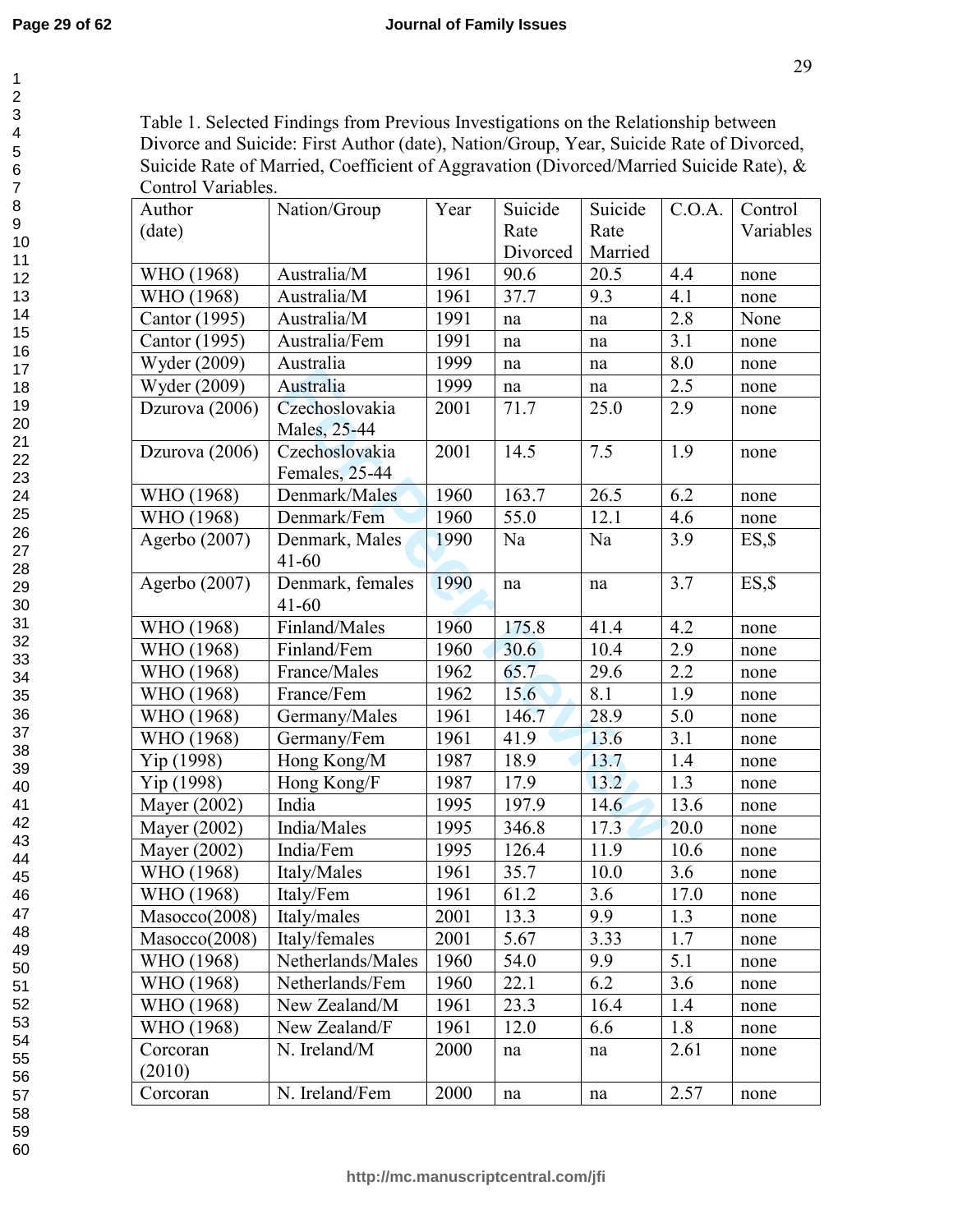Table 1. Selected Findings from Previous Investigations on the Relationship between Divorce and Suicide: First Author (date), Nation/Group, Year, Suicide Rate of Divorced, Suicide Rate of Married, Coefficient of Aggravation (Divorced/Married Suicide Rate), & Control Variables.

| Author (date) | Nation/Group | Year | Suicide Rate Divorced | Suicide Rate Married | C.O.A. | Control Variables |
|---|---|---|---|---|---|---|
| WHO (1968) | Australia/M | 1961 | 90.6 | 20.5 | 4.4 | none |
| WHO (1968) | Australia/M | 1961 | 37.7 | 9.3 | 4.1 | none |
| Cantor (1995) | Australia/M | 1991 | na | na | 2.8 | None |
| Cantor (1995) | Australia/Fem | 1991 | na | na | 3.1 | none |
| Wyder (2009) | Australia | 1999 | na | na | 8.0 | none |
| Wyder (2009) | Australia | 1999 | na | na | 2.5 | none |
| Dzurova (2006) | Czechoslovakia Males, 25-44 | 2001 | 71.7 | 25.0 | 2.9 | none |
| Dzurova (2006) | Czechoslovakia Females, 25-44 | 2001 | 14.5 | 7.5 | 1.9 | none |
| WHO (1968) | Denmark/Males | 1960 | 163.7 | 26.5 | 6.2 | none |
| WHO (1968) | Denmark/Fem | 1960 | 55.0 | 12.1 | 4.6 | none |
| Agerbo (2007) | Denmark, Males 41-60 | 1990 | Na | Na | 3.9 | ES,$ |
| Agerbo (2007) | Denmark, females 41-60 | 1990 | na | na | 3.7 | ES,$ |
| WHO (1968) | Finland/Males | 1960 | 175.8 | 41.4 | 4.2 | none |
| WHO (1968) | Finland/Fem | 1960 | 30.6 | 10.4 | 2.9 | none |
| WHO (1968) | France/Males | 1962 | 65.7 | 29.6 | 2.2 | none |
| WHO (1968) | France/Fem | 1962 | 15.6 | 8.1 | 1.9 | none |
| WHO (1968) | Germany/Males | 1961 | 146.7 | 28.9 | 5.0 | none |
| WHO (1968) | Germany/Fem | 1961 | 41.9 | 13.6 | 3.1 | none |
| Yip (1998) | Hong Kong/M | 1987 | 18.9 | 13.7 | 1.4 | none |
| Yip (1998) | Hong Kong/F | 1987 | 17.9 | 13.2 | 1.3 | none |
| Mayer (2002) | India | 1995 | 197.9 | 14.6 | 13.6 | none |
| Mayer (2002) | India/Males | 1995 | 346.8 | 17.3 | 20.0 | none |
| Mayer (2002) | India/Fem | 1995 | 126.4 | 11.9 | 10.6 | none |
| WHO (1968) | Italy/Males | 1961 | 35.7 | 10.0 | 3.6 | none |
| WHO (1968) | Italy/Fem | 1961 | 61.2 | 3.6 | 17.0 | none |
| Masocco(2008) | Italy/males | 2001 | 13.3 | 9.9 | 1.3 | none |
| Masocco(2008) | Italy/females | 2001 | 5.67 | 3.33 | 1.7 | none |
| WHO (1968) | Netherlands/Males | 1960 | 54.0 | 9.9 | 5.1 | none |
| WHO (1968) | Netherlands/Fem | 1960 | 22.1 | 6.2 | 3.6 | none |
| WHO (1968) | New Zealand/M | 1961 | 23.3 | 16.4 | 1.4 | none |
| WHO (1968) | New Zealand/F | 1961 | 12.0 | 6.6 | 1.8 | none |
| Corcoran (2010) | N. Ireland/M | 2000 | na | na | 2.61 | none |
| Corcoran | N. Ireland/Fem | 2000 | na | na | 2.57 | none |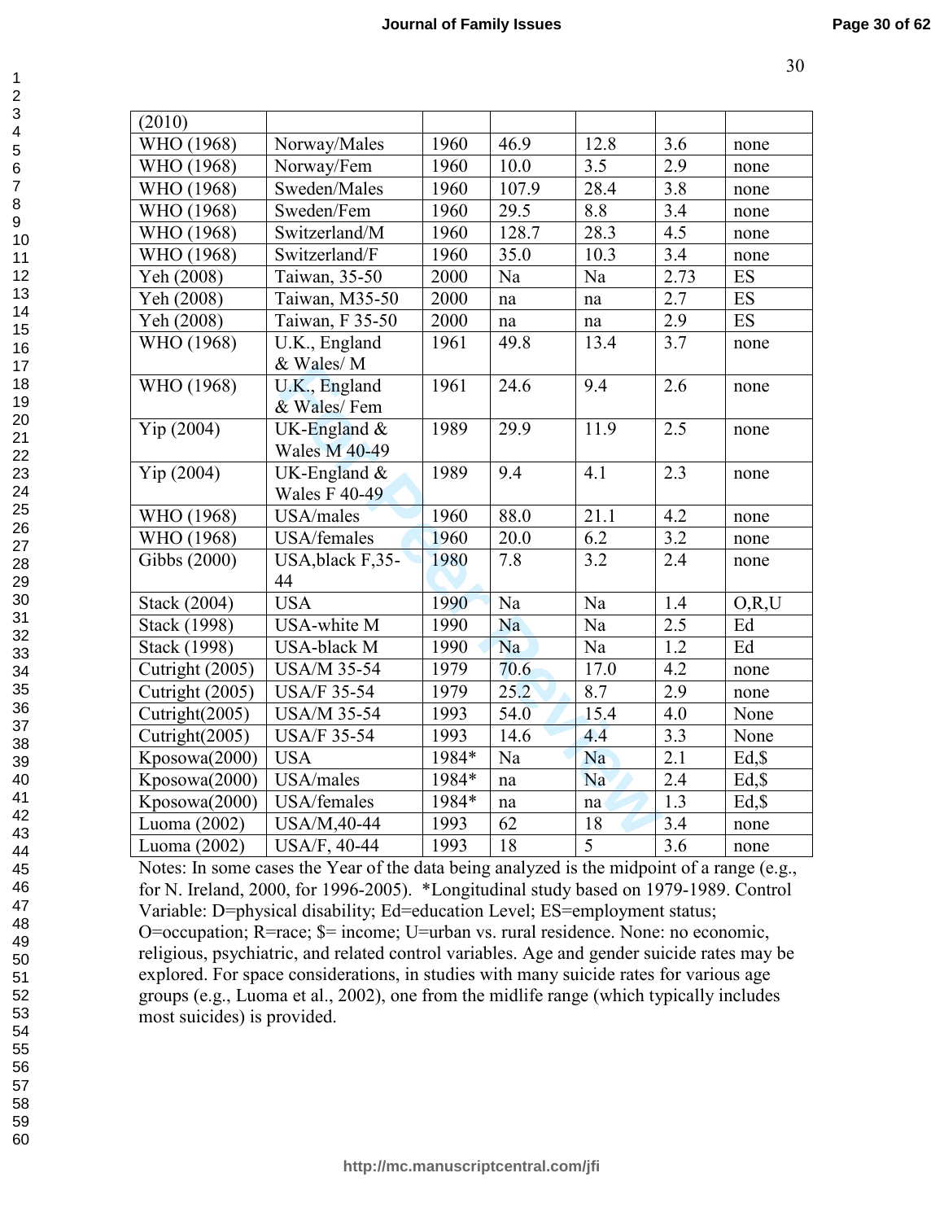| | | | | | | |
|---|---|---|---|---|---|---|
| (2010) | | | | | | |
| WHO (1968) | Norway/Males | 1960 | 46.9 | 12.8 | 3.6 | none |
| WHO (1968) | Norway/Fem | 1960 | 10.0 | 3.5 | 2.9 | none |
| WHO (1968) | Sweden/Males | 1960 | 107.9 | 28.4 | 3.8 | none |
| WHO (1968) | Sweden/Fem | 1960 | 29.5 | 8.8 | 3.4 | none |
| WHO (1968) | Switzerland/M | 1960 | 128.7 | 28.3 | 4.5 | none |
| WHO (1968) | Switzerland/F | 1960 | 35.0 | 10.3 | 3.4 | none |
| Yeh (2008) | Taiwan, 35-50 | 2000 | Na | Na | 2.73 | ES |
| Yeh (2008) | Taiwan, M35-50 | 2000 | na | na | 2.7 | ES |
| Yeh (2008) | Taiwan, F 35-50 | 2000 | na | na | 2.9 | ES |
| WHO (1968) | U.K., England & Wales/ M | 1961 | 49.8 | 13.4 | 3.7 | none |
| WHO (1968) | U.K., England & Wales/ Fem | 1961 | 24.6 | 9.4 | 2.6 | none |
| Yip (2004) | UK-England & Wales M 40-49 | 1989 | 29.9 | 11.9 | 2.5 | none |
| Yip (2004) | UK-England & Wales F 40-49 | 1989 | 9.4 | 4.1 | 2.3 | none |
| WHO (1968) | USA/males | 1960 | 88.0 | 21.1 | 4.2 | none |
| WHO (1968) | USA/females | 1960 | 20.0 | 6.2 | 3.2 | none |
| Gibbs (2000) | USA,black F,35-44 | 1980 | 7.8 | 3.2 | 2.4 | none |
| Stack (2004) | USA | 1990 | Na | Na | 1.4 | O,R,U |
| Stack (1998) | USA-white M | 1990 | Na | Na | 2.5 | Ed |
| Stack (1998) | USA-black M | 1990 | Na | Na | 1.2 | Ed |
| Cutright (2005) | USA/M 35-54 | 1979 | 70.6 | 17.0 | 4.2 | none |
| Cutright (2005) | USA/F 35-54 | 1979 | 25.2 | 8.7 | 2.9 | none |
| Cutright(2005) | USA/M 35-54 | 1993 | 54.0 | 15.4 | 4.0 | None |
| Cutright(2005) | USA/F 35-54 | 1993 | 14.6 | 4.4 | 3.3 | None |
| Kposowa(2000) | USA | 1984* | Na | Na | 2.1 | Ed,$ |
| Kposowa(2000) | USA/males | 1984* | na | Na | 2.4 | Ed,$ |
| Kposowa(2000) | USA/females | 1984* | na | na | 1.3 | Ed,$ |
| Luoma (2002) | USA/M,40-44 | 1993 | 62 | 18 | 3.4 | none |
| Luoma (2002) | USA/F, 40-44 | 1993 | 18 | 5 | 3.6 | none |

Notes: In some cases the Year of the data being analyzed is the midpoint of a range (e.g., for N. Ireland, 2000, for 1996-2005). *Longitudinal study based on 1979-1989. Control Variable: D=physical disability; Ed=education Level; ES=employment status; O=occupation; R=race; $= income; U=urban vs. rural residence. None: no economic, religious, psychiatric, and related control variables. Age and gender suicide rates may be explored. For space considerations, in studies with many suicide rates for various age groups (e.g., Luoma et al., 2002), one from the midlife range (which typically includes most suicides) is provided.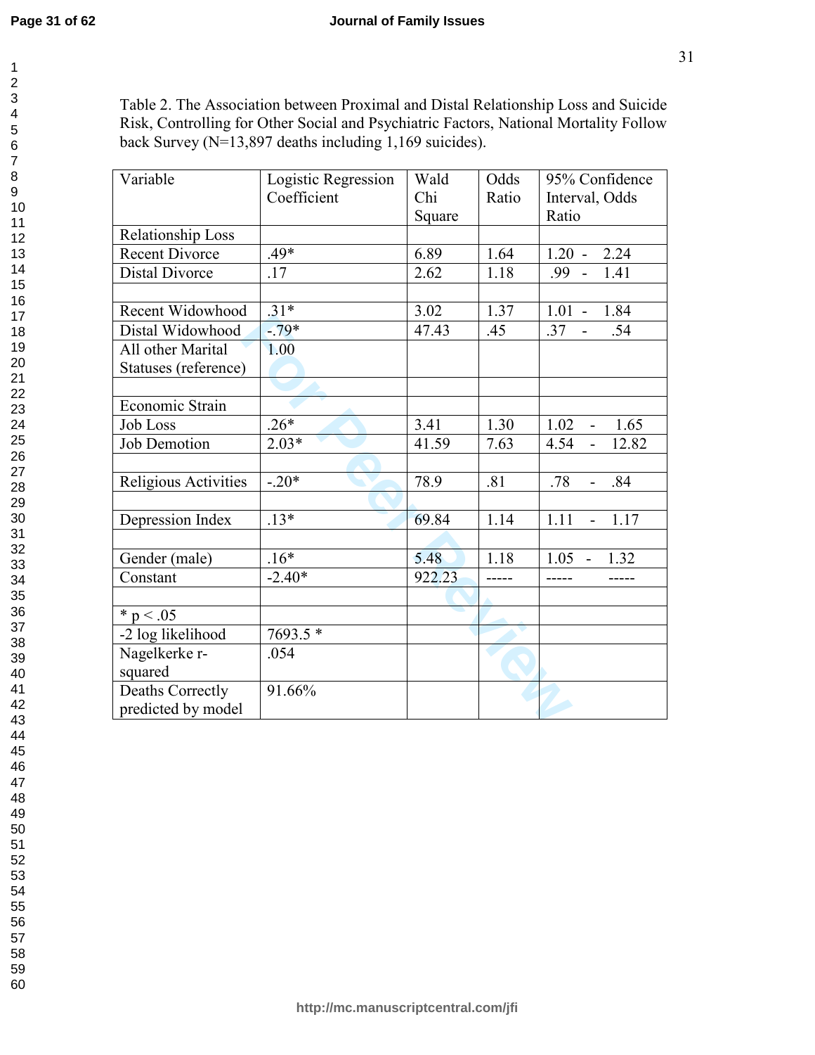Table 2. The Association between Proximal and Distal Relationship Loss and Suicide Risk, Controlling for Other Social and Psychiatric Factors, National Mortality Follow back Survey (N=13,897 deaths including 1,169 suicides).

| Variable | Logistic Regression Coefficient | Wald Chi Square | Odds Ratio | 95% Confidence Interval, Odds Ratio |
|---|---|---|---|---|
| Relationship Loss | | | | |
| Recent Divorce | .49* | 6.89 | 1.64 | 1.20 - 2.24 |
| Distal Divorce | .17 | 2.62 | 1.18 | .99 - 1.41 |
| | | | | |
| Recent Widowhood | .31* | 3.02 | 1.37 | 1.01 - 1.84 |
| Distal Widowhood | -.79* | 47.43 | .45 | .37 - .54 |
| All other Marital Statuses (reference) | 1.00 | | | |
| | | | | |
| Economic Strain | | | | |
| Job Loss | .26* | 3.41 | 1.30 | 1.02 - 1.65 |
| Job Demotion | 2.03* | 41.59 | 7.63 | 4.54 - 12.82 |
| | | | | |
| Religious Activities | -.20* | 78.9 | .81 | .78 - .84 |
| | | | | |
| Depression Index | .13* | 69.84 | 1.14 | 1.11 - 1.17 |
| | | | | |
| Gender (male) | .16* | 5.48 | 1.18 | 1.05 - 1.32 |
| Constant | -2.40* | 922.23 | ----- | ----- ----- |
| | | | | |
| * p < .05 | | | | |
| -2 log likelihood | 7693.5 * | | | |
| Nagelkerke r-squared | .054 | | | |
| Deaths Correctly predicted by model | 91.66% | | | |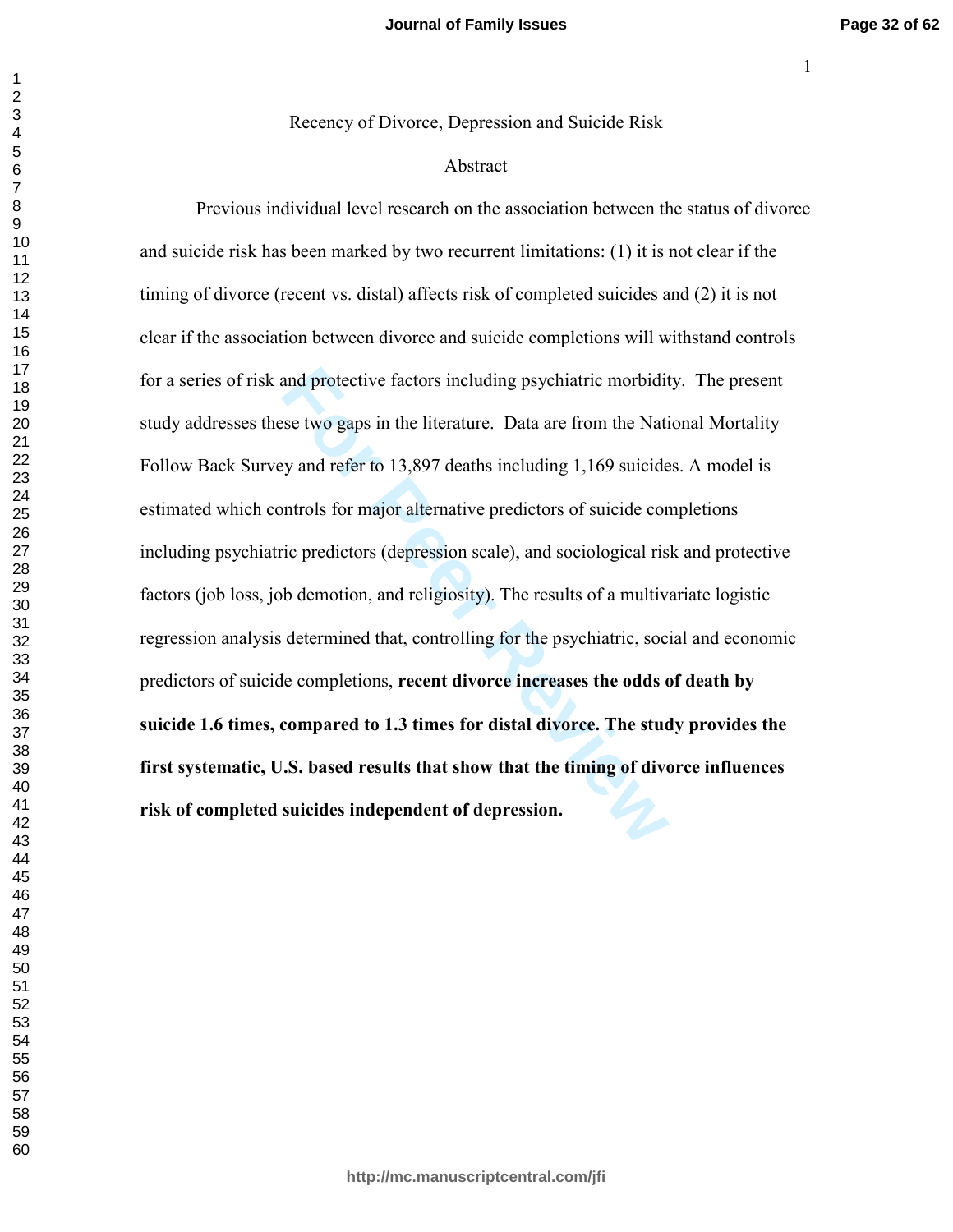Recency of Divorce, Depression and Suicide Risk

## Abstract

Previous individual level research on the association between the status of divorce and suicide risk has been marked by two recurrent limitations: (1) it is not clear if the timing of divorce (recent vs. distal) affects risk of completed suicides and (2) it is not clear if the association between divorce and suicide completions will withstand controls for a series of risk and protective factors including psychiatric morbidity. The present study addresses these two gaps in the literature. Data are from the National Mortality Follow Back Survey and refer to 13,897 deaths including 1,169 suicides. A model is estimated which controls for major alternative predictors of suicide completions including psychiatric predictors (depression scale), and sociological risk and protective factors (job loss, job demotion, and religiosity). The results of a multivariate logistic regression analysis determined that, controlling for the psychiatric, social and economic predictors of suicide completions, **recent divorce increases the odds of death by suicide 1.6 times, compared to 1.3 times for distal divorce. The study provides the first systematic, U.S. based results that show that the timing of divorce influences risk of completed suicides independent of depression.**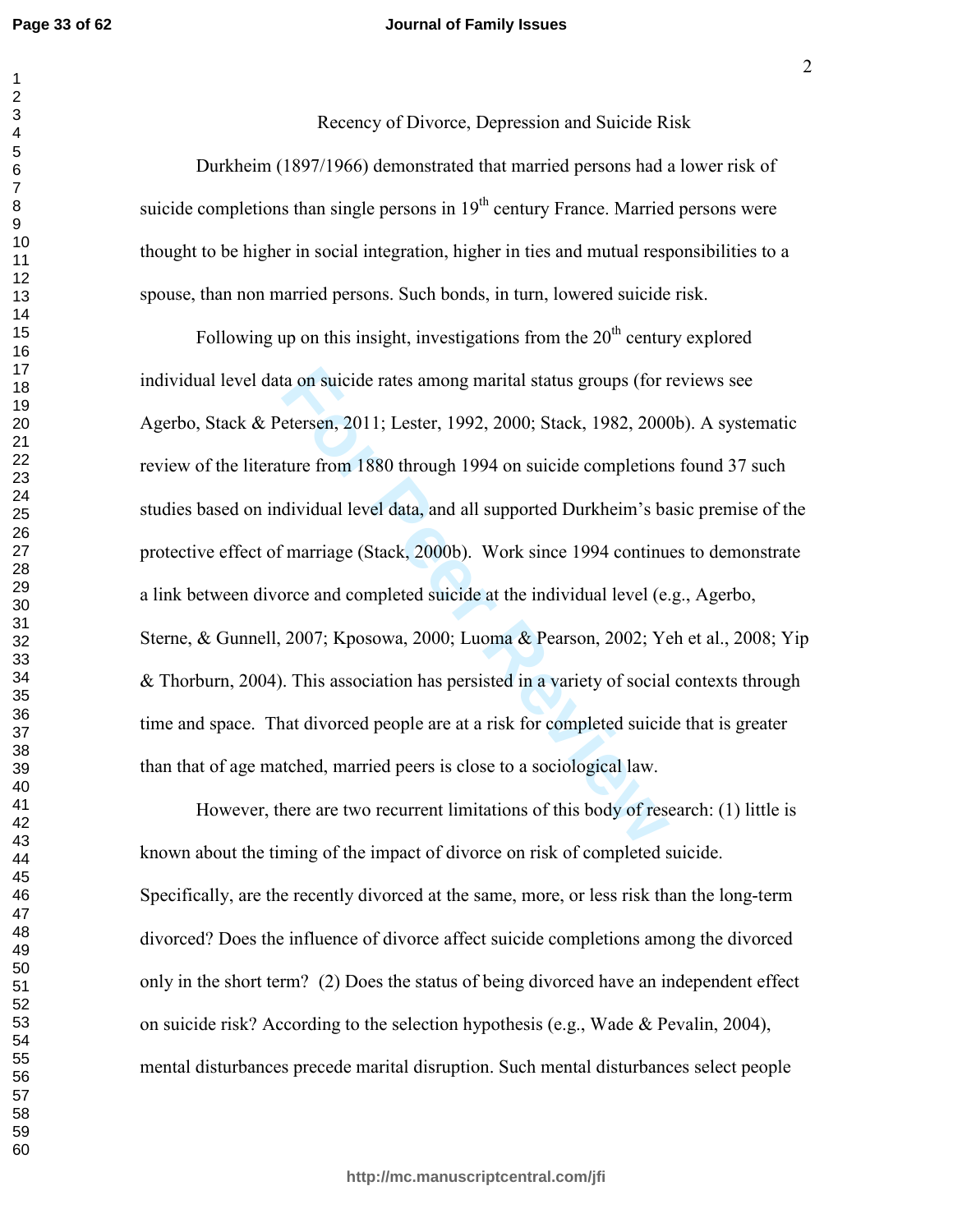# Recency of Divorce, Depression and Suicide Risk

Durkheim (1897/1966) demonstrated that married persons had a lower risk of suicide completions than single persons in 19th century France. Married persons were thought to be higher in social integration, higher in ties and mutual responsibilities to a spouse, than non married persons. Such bonds, in turn, lowered suicide risk.

Following up on this insight, investigations from the 20th century explored individual level data on suicide rates among marital status groups (for reviews see Agerbo, Stack & Petersen, 2011; Lester, 1992, 2000; Stack, 1982, 2000b). A systematic review of the literature from 1880 through 1994 on suicide completions found 37 such studies based on individual level data, and all supported Durkheim's basic premise of the protective effect of marriage (Stack, 2000b). Work since 1994 continues to demonstrate a link between divorce and completed suicide at the individual level (e.g., Agerbo, Sterne, & Gunnell, 2007; Kposowa, 2000; Luoma & Pearson, 2002; Yeh et al., 2008; Yip & Thorburn, 2004). This association has persisted in a variety of social contexts through time and space. That divorced people are at a risk for completed suicide that is greater than that of age matched, married peers is close to a sociological law.

However, there are two recurrent limitations of this body of research: (1) little is known about the timing of the impact of divorce on risk of completed suicide. Specifically, are the recently divorced at the same, more, or less risk than the long-term divorced? Does the influence of divorce affect suicide completions among the divorced only in the short term? (2) Does the status of being divorced have an independent effect on suicide risk? According to the selection hypothesis (e.g., Wade & Pevalin, 2004), mental disturbances precede marital disruption. Such mental disturbances select people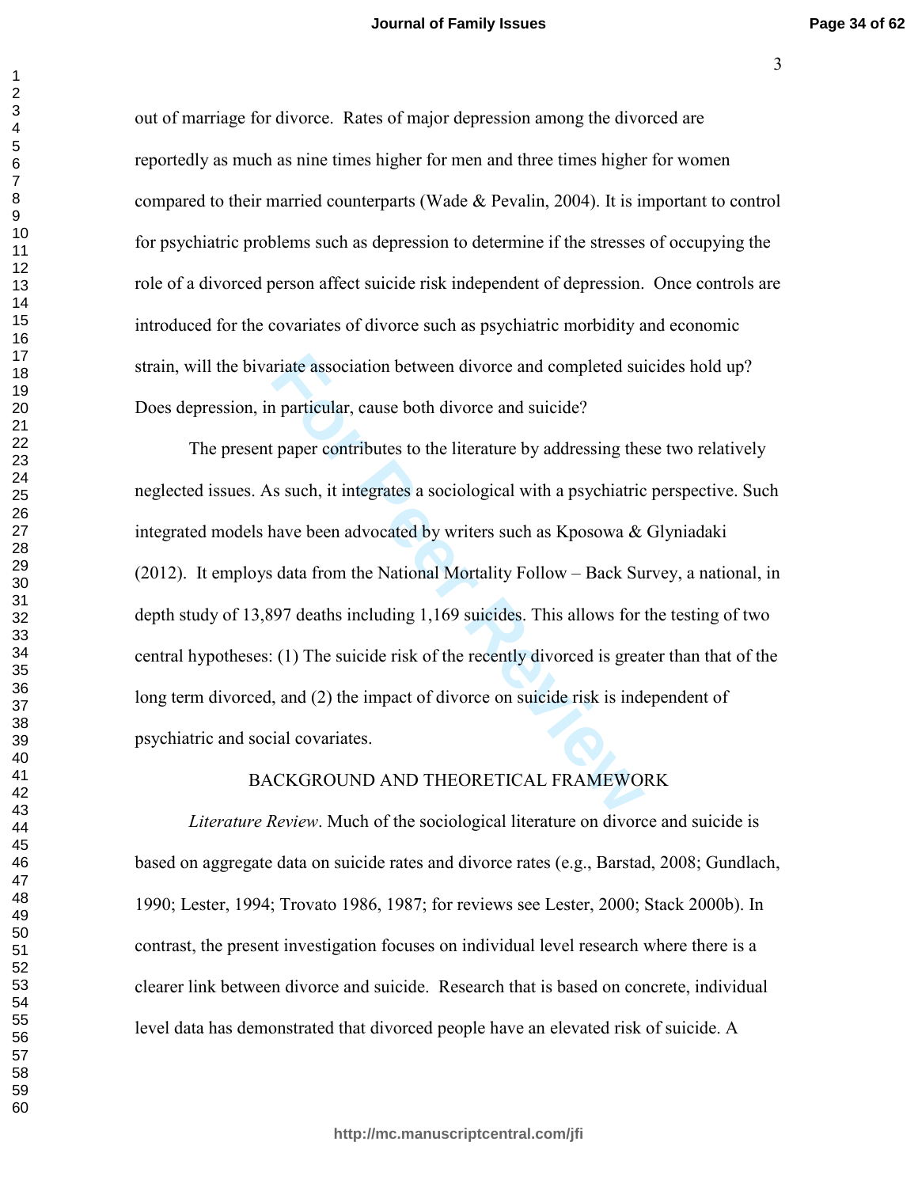out of marriage for divorce. Rates of major depression among the divorced are reportedly as much as nine times higher for men and three times higher for women compared to their married counterparts (Wade & Pevalin, 2004). It is important to control for psychiatric problems such as depression to determine if the stresses of occupying the role of a divorced person affect suicide risk independent of depression. Once controls are introduced for the covariates of divorce such as psychiatric morbidity and economic strain, will the bivariate association between divorce and completed suicides hold up? Does depression, in particular, cause both divorce and suicide?

The present paper contributes to the literature by addressing these two relatively neglected issues. As such, it integrates a sociological with a psychiatric perspective. Such integrated models have been advocated by writers such as Kposowa & Glyniadaki (2012). It employs data from the National Mortality Follow – Back Survey, a national, in depth study of 13,897 deaths including 1,169 suicides. This allows for the testing of two central hypotheses: (1) The suicide risk of the recently divorced is greater than that of the long term divorced, and (2) the impact of divorce on suicide risk is independent of psychiatric and social covariates.

## BACKGROUND AND THEORETICAL FRAMEWORK

*Literature Review*. Much of the sociological literature on divorce and suicide is based on aggregate data on suicide rates and divorce rates (e.g., Barstad, 2008; Gundlach, 1990; Lester, 1994; Trovato 1986, 1987; for reviews see Lester, 2000; Stack 2000b). In contrast, the present investigation focuses on individual level research where there is a clearer link between divorce and suicide. Research that is based on concrete, individual level data has demonstrated that divorced people have an elevated risk of suicide. A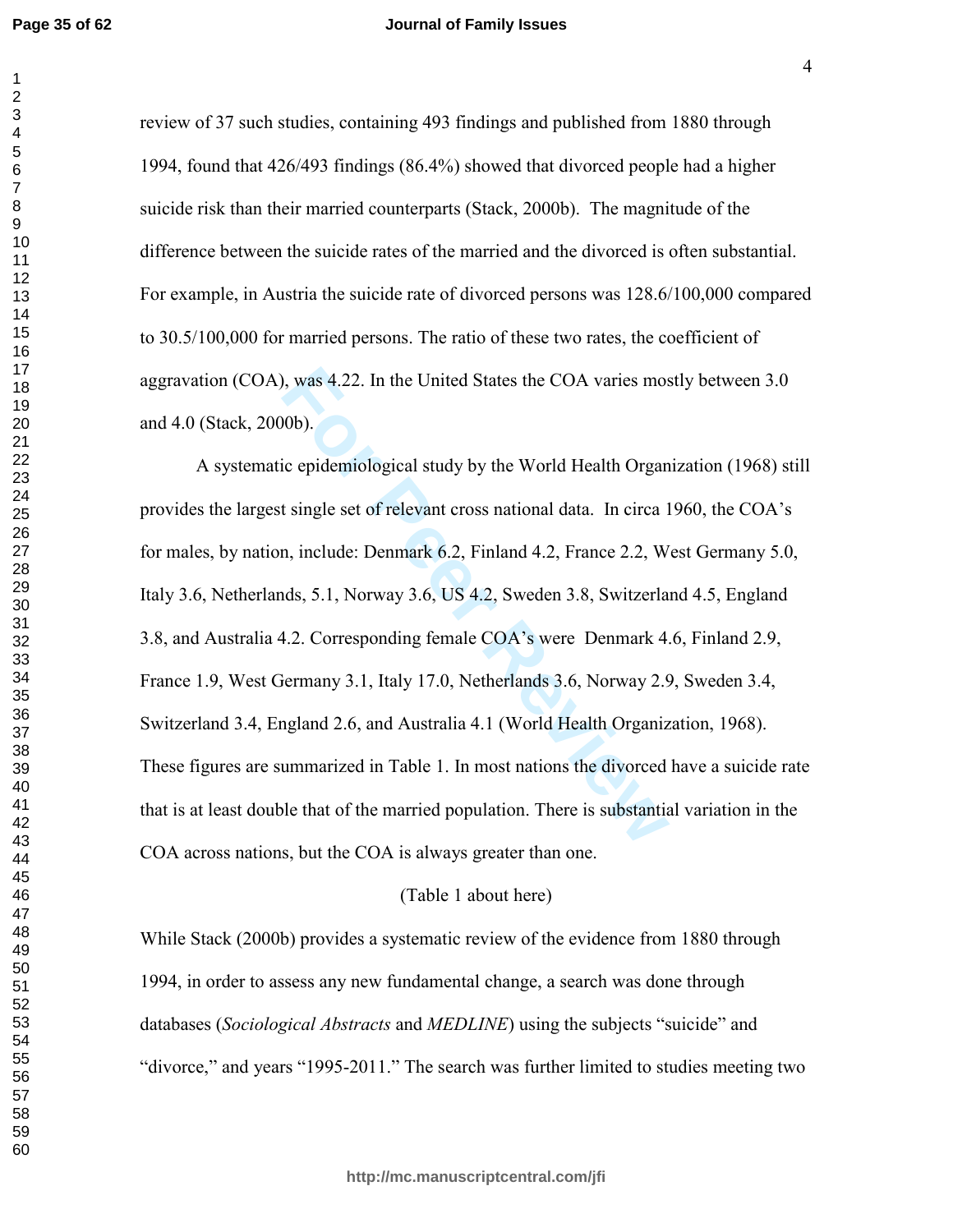review of 37 such studies, containing 493 findings and published from 1880 through 1994, found that 426/493 findings (86.4%) showed that divorced people had a higher suicide risk than their married counterparts (Stack, 2000b). The magnitude of the difference between the suicide rates of the married and the divorced is often substantial. For example, in Austria the suicide rate of divorced persons was 128.6/100,000 compared to 30.5/100,000 for married persons. The ratio of these two rates, the coefficient of aggravation (COA), was 4.22. In the United States the COA varies mostly between 3.0 and 4.0 (Stack, 2000b).

A systematic epidemiological study by the World Health Organization (1968) still provides the largest single set of relevant cross national data. In circa 1960, the COA's for males, by nation, include: Denmark 6.2, Finland 4.2, France 2.2, West Germany 5.0, Italy 3.6, Netherlands, 5.1, Norway 3.6, US 4.2, Sweden 3.8, Switzerland 4.5, England 3.8, and Australia 4.2. Corresponding female COA's were Denmark 4.6, Finland 2.9, France 1.9, West Germany 3.1, Italy 17.0, Netherlands 3.6, Norway 2.9, Sweden 3.4, Switzerland 3.4, England 2.6, and Australia 4.1 (World Health Organization, 1968). These figures are summarized in Table 1. In most nations the divorced have a suicide rate that is at least double that of the married population. There is substantial variation in the COA across nations, but the COA is always greater than one.

(Table 1 about here)

While Stack (2000b) provides a systematic review of the evidence from 1880 through 1994, in order to assess any new fundamental change, a search was done through databases (*Sociological Abstracts* and *MEDLINE*) using the subjects "suicide" and "divorce," and years "1995-2011." The search was further limited to studies meeting two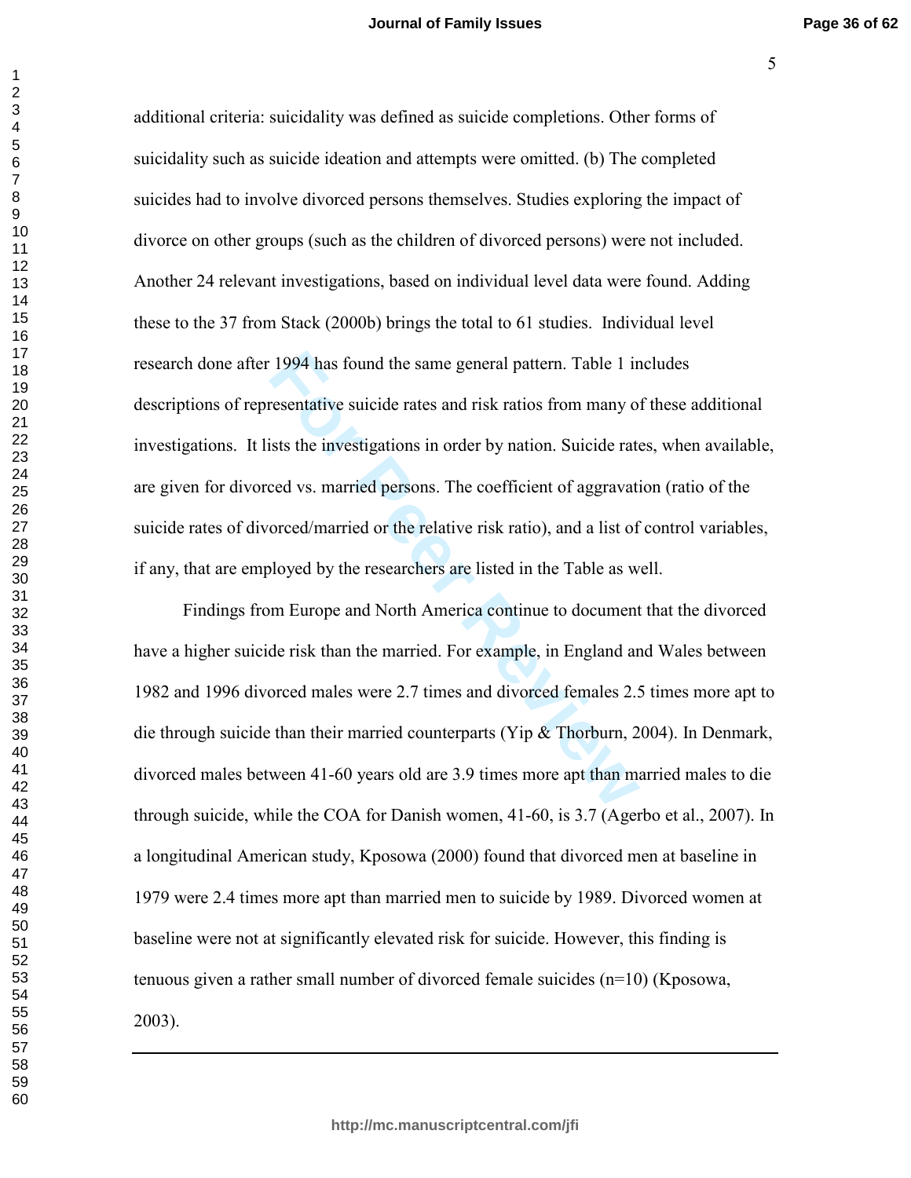additional criteria: suicidality was defined as suicide completions. Other forms of suicidality such as suicide ideation and attempts were omitted. (b) The completed suicides had to involve divorced persons themselves. Studies exploring the impact of divorce on other groups (such as the children of divorced persons) were not included. Another 24 relevant investigations, based on individual level data were found. Adding these to the 37 from Stack (2000b) brings the total to 61 studies. Individual level research done after 1994 has found the same general pattern. Table 1 includes descriptions of representative suicide rates and risk ratios from many of these additional investigations. It lists the investigations in order by nation. Suicide rates, when available, are given for divorced vs. married persons. The coefficient of aggravation (ratio of the suicide rates of divorced/married or the relative risk ratio), and a list of control variables, if any, that are employed by the researchers are listed in the Table as well.

Findings from Europe and North America continue to document that the divorced have a higher suicide risk than the married. For example, in England and Wales between 1982 and 1996 divorced males were 2.7 times and divorced females 2.5 times more apt to die through suicide than their married counterparts (Yip & Thorburn, 2004). In Denmark, divorced males between 41-60 years old are 3.9 times more apt than married males to die through suicide, while the COA for Danish women, 41-60, is 3.7 (Agerbo et al., 2007). In a longitudinal American study, Kposowa (2000) found that divorced men at baseline in 1979 were 2.4 times more apt than married men to suicide by 1989. Divorced women at baseline were not at significantly elevated risk for suicide. However, this finding is tenuous given a rather small number of divorced female suicides (n=10) (Kposowa, 2003).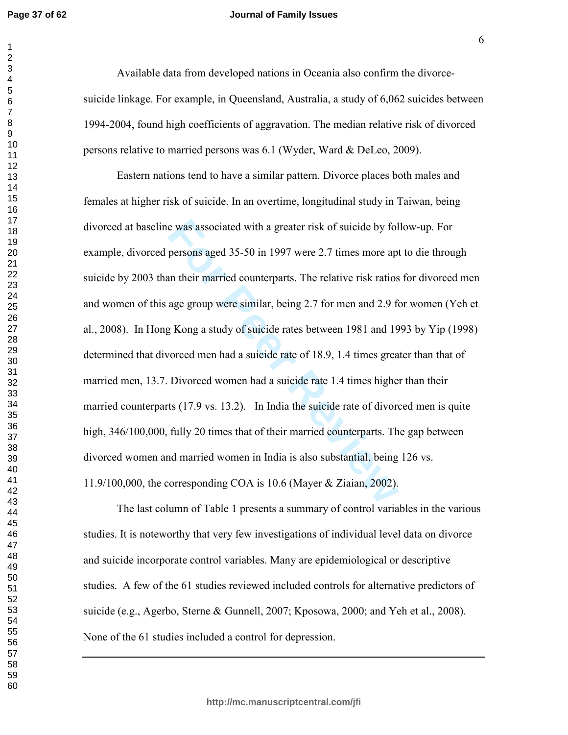Available data from developed nations in Oceania also confirm the divorce-suicide linkage. For example, in Queensland, Australia, a study of 6,062 suicides between 1994-2004, found high coefficients of aggravation. The median relative risk of divorced persons relative to married persons was 6.1 (Wyder, Ward & DeLeo, 2009).

Eastern nations tend to have a similar pattern. Divorce places both males and females at higher risk of suicide. In an overtime, longitudinal study in Taiwan, being divorced at baseline was associated with a greater risk of suicide by follow-up. For example, divorced persons aged 35-50 in 1997 were 2.7 times more apt to die through suicide by 2003 than their married counterparts. The relative risk ratios for divorced men and women of this age group were similar, being 2.7 for men and 2.9 for women (Yeh et al., 2008). In Hong Kong a study of suicide rates between 1981 and 1993 by Yip (1998) determined that divorced men had a suicide rate of 18.9, 1.4 times greater than that of married men, 13.7. Divorced women had a suicide rate 1.4 times higher than their married counterparts (17.9 vs. 13.2). In India the suicide rate of divorced men is quite high, 346/100,000, fully 20 times that of their married counterparts. The gap between divorced women and married women in India is also substantial, being 126 vs. 11.9/100,000, the corresponding COA is 10.6 (Mayer & Ziaian, 2002).

The last column of Table 1 presents a summary of control variables in the various studies. It is noteworthy that very few investigations of individual level data on divorce and suicide incorporate control variables. Many are epidemiological or descriptive studies. A few of the 61 studies reviewed included controls for alternative predictors of suicide (e.g., Agerbo, Sterne & Gunnell, 2007; Kposowa, 2000; and Yeh et al., 2008). None of the 61 studies included a control for depression.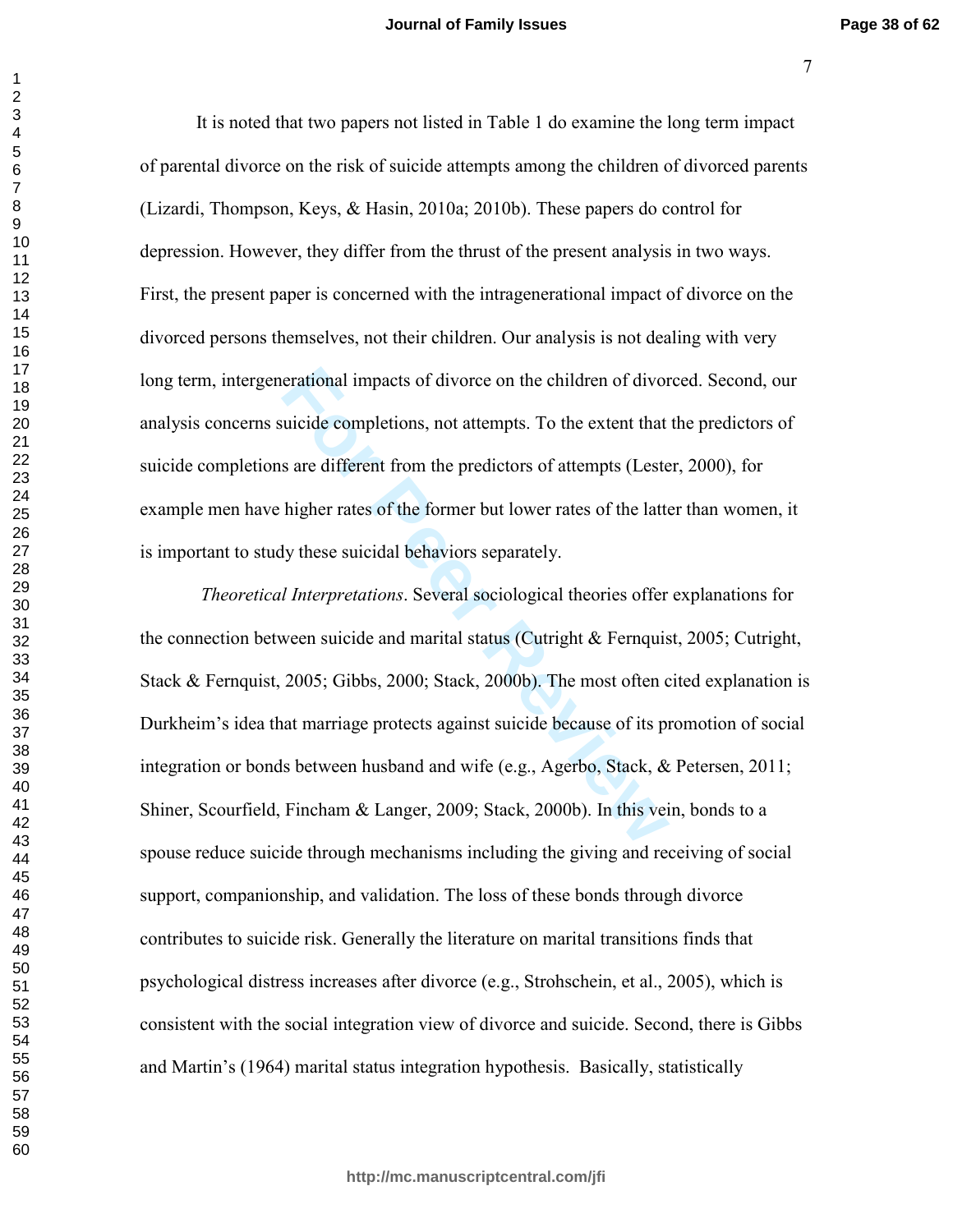It is noted that two papers not listed in Table 1 do examine the long term impact of parental divorce on the risk of suicide attempts among the children of divorced parents (Lizardi, Thompson, Keys, & Hasin, 2010a; 2010b). These papers do control for depression. However, they differ from the thrust of the present analysis in two ways. First, the present paper is concerned with the intragenerational impact of divorce on the divorced persons themselves, not their children. Our analysis is not dealing with very long term, intergenerational impacts of divorce on the children of divorced. Second, our analysis concerns suicide completions, not attempts. To the extent that the predictors of suicide completions are different from the predictors of attempts (Lester, 2000), for example men have higher rates of the former but lower rates of the latter than women, it is important to study these suicidal behaviors separately.

*Theoretical Interpretations*. Several sociological theories offer explanations for the connection between suicide and marital status (Cutright & Fernquist, 2005; Cutright, Stack & Fernquist, 2005; Gibbs, 2000; Stack, 2000b). The most often cited explanation is Durkheim's idea that marriage protects against suicide because of its promotion of social integration or bonds between husband and wife (e.g., Agerbo, Stack, & Petersen, 2011; Shiner, Scourfield, Fincham & Langer, 2009; Stack, 2000b). In this vein, bonds to a spouse reduce suicide through mechanisms including the giving and receiving of social support, companionship, and validation. The loss of these bonds through divorce contributes to suicide risk. Generally the literature on marital transitions finds that psychological distress increases after divorce (e.g., Strohschein, et al., 2005), which is consistent with the social integration view of divorce and suicide. Second, there is Gibbs and Martin's (1964) marital status integration hypothesis. Basically, statistically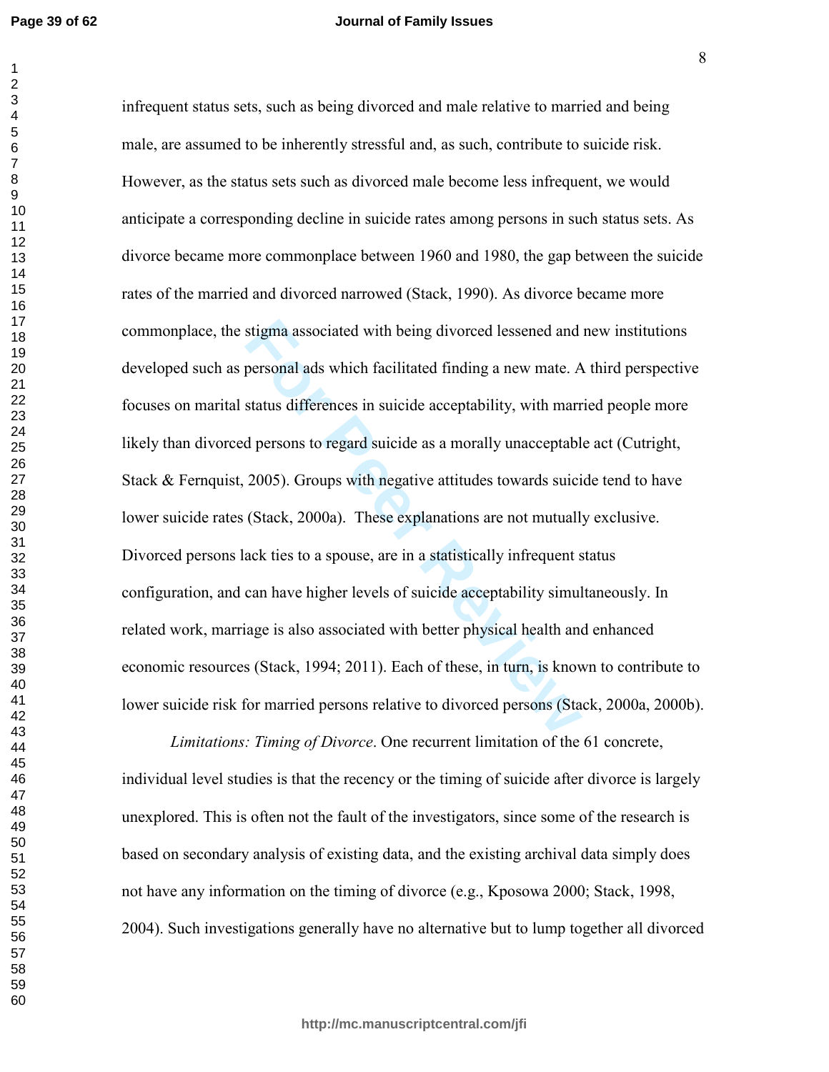infrequent status sets, such as being divorced and male relative to married and being male, are assumed to be inherently stressful and, as such, contribute to suicide risk. However, as the status sets such as divorced male become less infrequent, we would anticipate a corresponding decline in suicide rates among persons in such status sets. As divorce became more commonplace between 1960 and 1980, the gap between the suicide rates of the married and divorced narrowed (Stack, 1990). As divorce became more commonplace, the stigma associated with being divorced lessened and new institutions developed such as personal ads which facilitated finding a new mate. A third perspective focuses on marital status differences in suicide acceptability, with married people more likely than divorced persons to regard suicide as a morally unacceptable act (Cutright, Stack & Fernquist, 2005). Groups with negative attitudes towards suicide tend to have lower suicide rates (Stack, 2000a). These explanations are not mutually exclusive. Divorced persons lack ties to a spouse, are in a statistically infrequent status configuration, and can have higher levels of suicide acceptability simultaneously. In related work, marriage is also associated with better physical health and enhanced economic resources (Stack, 1994; 2011). Each of these, in turn, is known to contribute to lower suicide risk for married persons relative to divorced persons (Stack, 2000a, 2000b).

*Limitations: Timing of Divorce*. One recurrent limitation of the 61 concrete, individual level studies is that the recency or the timing of suicide after divorce is largely unexplored. This is often not the fault of the investigators, since some of the research is based on secondary analysis of existing data, and the existing archival data simply does not have any information on the timing of divorce (e.g., Kposowa 2000; Stack, 1998, 2004). Such investigations generally have no alternative but to lump together all divorced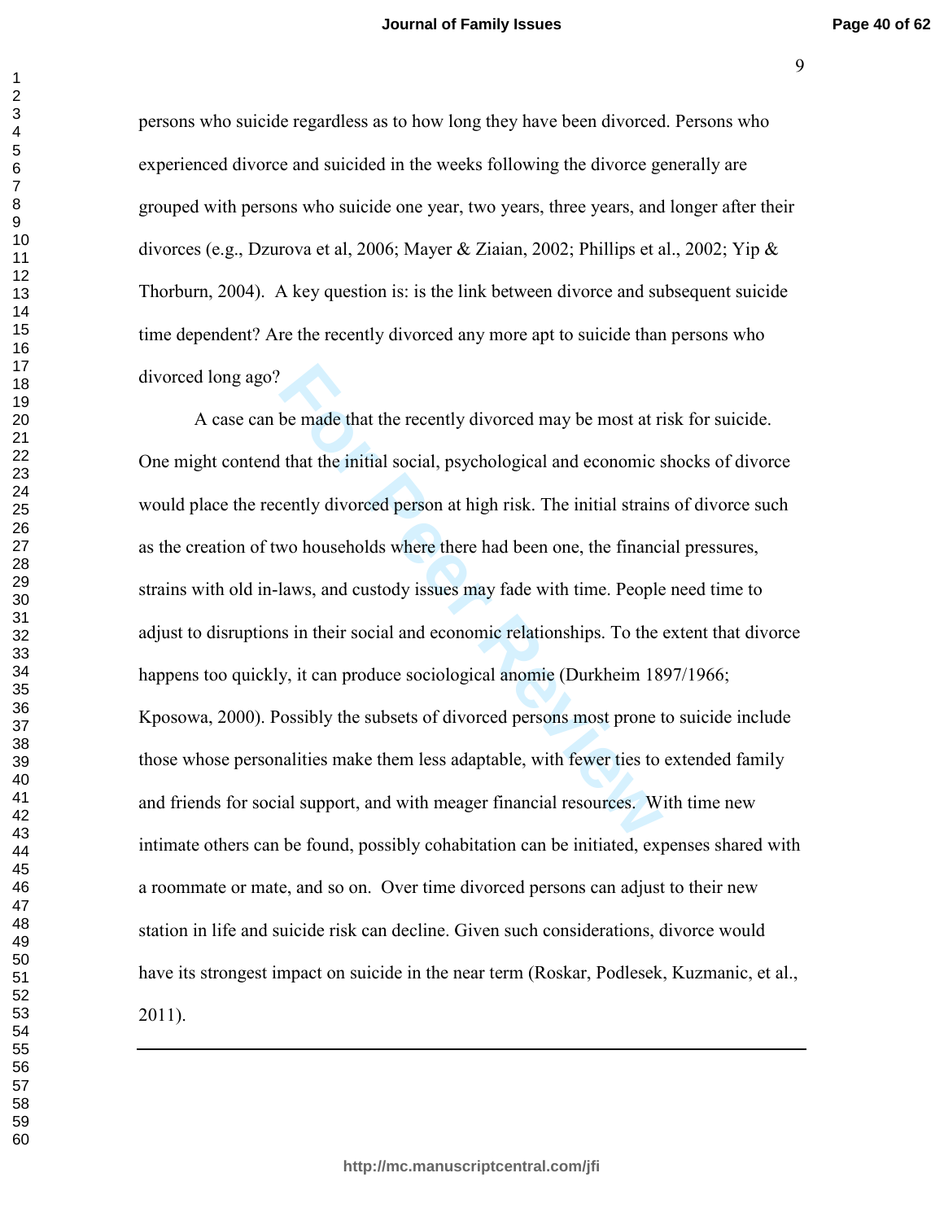persons who suicide regardless as to how long they have been divorced. Persons who experienced divorce and suicided in the weeks following the divorce generally are grouped with persons who suicide one year, two years, three years, and longer after their divorces (e.g., Dzurova et al, 2006; Mayer & Ziaian, 2002; Phillips et al., 2002; Yip & Thorburn, 2004). A key question is: is the link between divorce and subsequent suicide time dependent? Are the recently divorced any more apt to suicide than persons who divorced long ago?

A case can be made that the recently divorced may be most at risk for suicide. One might contend that the initial social, psychological and economic shocks of divorce would place the recently divorced person at high risk. The initial strains of divorce such as the creation of two households where there had been one, the financial pressures, strains with old in-laws, and custody issues may fade with time. People need time to adjust to disruptions in their social and economic relationships. To the extent that divorce happens too quickly, it can produce sociological anomie (Durkheim 1897/1966; Kposowa, 2000). Possibly the subsets of divorced persons most prone to suicide include those whose personalities make them less adaptable, with fewer ties to extended family and friends for social support, and with meager financial resources. With time new intimate others can be found, possibly cohabitation can be initiated, expenses shared with a roommate or mate, and so on. Over time divorced persons can adjust to their new station in life and suicide risk can decline. Given such considerations, divorce would have its strongest impact on suicide in the near term (Roskar, Podlesek, Kuzmanic, et al., 2011).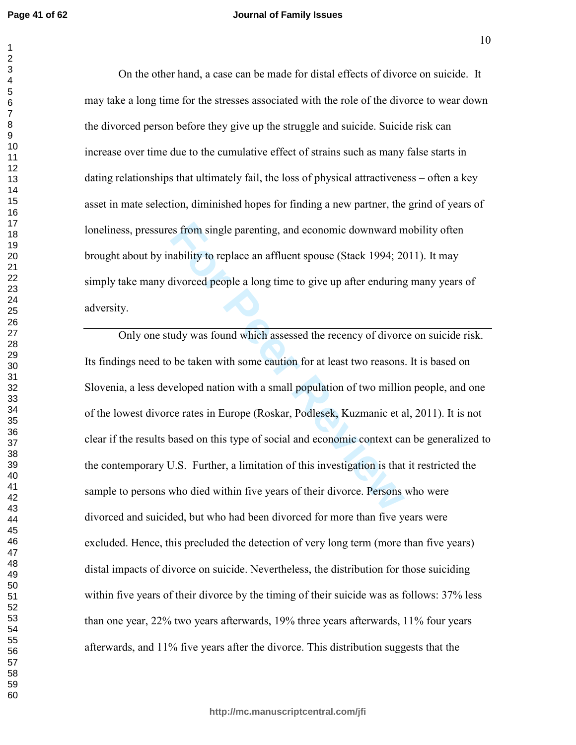On the other hand, a case can be made for distal effects of divorce on suicide. It may take a long time for the stresses associated with the role of the divorce to wear down the divorced person before they give up the struggle and suicide. Suicide risk can increase over time due to the cumulative effect of strains such as many false starts in dating relationships that ultimately fail, the loss of physical attractiveness – often a key asset in mate selection, diminished hopes for finding a new partner, the grind of years of loneliness, pressures from single parenting, and economic downward mobility often brought about by inability to replace an affluent spouse (Stack 1994; 2011). It may simply take many divorced people a long time to give up after enduring many years of adversity.

---

Only one study was found which assessed the recency of divorce on suicide risk. Its findings need to be taken with some caution for at least two reasons. It is based on Slovenia, a less developed nation with a small population of two million people, and one of the lowest divorce rates in Europe (Roskar, Podlesek, Kuzmanic et al, 2011). It is not clear if the results based on this type of social and economic context can be generalized to the contemporary U.S. Further, a limitation of this investigation is that it restricted the sample to persons who died within five years of their divorce. Persons who were divorced and suicided, but who had been divorced for more than five years were excluded. Hence, this precluded the detection of very long term (more than five years) distal impacts of divorce on suicide. Nevertheless, the distribution for those suiciding within five years of their divorce by the timing of their suicide was as follows: 37% less than one year, 22% two years afterwards, 19% three years afterwards, 11% four years afterwards, and 11% five years after the divorce. This distribution suggests that the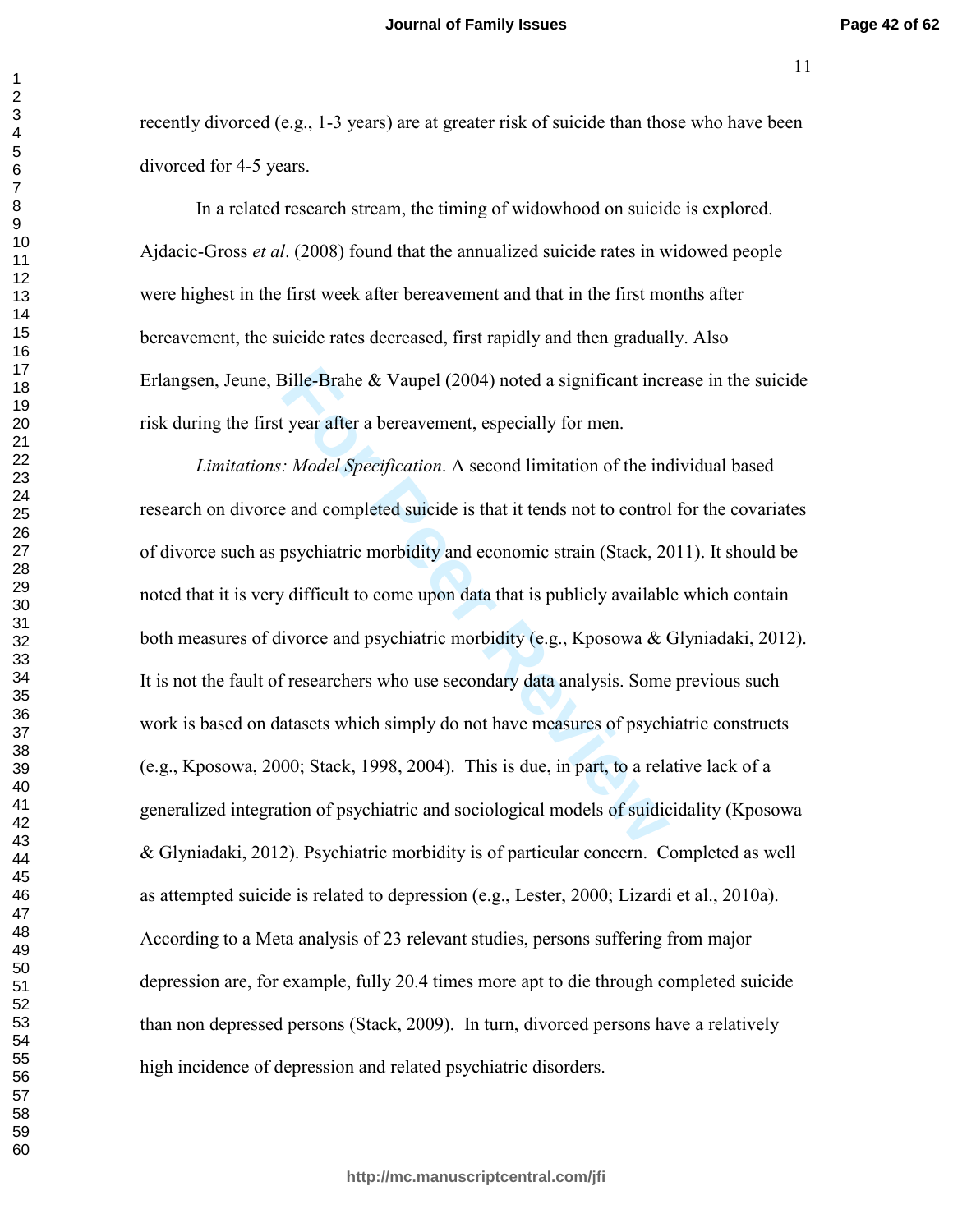recently divorced (e.g., 1-3 years) are at greater risk of suicide than those who have been divorced for 4-5 years.

In a related research stream, the timing of widowhood on suicide is explored. Ajdacic-Gross *et al*. (2008) found that the annualized suicide rates in widowed people were highest in the first week after bereavement and that in the first months after bereavement, the suicide rates decreased, first rapidly and then gradually. Also Erlangsen, Jeune, Bille-Brahe & Vaupel (2004) noted a significant increase in the suicide risk during the first year after a bereavement, especially for men.

*Limitations: Model Specification*. A second limitation of the individual based research on divorce and completed suicide is that it tends not to control for the covariates of divorce such as psychiatric morbidity and economic strain (Stack, 2011). It should be noted that it is very difficult to come upon data that is publicly available which contain both measures of divorce and psychiatric morbidity (e.g., Kposowa & Glyniadaki, 2012). It is not the fault of researchers who use secondary data analysis. Some previous such work is based on datasets which simply do not have measures of psychiatric constructs (e.g., Kposowa, 2000; Stack, 1998, 2004). This is due, in part, to a relative lack of a generalized integration of psychiatric and sociological models of suidicidality (Kposowa & Glyniadaki, 2012). Psychiatric morbidity is of particular concern. Completed as well as attempted suicide is related to depression (e.g., Lester, 2000; Lizardi et al., 2010a). According to a Meta analysis of 23 relevant studies, persons suffering from major depression are, for example, fully 20.4 times more apt to die through completed suicide than non depressed persons (Stack, 2009). In turn, divorced persons have a relatively high incidence of depression and related psychiatric disorders.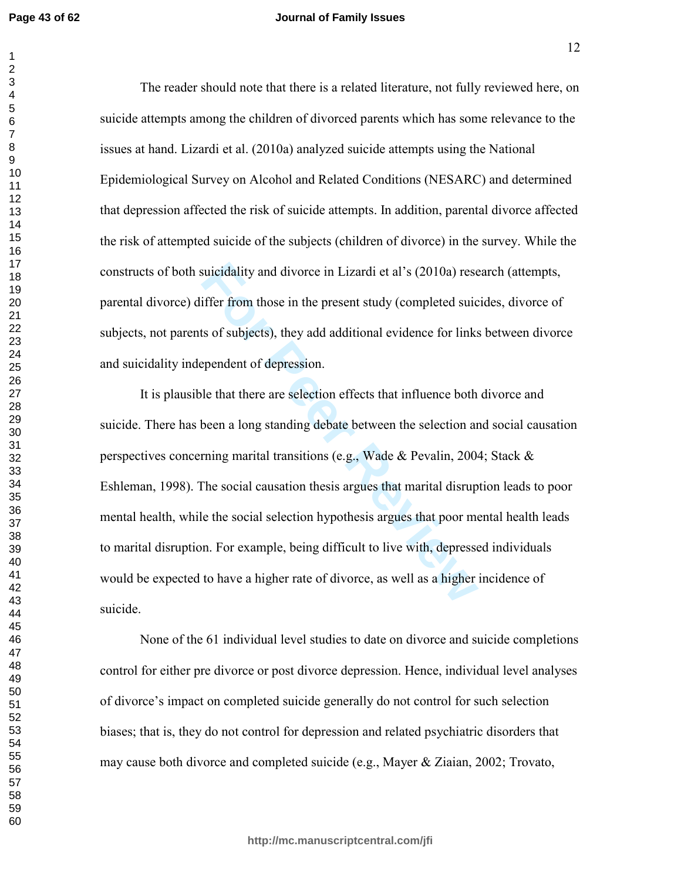The reader should note that there is a related literature, not fully reviewed here, on suicide attempts among the children of divorced parents which has some relevance to the issues at hand. Lizardi et al. (2010a) analyzed suicide attempts using the National Epidemiological Survey on Alcohol and Related Conditions (NESARC) and determined that depression affected the risk of suicide attempts. In addition, parental divorce affected the risk of attempted suicide of the subjects (children of divorce) in the survey. While the constructs of both suicidality and divorce in Lizardi et al's (2010a) research (attempts, parental divorce) differ from those in the present study (completed suicides, divorce of subjects, not parents of subjects), they add additional evidence for links between divorce and suicidality independent of depression.

It is plausible that there are selection effects that influence both divorce and suicide. There has been a long standing debate between the selection and social causation perspectives concerning marital transitions (e.g., Wade & Pevalin, 2004; Stack & Eshleman, 1998). The social causation thesis argues that marital disruption leads to poor mental health, while the social selection hypothesis argues that poor mental health leads to marital disruption. For example, being difficult to live with, depressed individuals would be expected to have a higher rate of divorce, as well as a higher incidence of suicide.

None of the 61 individual level studies to date on divorce and suicide completions control for either pre divorce or post divorce depression. Hence, individual level analyses of divorce's impact on completed suicide generally do not control for such selection biases; that is, they do not control for depression and related psychiatric disorders that may cause both divorce and completed suicide (e.g., Mayer & Ziaian, 2002; Trovato,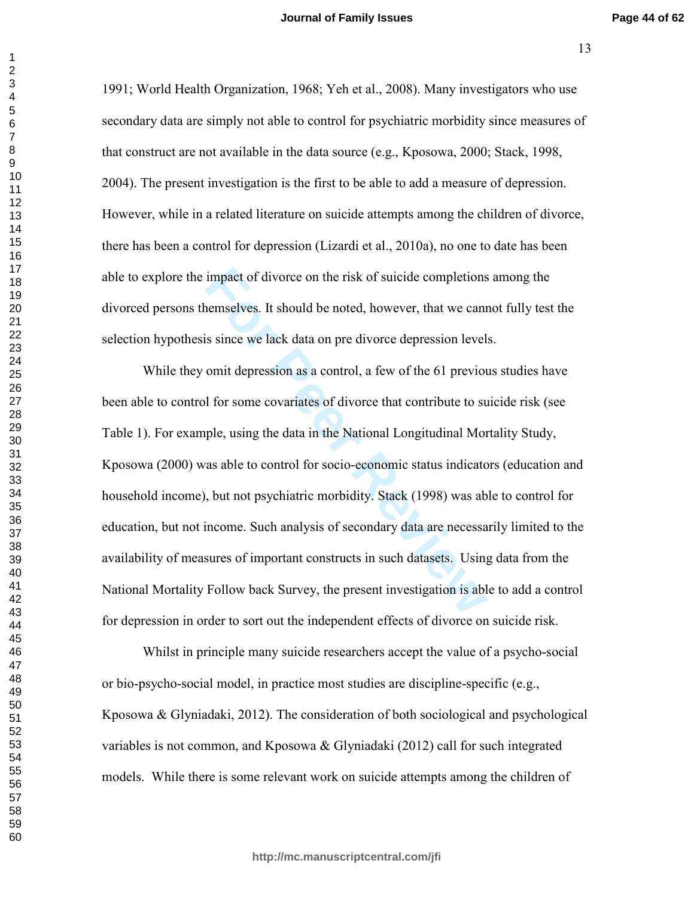1991; World Health Organization, 1968; Yeh et al., 2008). Many investigators who use secondary data are simply not able to control for psychiatric morbidity since measures of that construct are not available in the data source (e.g., Kposowa, 2000; Stack, 1998, 2004). The present investigation is the first to be able to add a measure of depression. However, while in a related literature on suicide attempts among the children of divorce, there has been a control for depression (Lizardi et al., 2010a), no one to date has been able to explore the impact of divorce on the risk of suicide completions among the divorced persons themselves. It should be noted, however, that we cannot fully test the selection hypothesis since we lack data on pre divorce depression levels.

While they omit depression as a control, a few of the 61 previous studies have been able to control for some covariates of divorce that contribute to suicide risk (see Table 1). For example, using the data in the National Longitudinal Mortality Study, Kposowa (2000) was able to control for socio-economic status indicators (education and household income), but not psychiatric morbidity. Stack (1998) was able to control for education, but not income. Such analysis of secondary data are necessarily limited to the availability of measures of important constructs in such datasets. Using data from the National Mortality Follow back Survey, the present investigation is able to add a control for depression in order to sort out the independent effects of divorce on suicide risk.

Whilst in principle many suicide researchers accept the value of a psycho-social or bio-psycho-social model, in practice most studies are discipline-specific (e.g., Kposowa & Glyniadaki, 2012). The consideration of both sociological and psychological variables is not common, and Kposowa & Glyniadaki (2012) call for such integrated models. While there is some relevant work on suicide attempts among the children of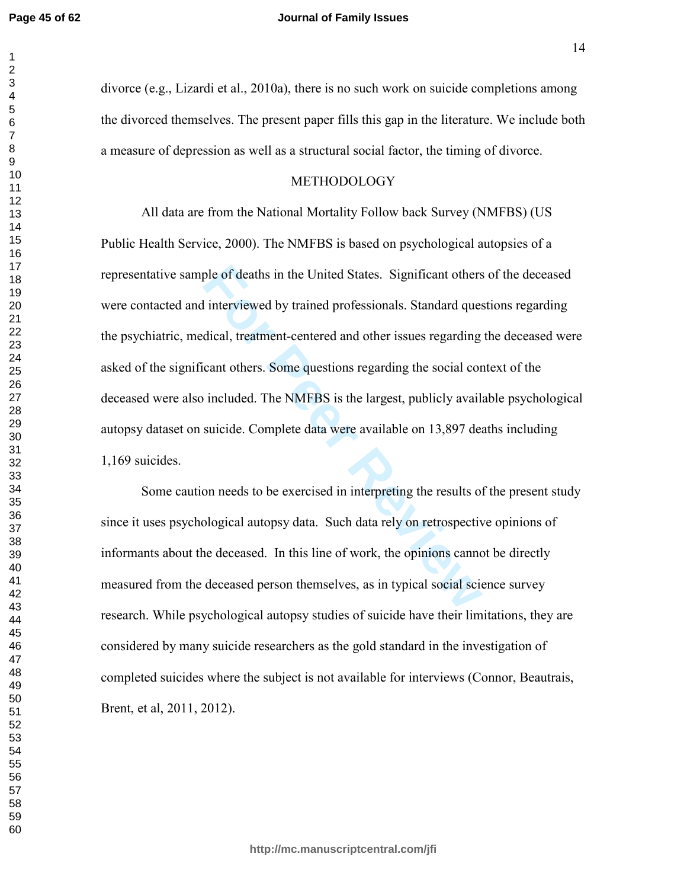divorce (e.g., Lizardi et al., 2010a), there is no such work on suicide completions among the divorced themselves. The present paper fills this gap in the literature. We include both a measure of depression as well as a structural social factor, the timing of divorce.

## METHODOLOGY

All data are from the National Mortality Follow back Survey (NMFBS) (US Public Health Service, 2000). The NMFBS is based on psychological autopsies of a representative sample of deaths in the United States. Significant others of the deceased were contacted and interviewed by trained professionals. Standard questions regarding the psychiatric, medical, treatment-centered and other issues regarding the deceased were asked of the significant others. Some questions regarding the social context of the deceased were also included. The NMFBS is the largest, publicly available psychological autopsy dataset on suicide. Complete data were available on 13,897 deaths including 1,169 suicides.

Some caution needs to be exercised in interpreting the results of the present study since it uses psychological autopsy data. Such data rely on retrospective opinions of informants about the deceased. In this line of work, the opinions cannot be directly measured from the deceased person themselves, as in typical social science survey research. While psychological autopsy studies of suicide have their limitations, they are considered by many suicide researchers as the gold standard in the investigation of completed suicides where the subject is not available for interviews (Connor, Beautrais, Brent, et al, 2011, 2012).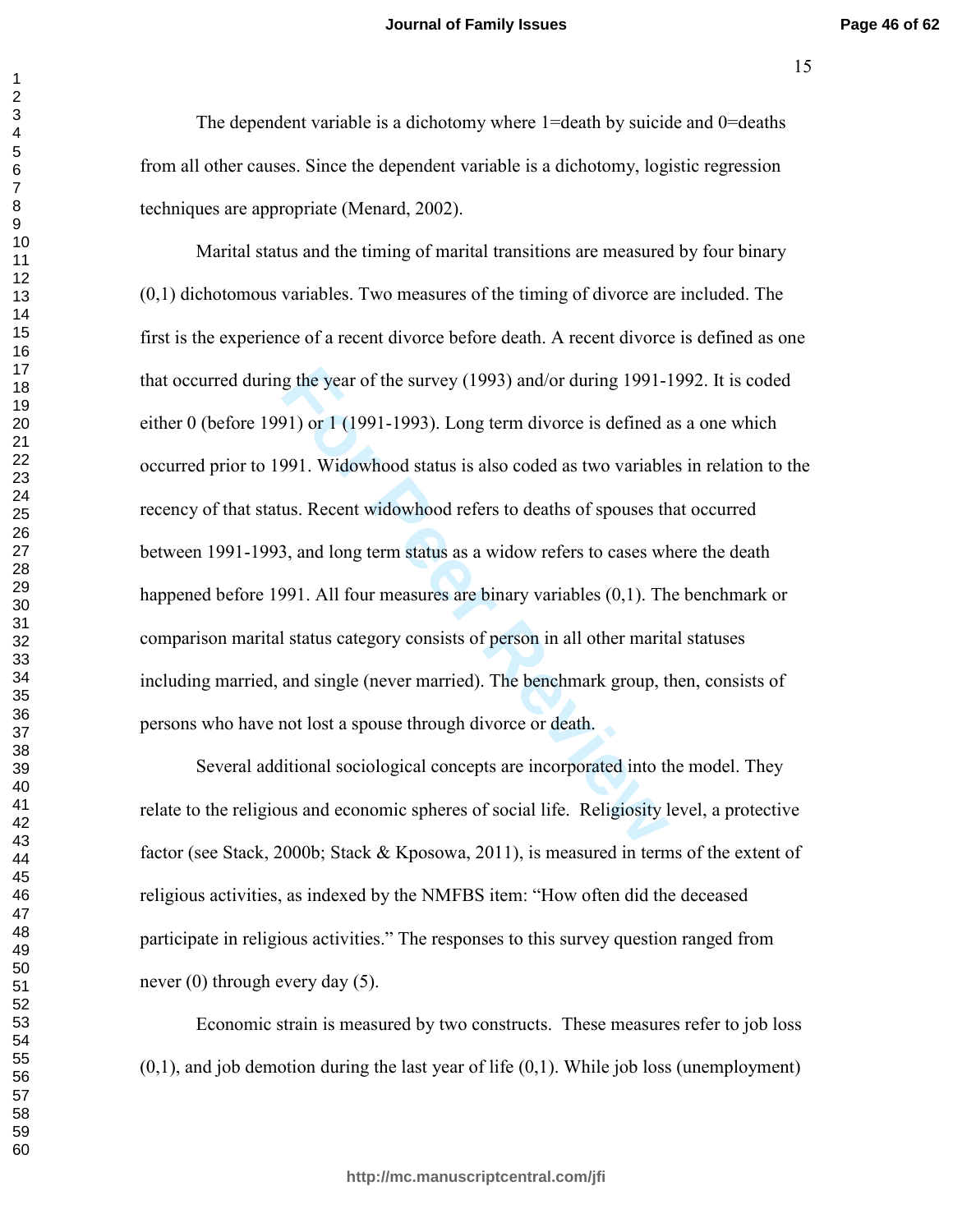The dependent variable is a dichotomy where 1=death by suicide and 0=deaths from all other causes. Since the dependent variable is a dichotomy, logistic regression techniques are appropriate (Menard, 2002).

Marital status and the timing of marital transitions are measured by four binary (0,1) dichotomous variables. Two measures of the timing of divorce are included. The first is the experience of a recent divorce before death. A recent divorce is defined as one that occurred during the year of the survey (1993) and/or during 1991-1992. It is coded either 0 (before 1991) or 1 (1991-1993). Long term divorce is defined as a one which occurred prior to 1991. Widowhood status is also coded as two variables in relation to the recency of that status. Recent widowhood refers to deaths of spouses that occurred between 1991-1993, and long term status as a widow refers to cases where the death happened before 1991. All four measures are binary variables (0,1). The benchmark or comparison marital status category consists of person in all other marital statuses including married, and single (never married). The benchmark group, then, consists of persons who have not lost a spouse through divorce or death.

Several additional sociological concepts are incorporated into the model. They relate to the religious and economic spheres of social life. Religiosity level, a protective factor (see Stack, 2000b; Stack & Kposowa, 2011), is measured in terms of the extent of religious activities, as indexed by the NMFBS item: "How often did the deceased participate in religious activities." The responses to this survey question ranged from never (0) through every day (5).

Economic strain is measured by two constructs. These measures refer to job loss (0,1), and job demotion during the last year of life (0,1). While job loss (unemployment)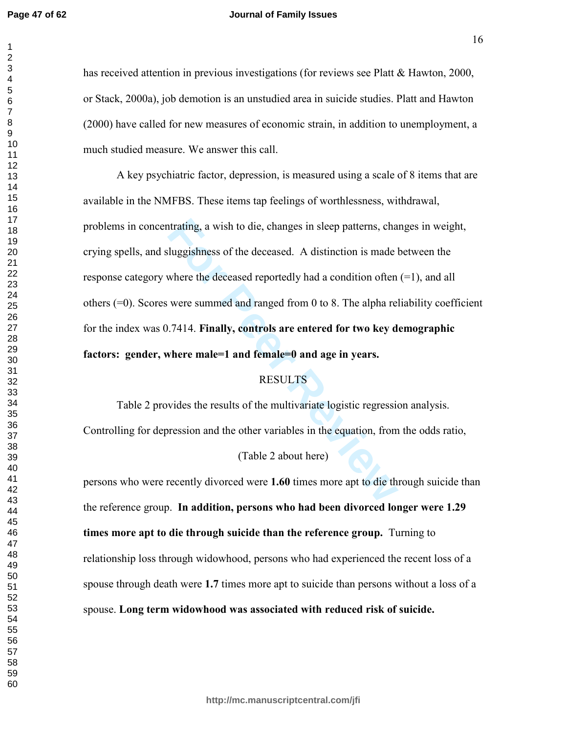has received attention in previous investigations (for reviews see Platt & Hawton, 2000, or Stack, 2000a), job demotion is an unstudied area in suicide studies. Platt and Hawton (2000) have called for new measures of economic strain, in addition to unemployment, a much studied measure. We answer this call.

A key psychiatric factor, depression, is measured using a scale of 8 items that are available in the NMFBS. These items tap feelings of worthlessness, withdrawal, problems in concentrating, a wish to die, changes in sleep patterns, changes in weight, crying spells, and sluggishness of the deceased. A distinction is made between the response category where the deceased reportedly had a condition often (=1), and all others (=0). Scores were summed and ranged from 0 to 8. The alpha reliability coefficient for the index was 0.7414. **Finally, controls are entered for two key demographic factors: gender, where male=1 and female=0 and age in years.**

## RESULTS

Table 2 provides the results of the multivariate logistic regression analysis. Controlling for depression and the other variables in the equation, from the odds ratio,

(Table 2 about here)

persons who were recently divorced were **1.60** times more apt to die through suicide than the reference group. **In addition, persons who had been divorced longer were 1.29 times more apt to die through suicide than the reference group.** Turning to relationship loss through widowhood, persons who had experienced the recent loss of a spouse through death were **1.7** times more apt to suicide than persons without a loss of a spouse. **Long term widowhood was associated with reduced risk of suicide.**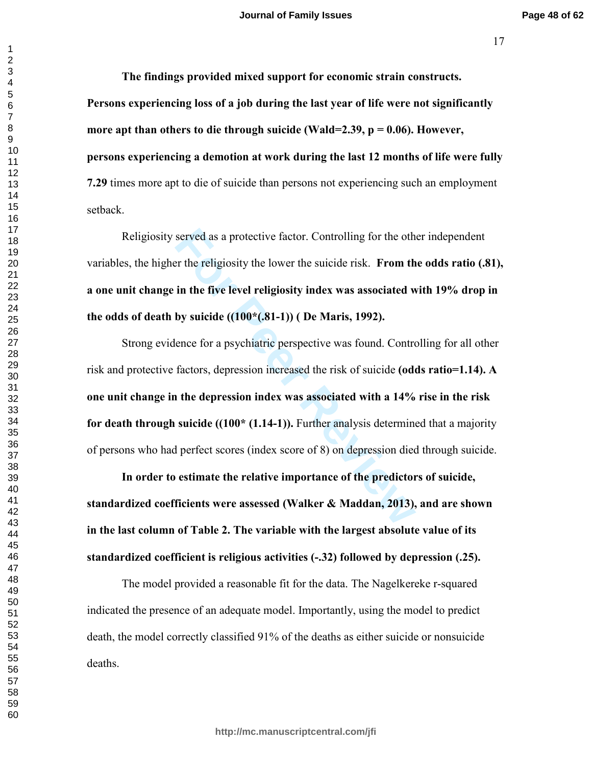**The findings provided mixed support for economic strain constructs. Persons experiencing loss of a job during the last year of life were not significantly more apt than others to die through suicide (Wald=2.39, p = 0.06). However, persons experiencing a demotion at work during the last 12 months of life were fully 7.29** times more apt to die of suicide than persons not experiencing such an employment setback.

Religiosity served as a protective factor. Controlling for the other independent variables, the higher the religiosity the lower the suicide risk. **From the odds ratio (.81), a one unit change in the five level religiosity index was associated with 19% drop in the odds of death by suicide ((100*(.81-1)) ( De Maris, 1992).**

Strong evidence for a psychiatric perspective was found. Controlling for all other risk and protective factors, depression increased the risk of suicide **(odds ratio=1.14). A one unit change in the depression index was associated with a 14% rise in the risk for death through suicide ((100* (1.14-1)).** Further analysis determined that a majority of persons who had perfect scores (index score of 8) on depression died through suicide.

**In order to estimate the relative importance of the predictors of suicide, standardized coefficients were assessed (Walker & Maddan, 2013), and are shown in the last column of Table 2. The variable with the largest absolute value of its standardized coefficient is religious activities (-.32) followed by depression (.25).**

The model provided a reasonable fit for the data. The Nagelkereke r-squared indicated the presence of an adequate model. Importantly, using the model to predict death, the model correctly classified 91% of the deaths as either suicide or nonsuicide deaths.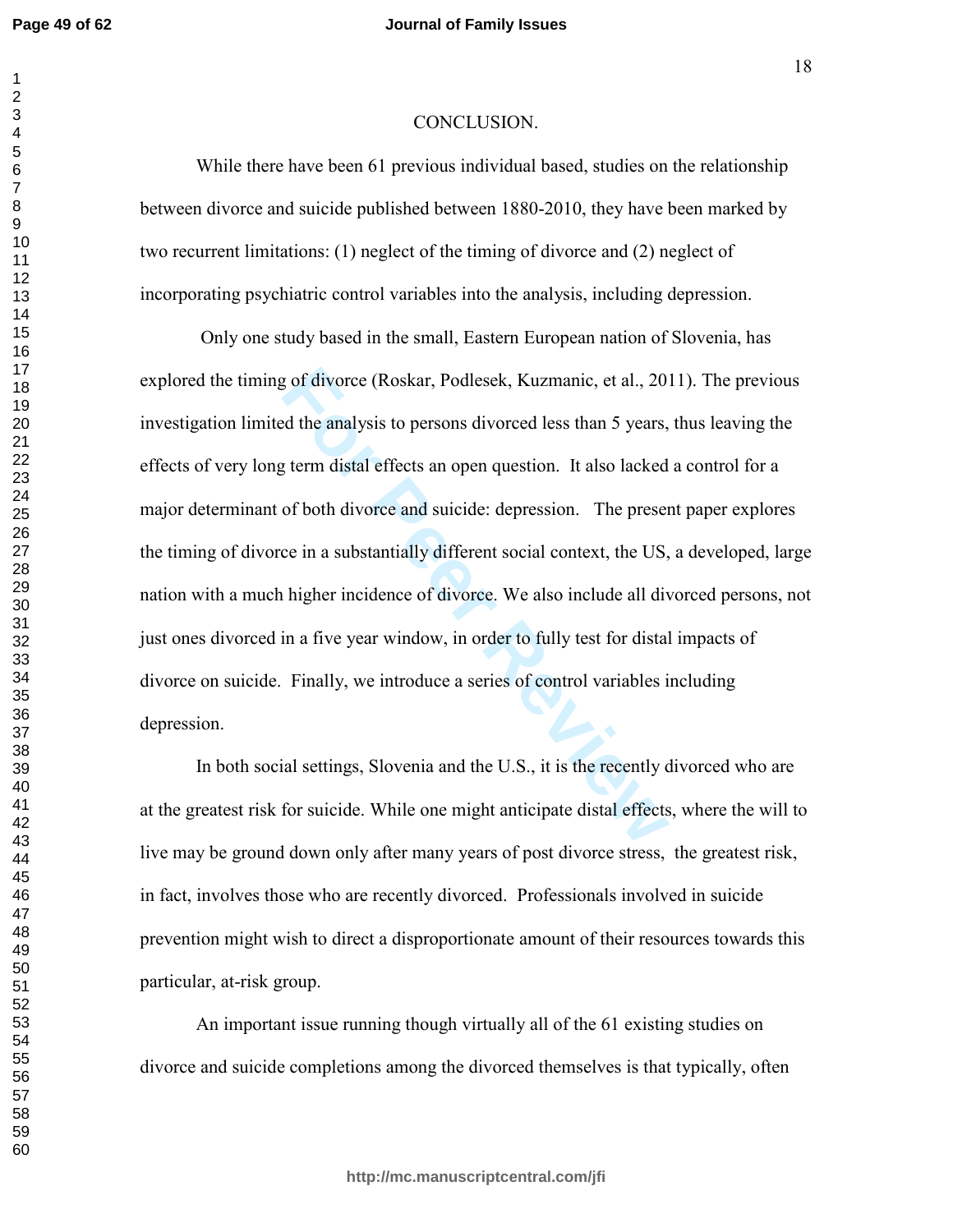# CONCLUSION.

While there have been 61 previous individual based, studies on the relationship between divorce and suicide published between 1880-2010, they have been marked by two recurrent limitations: (1) neglect of the timing of divorce and (2) neglect of incorporating psychiatric control variables into the analysis, including depression.

Only one study based in the small, Eastern European nation of Slovenia, has explored the timing of divorce (Roskar, Podlesek, Kuzmanic, et al., 2011). The previous investigation limited the analysis to persons divorced less than 5 years, thus leaving the effects of very long term distal effects an open question. It also lacked a control for a major determinant of both divorce and suicide: depression. The present paper explores the timing of divorce in a substantially different social context, the US, a developed, large nation with a much higher incidence of divorce. We also include all divorced persons, not just ones divorced in a five year window, in order to fully test for distal impacts of divorce on suicide. Finally, we introduce a series of control variables including depression.

In both social settings, Slovenia and the U.S., it is the recently divorced who are at the greatest risk for suicide. While one might anticipate distal effects, where the will to live may be ground down only after many years of post divorce stress, the greatest risk, in fact, involves those who are recently divorced. Professionals involved in suicide prevention might wish to direct a disproportionate amount of their resources towards this particular, at-risk group.

An important issue running though virtually all of the 61 existing studies on divorce and suicide completions among the divorced themselves is that typically, often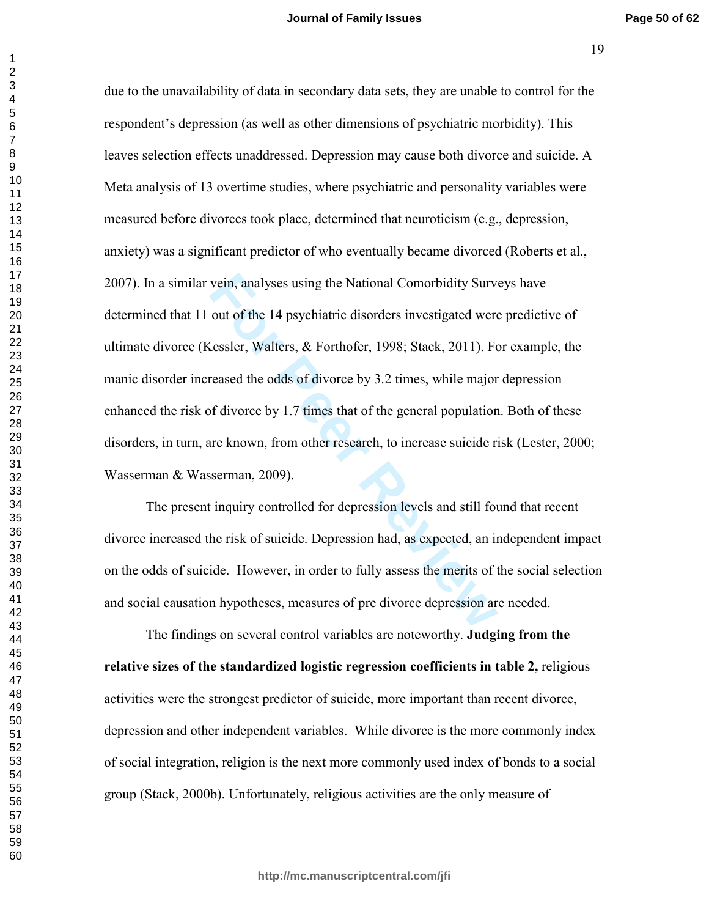due to the unavailability of data in secondary data sets, they are unable to control for the respondent's depression (as well as other dimensions of psychiatric morbidity). This leaves selection effects unaddressed. Depression may cause both divorce and suicide. A Meta analysis of 13 overtime studies, where psychiatric and personality variables were measured before divorces took place, determined that neuroticism (e.g., depression, anxiety) was a significant predictor of who eventually became divorced (Roberts et al., 2007). In a similar vein, analyses using the National Comorbidity Surveys have determined that 11 out of the 14 psychiatric disorders investigated were predictive of ultimate divorce (Kessler, Walters, & Forthofer, 1998; Stack, 2011). For example, the manic disorder increased the odds of divorce by 3.2 times, while major depression enhanced the risk of divorce by 1.7 times that of the general population. Both of these disorders, in turn, are known, from other research, to increase suicide risk (Lester, 2000; Wasserman & Wasserman, 2009).

The present inquiry controlled for depression levels and still found that recent divorce increased the risk of suicide. Depression had, as expected, an independent impact on the odds of suicide. However, in order to fully assess the merits of the social selection and social causation hypotheses, measures of pre divorce depression are needed.

The findings on several control variables are noteworthy. **Judging from the relative sizes of the standardized logistic regression coefficients in table 2,** religious activities were the strongest predictor of suicide, more important than recent divorce, depression and other independent variables. While divorce is the more commonly index of social integration, religion is the next more commonly used index of bonds to a social group (Stack, 2000b). Unfortunately, religious activities are the only measure of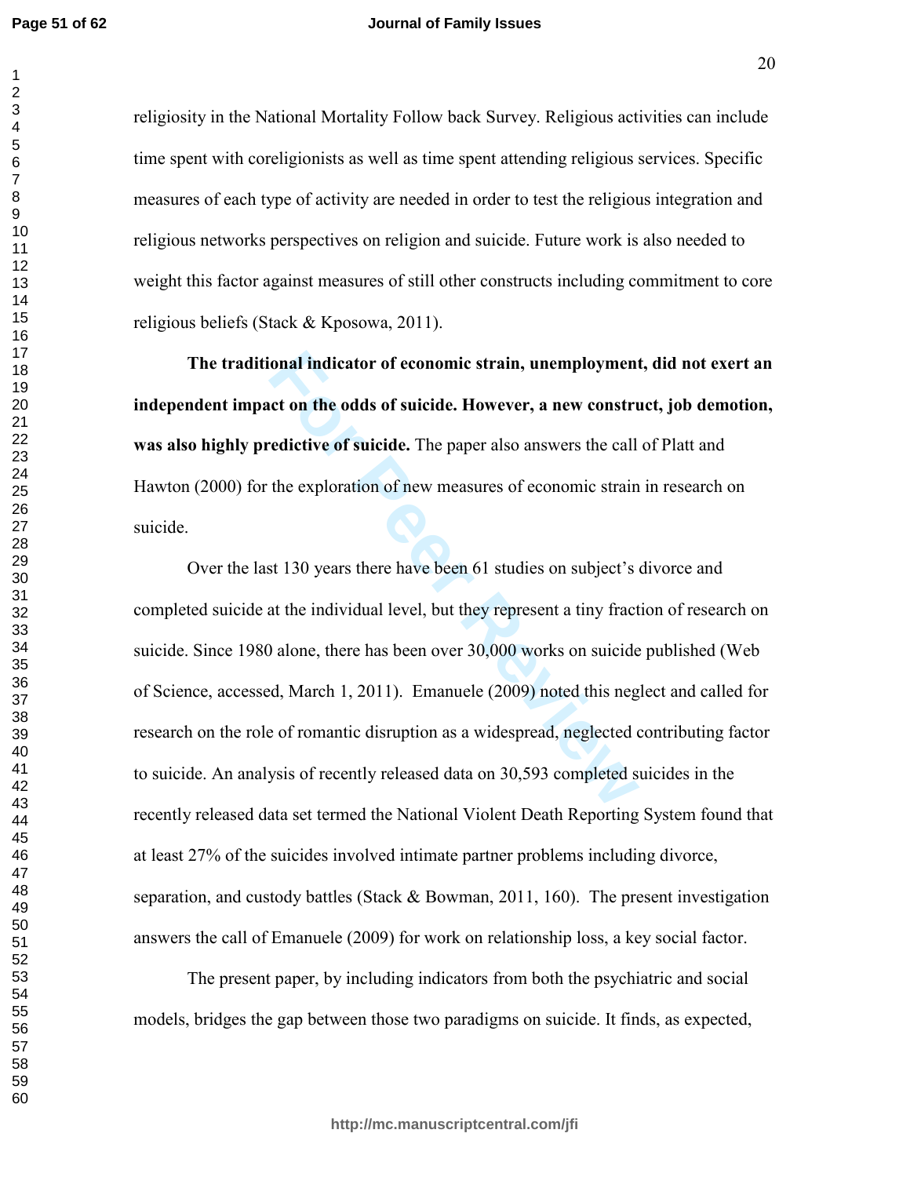religiosity in the National Mortality Follow back Survey. Religious activities can include time spent with coreligionists as well as time spent attending religious services. Specific measures of each type of activity are needed in order to test the religious integration and religious networks perspectives on religion and suicide. Future work is also needed to weight this factor against measures of still other constructs including commitment to core religious beliefs (Stack & Kposowa, 2011).

**The traditional indicator of economic strain, unemployment, did not exert an independent impact on the odds of suicide. However, a new construct, job demotion, was also highly predictive of suicide.** The paper also answers the call of Platt and Hawton (2000) for the exploration of new measures of economic strain in research on suicide.

Over the last 130 years there have been 61 studies on subject's divorce and completed suicide at the individual level, but they represent a tiny fraction of research on suicide. Since 1980 alone, there has been over 30,000 works on suicide published (Web of Science, accessed, March 1, 2011). Emanuele (2009) noted this neglect and called for research on the role of romantic disruption as a widespread, neglected contributing factor to suicide. An analysis of recently released data on 30,593 completed suicides in the recently released data set termed the National Violent Death Reporting System found that at least 27% of the suicides involved intimate partner problems including divorce, separation, and custody battles (Stack & Bowman, 2011, 160). The present investigation answers the call of Emanuele (2009) for work on relationship loss, a key social factor.

The present paper, by including indicators from both the psychiatric and social models, bridges the gap between those two paradigms on suicide. It finds, as expected,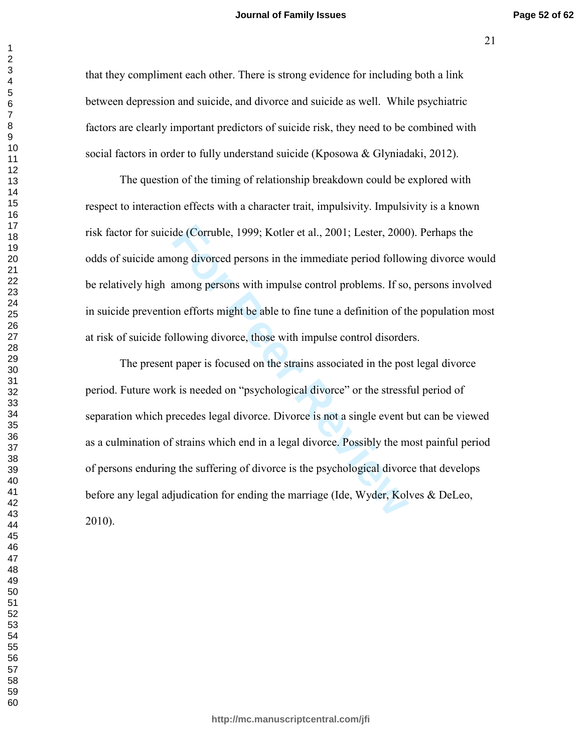that they compliment each other. There is strong evidence for including both a link between depression and suicide, and divorce and suicide as well. While psychiatric factors are clearly important predictors of suicide risk, they need to be combined with social factors in order to fully understand suicide (Kposowa & Glyniadaki, 2012).

The question of the timing of relationship breakdown could be explored with respect to interaction effects with a character trait, impulsivity. Impulsivity is a known risk factor for suicide (Corruble, 1999; Kotler et al., 2001; Lester, 2000). Perhaps the odds of suicide among divorced persons in the immediate period following divorce would be relatively high among persons with impulse control problems. If so, persons involved in suicide prevention efforts might be able to fine tune a definition of the population most at risk of suicide following divorce, those with impulse control disorders.

The present paper is focused on the strains associated in the post legal divorce period. Future work is needed on "psychological divorce" or the stressful period of separation which precedes legal divorce. Divorce is not a single event but can be viewed as a culmination of strains which end in a legal divorce. Possibly the most painful period of persons enduring the suffering of divorce is the psychological divorce that develops before any legal adjudication for ending the marriage (Ide, Wyder, Kolves & DeLeo, 2010).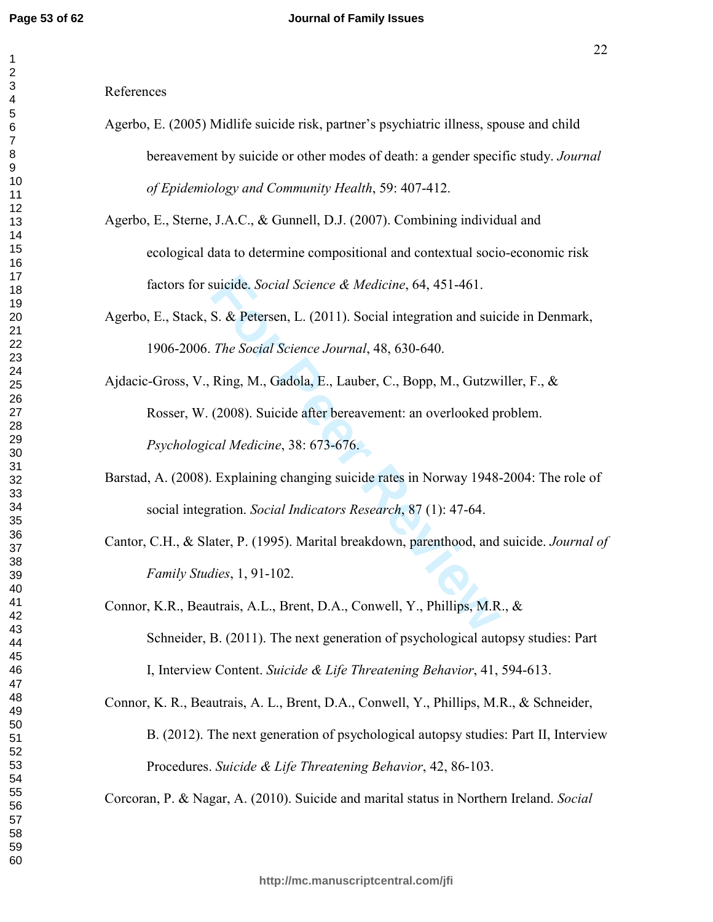References

Agerbo, E. (2005) Midlife suicide risk, partner's psychiatric illness, spouse and child bereavement by suicide or other modes of death: a gender specific study. *Journal of Epidemiology and Community Health*, 59: 407-412.

Agerbo, E., Sterne, J.A.C., & Gunnell, D.J. (2007). Combining individual and ecological data to determine compositional and contextual socio-economic risk factors for suicide. *Social Science & Medicine*, 64, 451-461.

Agerbo, E., Stack, S. & Petersen, L. (2011). Social integration and suicide in Denmark, 1906-2006. *The Social Science Journal*, 48, 630-640.

Ajdacic-Gross, V., Ring, M., Gadola, E., Lauber, C., Bopp, M., Gutzwiller, F., & Rosser, W. (2008). Suicide after bereavement: an overlooked problem. *Psychological Medicine*, 38: 673-676.

Barstad, A. (2008). Explaining changing suicide rates in Norway 1948-2004: The role of social integration. *Social Indicators Research*, 87 (1): 47-64.

Cantor, C.H., & Slater, P. (1995). Marital breakdown, parenthood, and suicide. *Journal of Family Studies*, 1, 91-102.

Connor, K.R., Beautrais, A.L., Brent, D.A., Conwell, Y., Phillips, M.R., & Schneider, B. (2011). The next generation of psychological autopsy studies: Part I, Interview Content. *Suicide & Life Threatening Behavior*, 41, 594-613.

Connor, K. R., Beautrais, A. L., Brent, D.A., Conwell, Y., Phillips, M.R., & Schneider, B. (2012). The next generation of psychological autopsy studies: Part II, Interview Procedures. *Suicide & Life Threatening Behavior*, 42, 86-103.

Corcoran, P. & Nagar, A. (2010). Suicide and marital status in Northern Ireland. *Social*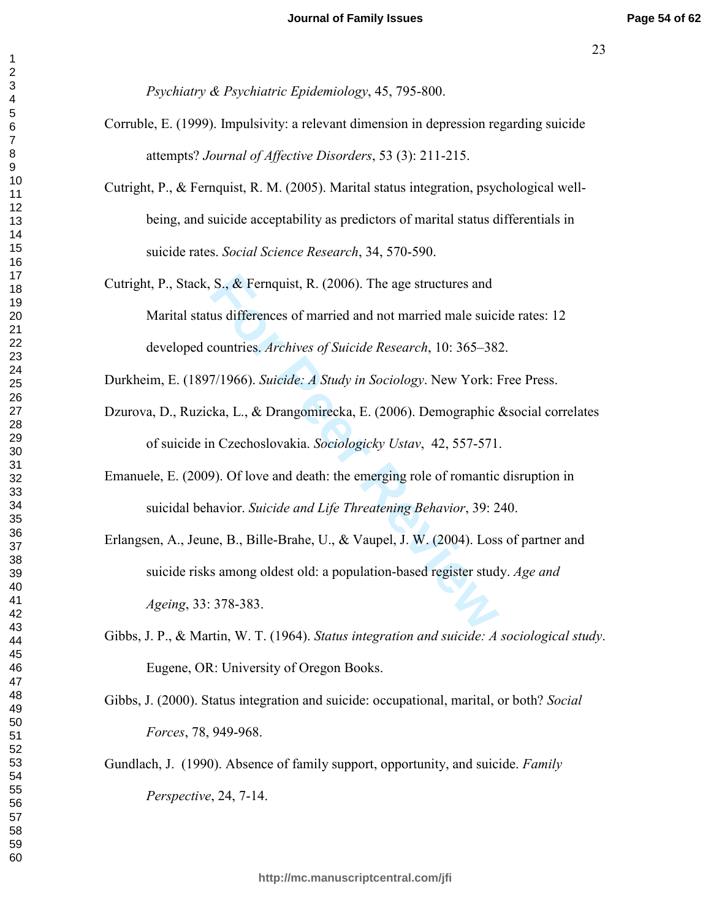*Psychiatry & Psychiatric Epidemiology*, 45, 795-800.

Corruble, E. (1999). Impulsivity: a relevant dimension in depression regarding suicide attempts? *Journal of Affective Disorders*, 53 (3): 211-215.

Cutright, P., & Fernquist, R. M. (2005). Marital status integration, psychological well-being, and suicide acceptability as predictors of marital status differentials in suicide rates. *Social Science Research*, 34, 570-590.

Cutright, P., Stack, S., & Fernquist, R. (2006). The age structures and Marital status differences of married and not married male suicide rates: 12 developed countries. *Archives of Suicide Research*, 10: 365–382.

Durkheim, E. (1897/1966). *Suicide: A Study in Sociology*. New York: Free Press.

Dzurova, D., Ruzicka, L., & Drangomirecka, E. (2006). Demographic &social correlates of suicide in Czechoslovakia. *Sociologicky Ustav*, 42, 557-571.

Emanuele, E. (2009). Of love and death: the emerging role of romantic disruption in suicidal behavior. *Suicide and Life Threatening Behavior*, 39: 240.

Erlangsen, A., Jeune, B., Bille-Brahe, U., & Vaupel, J. W. (2004). Loss of partner and suicide risks among oldest old: a population-based register study. *Age and Ageing*, 33: 378-383.

Gibbs, J. P., & Martin, W. T. (1964). *Status integration and suicide: A sociological study*. Eugene, OR: University of Oregon Books.

Gibbs, J. (2000). Status integration and suicide: occupational, marital, or both? *Social Forces*, 78, 949-968.

Gundlach, J. (1990). Absence of family support, opportunity, and suicide. *Family Perspective*, 24, 7-14.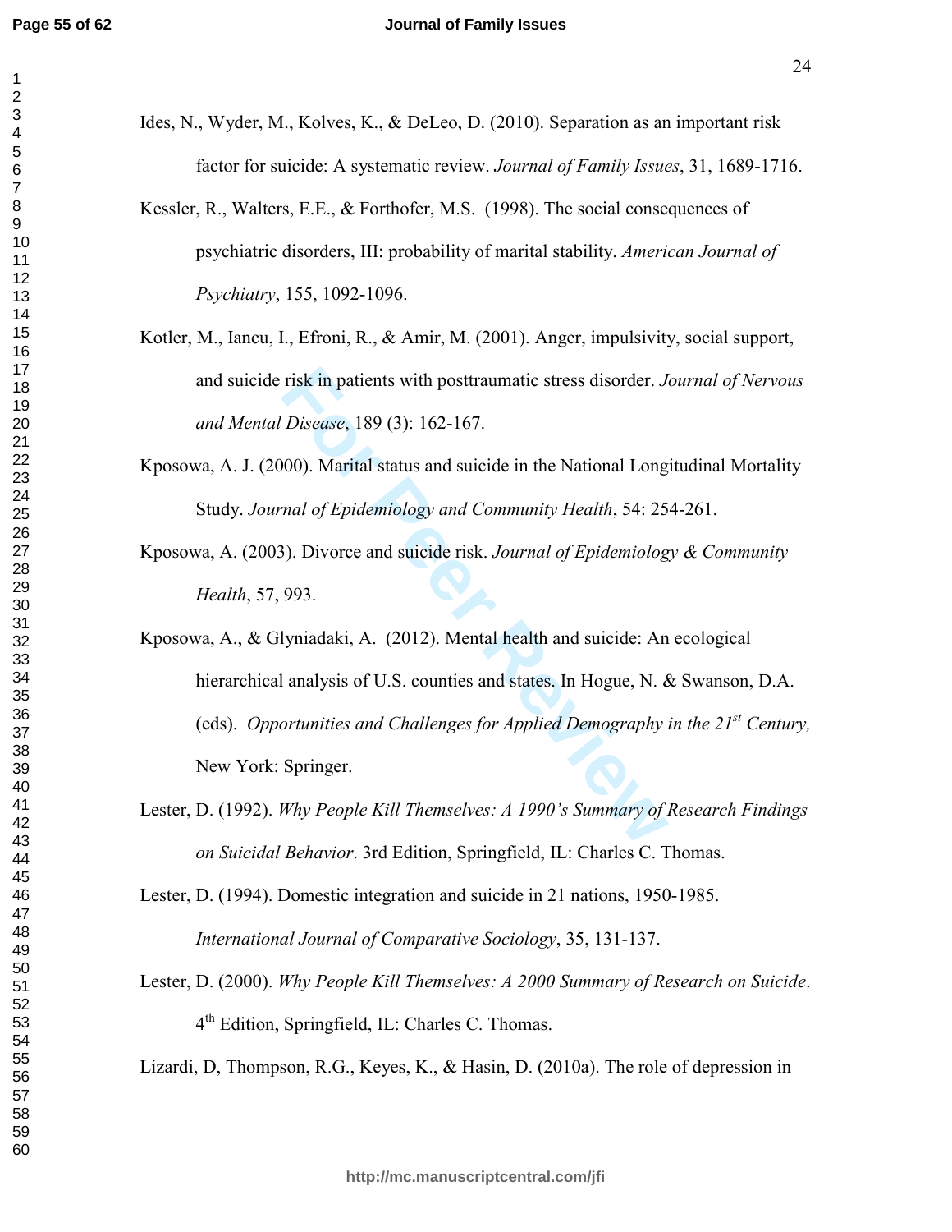Ides, N., Wyder, M., Kolves, K., & DeLeo, D. (2010). Separation as an important risk factor for suicide: A systematic review. *Journal of Family Issues*, 31, 1689-1716.

Kessler, R., Walters, E.E., & Forthofer, M.S. (1998). The social consequences of psychiatric disorders, III: probability of marital stability. *American Journal of Psychiatry*, 155, 1092-1096.

Kotler, M., Iancu, I., Efroni, R., & Amir, M. (2001). Anger, impulsivity, social support, and suicide risk in patients with posttraumatic stress disorder. *Journal of Nervous and Mental Disease*, 189 (3): 162-167.

Kposowa, A. J. (2000). Marital status and suicide in the National Longitudinal Mortality Study. *Journal of Epidemiology and Community Health*, 54: 254-261.

Kposowa, A. (2003). Divorce and suicide risk. *Journal of Epidemiology & Community Health*, 57, 993.

Kposowa, A., & Glyniadaki, A. (2012). Mental health and suicide: An ecological hierarchical analysis of U.S. counties and states. In Hogue, N. & Swanson, D.A. (eds). *Opportunities and Challenges for Applied Demography in the 21st Century,* New York: Springer.

Lester, D. (1992). *Why People Kill Themselves: A 1990's Summary of Research Findings on Suicidal Behavior*. 3rd Edition, Springfield, IL: Charles C. Thomas.

Lester, D. (1994). Domestic integration and suicide in 21 nations, 1950-1985. *International Journal of Comparative Sociology*, 35, 131-137.

Lester, D. (2000). *Why People Kill Themselves: A 2000 Summary of Research on Suicide*. 4th Edition, Springfield, IL: Charles C. Thomas.

Lizardi, D, Thompson, R.G., Keyes, K., & Hasin, D. (2010a). The role of depression in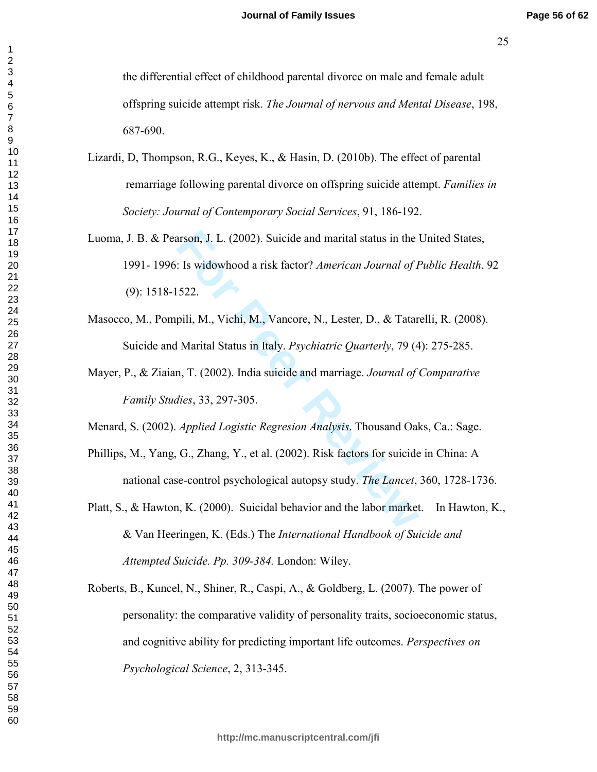the differential effect of childhood parental divorce on male and female adult offspring suicide attempt risk. *The Journal of nervous and Mental Disease*, 198, 687-690.

Lizardi, D, Thompson, R.G., Keyes, K., & Hasin, D. (2010b). The effect of parental remarriage following parental divorce on offspring suicide attempt. *Families in Society: Journal of Contemporary Social Services*, 91, 186-192.

Luoma, J. B. & Pearson, J. L. (2002). Suicide and marital status in the United States, 1991- 1996: Is widowhood a risk factor? *American Journal of Public Health*, 92 (9): 1518-1522.

Masocco, M., Pompili, M., Vichi, M., Vancore, N., Lester, D., & Tatarelli, R. (2008). Suicide and Marital Status in Italy. *Psychiatric Quarterly*, 79 (4): 275-285.

Mayer, P., & Ziaian, T. (2002). India suicide and marriage. *Journal of Comparative Family Studies*, 33, 297-305.

Menard, S. (2002). *Applied Logistic Regresion Analysis*. Thousand Oaks, Ca.: Sage.

Phillips, M., Yang, G., Zhang, Y., et al. (2002). Risk factors for suicide in China: A national case-control psychological autopsy study. *The Lancet*, 360, 1728-1736.

Platt, S., & Hawton, K. (2000). Suicidal behavior and the labor market. In Hawton, K., & Van Heeringen, K. (Eds.) The *International Handbook of Suicide and Attempted Suicide. Pp. 309-384.* London: Wiley.

Roberts, B., Kuncel, N., Shiner, R., Caspi, A., & Goldberg, L. (2007). The power of personality: the comparative validity of personality traits, socioeconomic status, and cognitive ability for predicting important life outcomes. *Perspectives on Psychological Science*, 2, 313-345.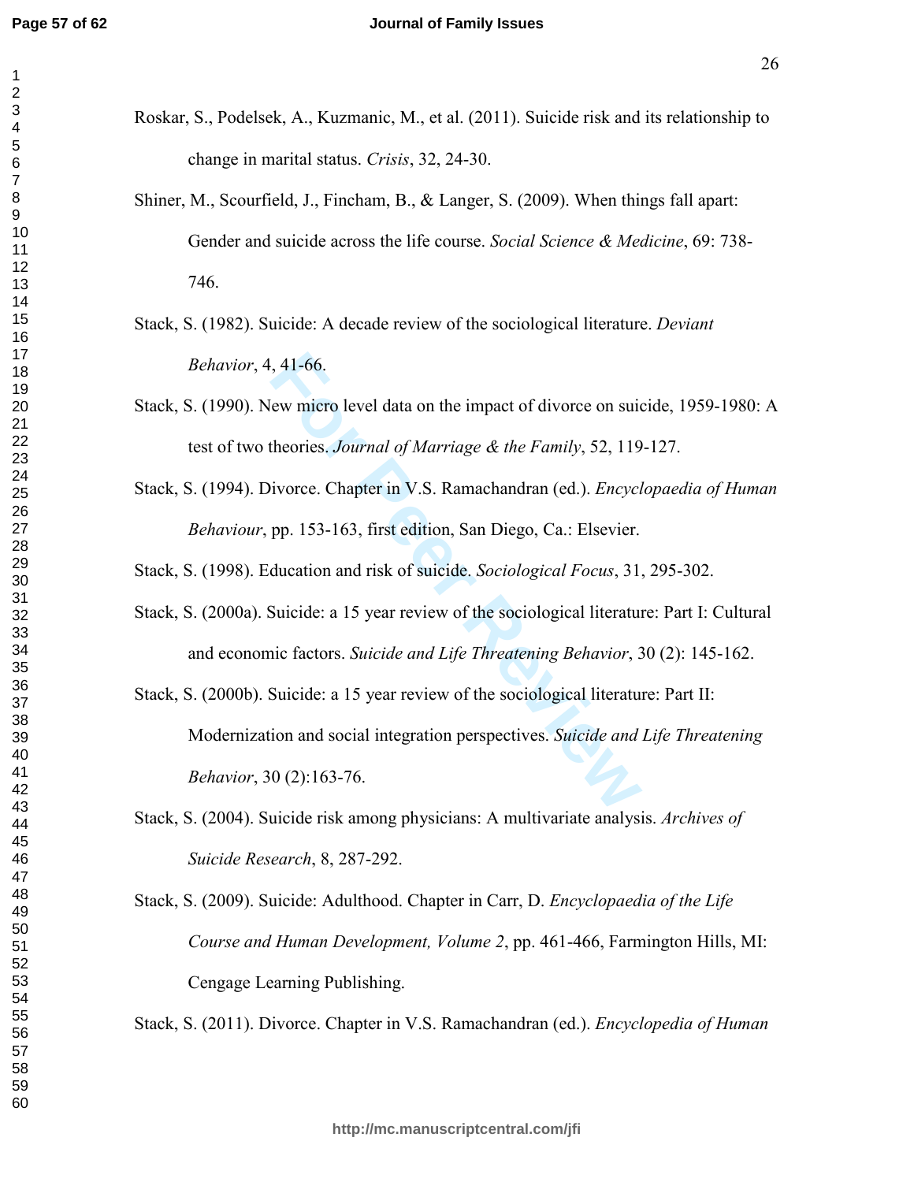Roskar, S., Podelsek, A., Kuzmanic, M., et al. (2011). Suicide risk and its relationship to change in marital status. *Crisis*, 32, 24-30.

Shiner, M., Scourfield, J., Fincham, B., & Langer, S. (2009). When things fall apart: Gender and suicide across the life course. *Social Science & Medicine*, 69: 738-746.

Stack, S. (1982). Suicide: A decade review of the sociological literature. *Deviant Behavior*, 4, 41-66.

Stack, S. (1990). New micro level data on the impact of divorce on suicide, 1959-1980: A test of two theories. *Journal of Marriage & the Family*, 52, 119-127.

Stack, S. (1994). Divorce. Chapter in V.S. Ramachandran (ed.). *Encyclopaedia of Human Behaviour*, pp. 153-163, first edition, San Diego, Ca.: Elsevier.

Stack, S. (1998). Education and risk of suicide. *Sociological Focus*, 31, 295-302.

Stack, S. (2000a). Suicide: a 15 year review of the sociological literature: Part I: Cultural and economic factors. *Suicide and Life Threatening Behavior*, 30 (2): 145-162.

Stack, S. (2000b). Suicide: a 15 year review of the sociological literature: Part II: Modernization and social integration perspectives. *Suicide and Life Threatening Behavior*, 30 (2):163-76.

Stack, S. (2004). Suicide risk among physicians: A multivariate analysis. *Archives of Suicide Research*, 8, 287-292.

Stack, S. (2009). Suicide: Adulthood. Chapter in Carr, D. *Encyclopaedia of the Life Course and Human Development, Volume 2*, pp. 461-466, Farmington Hills, MI: Cengage Learning Publishing.

Stack, S. (2011). Divorce. Chapter in V.S. Ramachandran (ed.). *Encyclopedia of Human*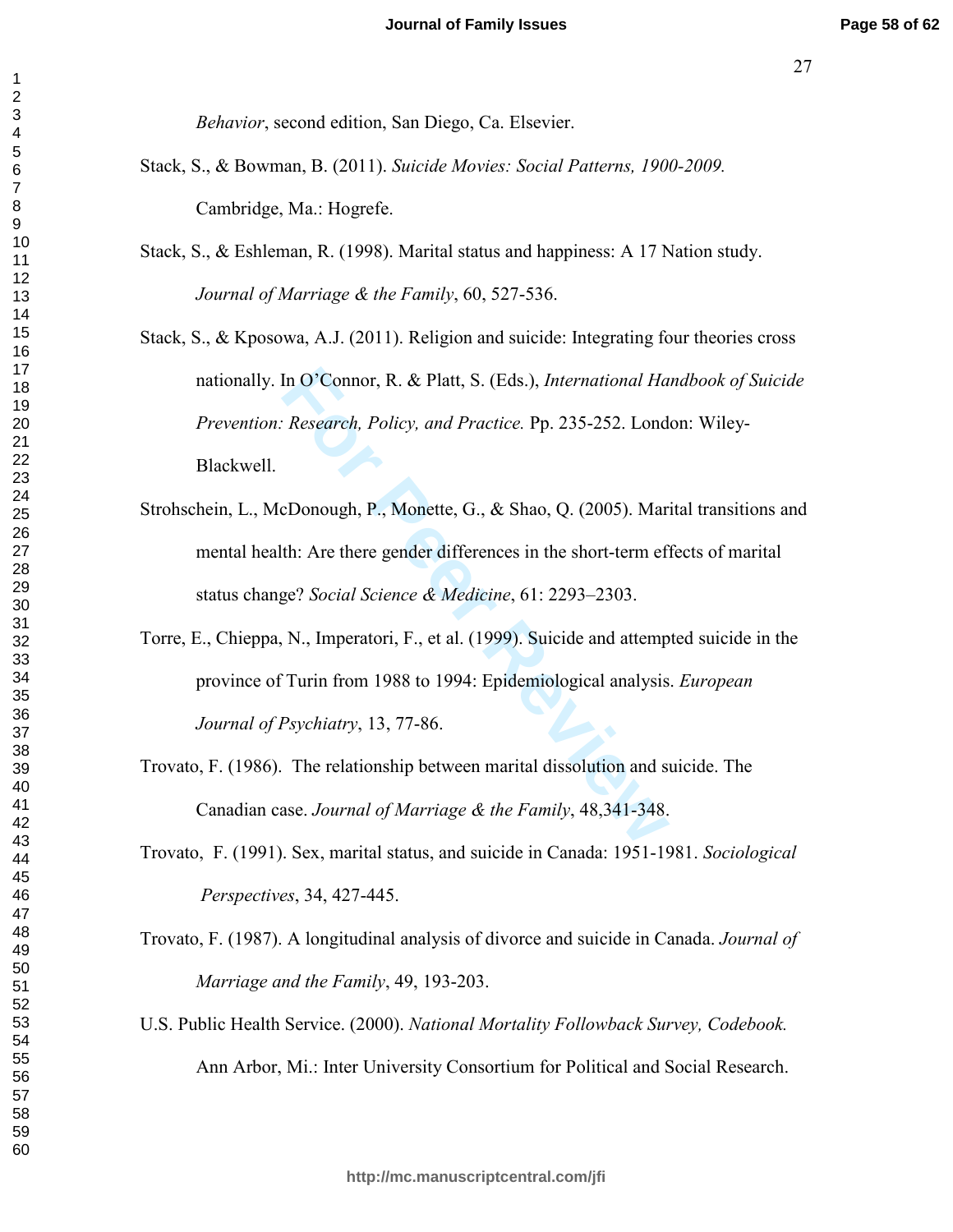*Behavior*, second edition, San Diego, Ca. Elsevier.

Stack, S., & Bowman, B. (2011). *Suicide Movies: Social Patterns, 1900-2009.* Cambridge, Ma.: Hogrefe.

Stack, S., & Eshleman, R. (1998). Marital status and happiness: A 17 Nation study. *Journal of Marriage & the Family*, 60, 527-536.

Stack, S., & Kposowa, A.J. (2011). Religion and suicide: Integrating four theories cross nationally. In O'Connor, R. & Platt, S. (Eds.), *International Handbook of Suicide Prevention: Research, Policy, and Practice.* Pp. 235-252. London: Wiley-Blackwell.

Strohschein, L., McDonough, P., Monette, G., & Shao, Q. (2005). Marital transitions and mental health: Are there gender differences in the short-term effects of marital status change? *Social Science & Medicine*, 61: 2293–2303.

Torre, E., Chieppa, N., Imperatori, F., et al. (1999). Suicide and attempted suicide in the province of Turin from 1988 to 1994: Epidemiological analysis. *European Journal of Psychiatry*, 13, 77-86.

Trovato, F. (1986). The relationship between marital dissolution and suicide. The Canadian case. *Journal of Marriage & the Family*, 48,341-348.

Trovato, F. (1991). Sex, marital status, and suicide in Canada: 1951-1981. *Sociological Perspectives*, 34, 427-445.

Trovato, F. (1987). A longitudinal analysis of divorce and suicide in Canada. *Journal of Marriage and the Family*, 49, 193-203.

U.S. Public Health Service. (2000). *National Mortality Followback Survey, Codebook.* Ann Arbor, Mi.: Inter University Consortium for Political and Social Research.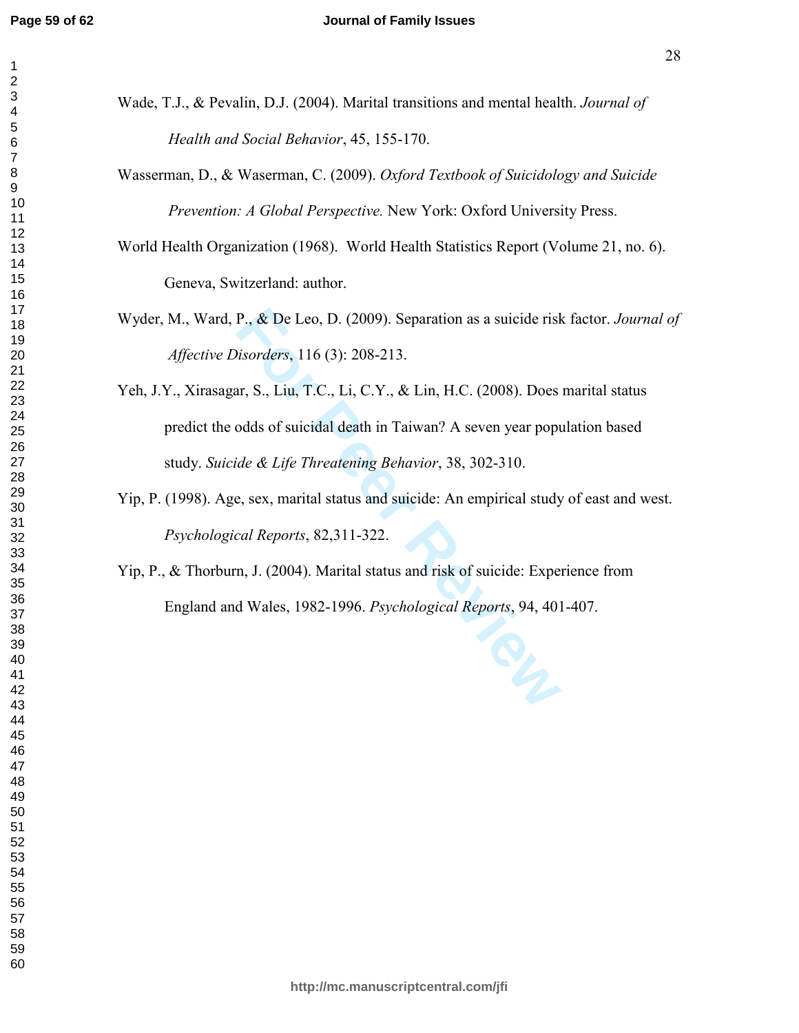Wade, T.J., & Pevalin, D.J. (2004). Marital transitions and mental health. *Journal of Health and Social Behavior*, 45, 155-170.

Wasserman, D., & Waserman, C. (2009). *Oxford Textbook of Suicidology and Suicide Prevention: A Global Perspective.* New York: Oxford University Press.

World Health Organization (1968). World Health Statistics Report (Volume 21, no. 6). Geneva, Switzerland: author.

Wyder, M., Ward, P., & De Leo, D. (2009). Separation as a suicide risk factor. *Journal of Affective Disorders*, 116 (3): 208-213.

Yeh, J.Y., Xirasagar, S., Liu, T.C., Li, C.Y., & Lin, H.C. (2008). Does marital status predict the odds of suicidal death in Taiwan? A seven year population based study. *Suicide & Life Threatening Behavior*, 38, 302-310.

Yip, P. (1998). Age, sex, marital status and suicide: An empirical study of east and west. *Psychological Reports*, 82,311-322.

Yip, P., & Thorburn, J. (2004). Marital status and risk of suicide: Experience from England and Wales, 1982-1996. *Psychological Reports*, 94, 401-407.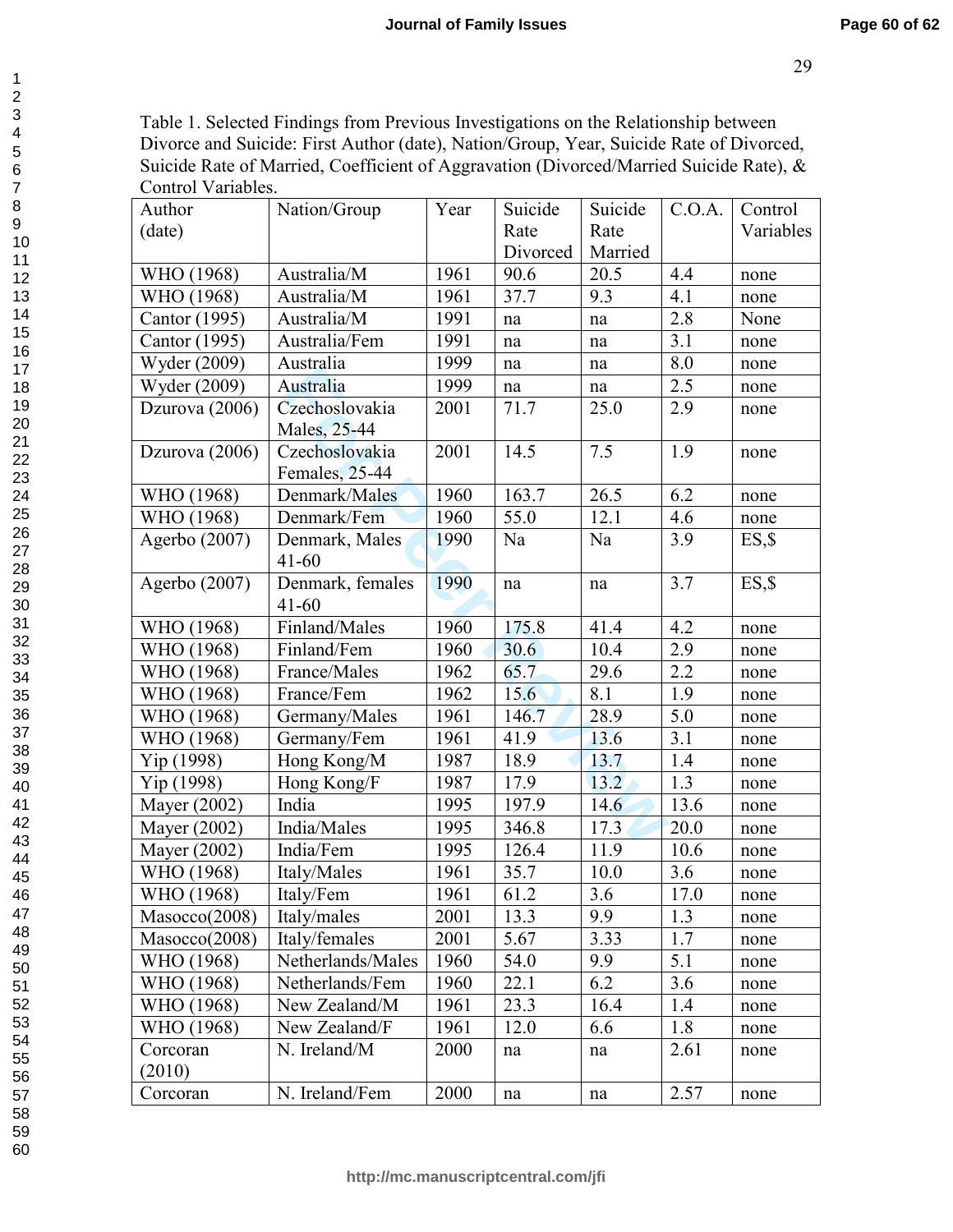Table 1. Selected Findings from Previous Investigations on the Relationship between Divorce and Suicide: First Author (date), Nation/Group, Year, Suicide Rate of Divorced, Suicide Rate of Married, Coefficient of Aggravation (Divorced/Married Suicide Rate), & Control Variables.

| Author (date) | Nation/Group | Year | Suicide Rate Divorced | Suicide Rate Married | C.O.A. | Control Variables |
|---|---|---|---|---|---|---|
| WHO (1968) | Australia/M | 1961 | 90.6 | 20.5 | 4.4 | none |
| WHO (1968) | Australia/M | 1961 | 37.7 | 9.3 | 4.1 | none |
| Cantor (1995) | Australia/M | 1991 | na | na | 2.8 | None |
| Cantor (1995) | Australia/Fem | 1991 | na | na | 3.1 | none |
| Wyder (2009) | Australia | 1999 | na | na | 8.0 | none |
| Wyder (2009) | Australia | 1999 | na | na | 2.5 | none |
| Dzurova (2006) | Czechoslovakia Males, 25-44 | 2001 | 71.7 | 25.0 | 2.9 | none |
| Dzurova (2006) | Czechoslovakia Females, 25-44 | 2001 | 14.5 | 7.5 | 1.9 | none |
| WHO (1968) | Denmark/Males | 1960 | 163.7 | 26.5 | 6.2 | none |
| WHO (1968) | Denmark/Fem | 1960 | 55.0 | 12.1 | 4.6 | none |
| Agerbo (2007) | Denmark, Males 41-60 | 1990 | Na | Na | 3.9 | ES,$ |
| Agerbo (2007) | Denmark, females 41-60 | 1990 | na | na | 3.7 | ES,$ |
| WHO (1968) | Finland/Males | 1960 | 175.8 | 41.4 | 4.2 | none |
| WHO (1968) | Finland/Fem | 1960 | 30.6 | 10.4 | 2.9 | none |
| WHO (1968) | France/Males | 1962 | 65.7 | 29.6 | 2.2 | none |
| WHO (1968) | France/Fem | 1962 | 15.6 | 8.1 | 1.9 | none |
| WHO (1968) | Germany/Males | 1961 | 146.7 | 28.9 | 5.0 | none |
| WHO (1968) | Germany/Fem | 1961 | 41.9 | 13.6 | 3.1 | none |
| Yip (1998) | Hong Kong/M | 1987 | 18.9 | 13.7 | 1.4 | none |
| Yip (1998) | Hong Kong/F | 1987 | 17.9 | 13.2 | 1.3 | none |
| Mayer (2002) | India | 1995 | 197.9 | 14.6 | 13.6 | none |
| Mayer (2002) | India/Males | 1995 | 346.8 | 17.3 | 20.0 | none |
| Mayer (2002) | India/Fem | 1995 | 126.4 | 11.9 | 10.6 | none |
| WHO (1968) | Italy/Males | 1961 | 35.7 | 10.0 | 3.6 | none |
| WHO (1968) | Italy/Fem | 1961 | 61.2 | 3.6 | 17.0 | none |
| Masocco(2008) | Italy/males | 2001 | 13.3 | 9.9 | 1.3 | none |
| Masocco(2008) | Italy/females | 2001 | 5.67 | 3.33 | 1.7 | none |
| WHO (1968) | Netherlands/Males | 1960 | 54.0 | 9.9 | 5.1 | none |
| WHO (1968) | Netherlands/Fem | 1960 | 22.1 | 6.2 | 3.6 | none |
| WHO (1968) | New Zealand/M | 1961 | 23.3 | 16.4 | 1.4 | none |
| WHO (1968) | New Zealand/F | 1961 | 12.0 | 6.6 | 1.8 | none |
| Corcoran (2010) | N. Ireland/M | 2000 | na | na | 2.61 | none |
| Corcoran | N. Ireland/Fem | 2000 | na | na | 2.57 | none |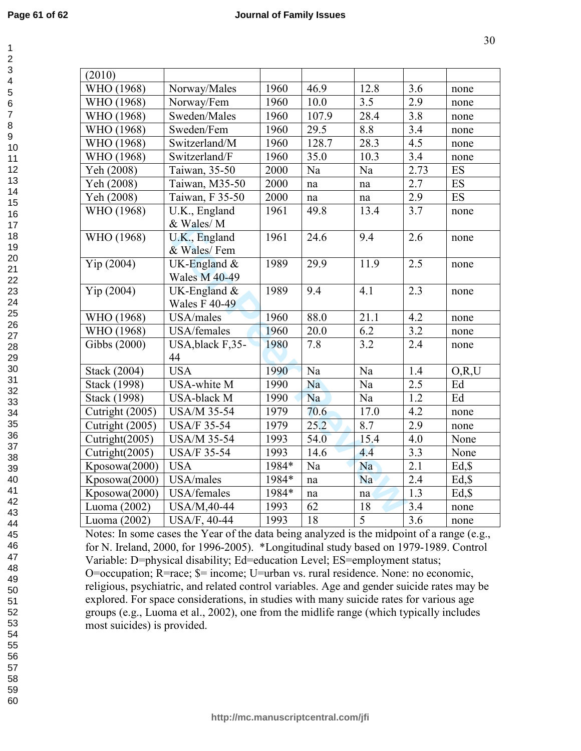| | | | | | | |
|---|---|---|---|---|---|---|
| (2010) | | | | | | |
| WHO (1968) | Norway/Males | 1960 | 46.9 | 12.8 | 3.6 | none |
| WHO (1968) | Norway/Fem | 1960 | 10.0 | 3.5 | 2.9 | none |
| WHO (1968) | Sweden/Males | 1960 | 107.9 | 28.4 | 3.8 | none |
| WHO (1968) | Sweden/Fem | 1960 | 29.5 | 8.8 | 3.4 | none |
| WHO (1968) | Switzerland/M | 1960 | 128.7 | 28.3 | 4.5 | none |
| WHO (1968) | Switzerland/F | 1960 | 35.0 | 10.3 | 3.4 | none |
| Yeh (2008) | Taiwan, 35-50 | 2000 | Na | Na | 2.73 | ES |
| Yeh (2008) | Taiwan, M35-50 | 2000 | na | na | 2.7 | ES |
| Yeh (2008) | Taiwan, F 35-50 | 2000 | na | na | 2.9 | ES |
| WHO (1968) | U.K., England & Wales/ M | 1961 | 49.8 | 13.4 | 3.7 | none |
| WHO (1968) | U.K., England & Wales/ Fem | 1961 | 24.6 | 9.4 | 2.6 | none |
| Yip (2004) | UK-England & Wales M 40-49 | 1989 | 29.9 | 11.9 | 2.5 | none |
| Yip (2004) | UK-England & Wales F 40-49 | 1989 | 9.4 | 4.1 | 2.3 | none |
| WHO (1968) | USA/males | 1960 | 88.0 | 21.1 | 4.2 | none |
| WHO (1968) | USA/females | 1960 | 20.0 | 6.2 | 3.2 | none |
| Gibbs (2000) | USA,black F,35-44 | 1980 | 7.8 | 3.2 | 2.4 | none |
| Stack (2004) | USA | 1990 | Na | Na | 1.4 | O,R,U |
| Stack (1998) | USA-white M | 1990 | Na | Na | 2.5 | Ed |
| Stack (1998) | USA-black M | 1990 | Na | Na | 1.2 | Ed |
| Cutright (2005) | USA/M 35-54 | 1979 | 70.6 | 17.0 | 4.2 | none |
| Cutright (2005) | USA/F 35-54 | 1979 | 25.2 | 8.7 | 2.9 | none |
| Cutright(2005) | USA/M 35-54 | 1993 | 54.0 | 15.4 | 4.0 | None |
| Cutright(2005) | USA/F 35-54 | 1993 | 14.6 | 4.4 | 3.3 | None |
| Kposowa(2000) | USA | 1984* | Na | Na | 2.1 | Ed,$ |
| Kposowa(2000) | USA/males | 1984* | na | Na | 2.4 | Ed,$ |
| Kposowa(2000) | USA/females | 1984* | na | na | 1.3 | Ed,$ |
| Luoma (2002) | USA/M,40-44 | 1993 | 62 | 18 | 3.4 | none |
| Luoma (2002) | USA/F, 40-44 | 1993 | 18 | 5 | 3.6 | none |

Notes: In some cases the Year of the data being analyzed is the midpoint of a range (e.g., for N. Ireland, 2000, for 1996-2005). *Longitudinal study based on 1979-1989. Control Variable: D=physical disability; Ed=education Level; ES=employment status; O=occupation; R=race; $= income; U=urban vs. rural residence. None: no economic, religious, psychiatric, and related control variables. Age and gender suicide rates may be explored. For space considerations, in studies with many suicide rates for various age groups (e.g., Luoma et al., 2002), one from the midlife range (which typically includes most suicides) is provided.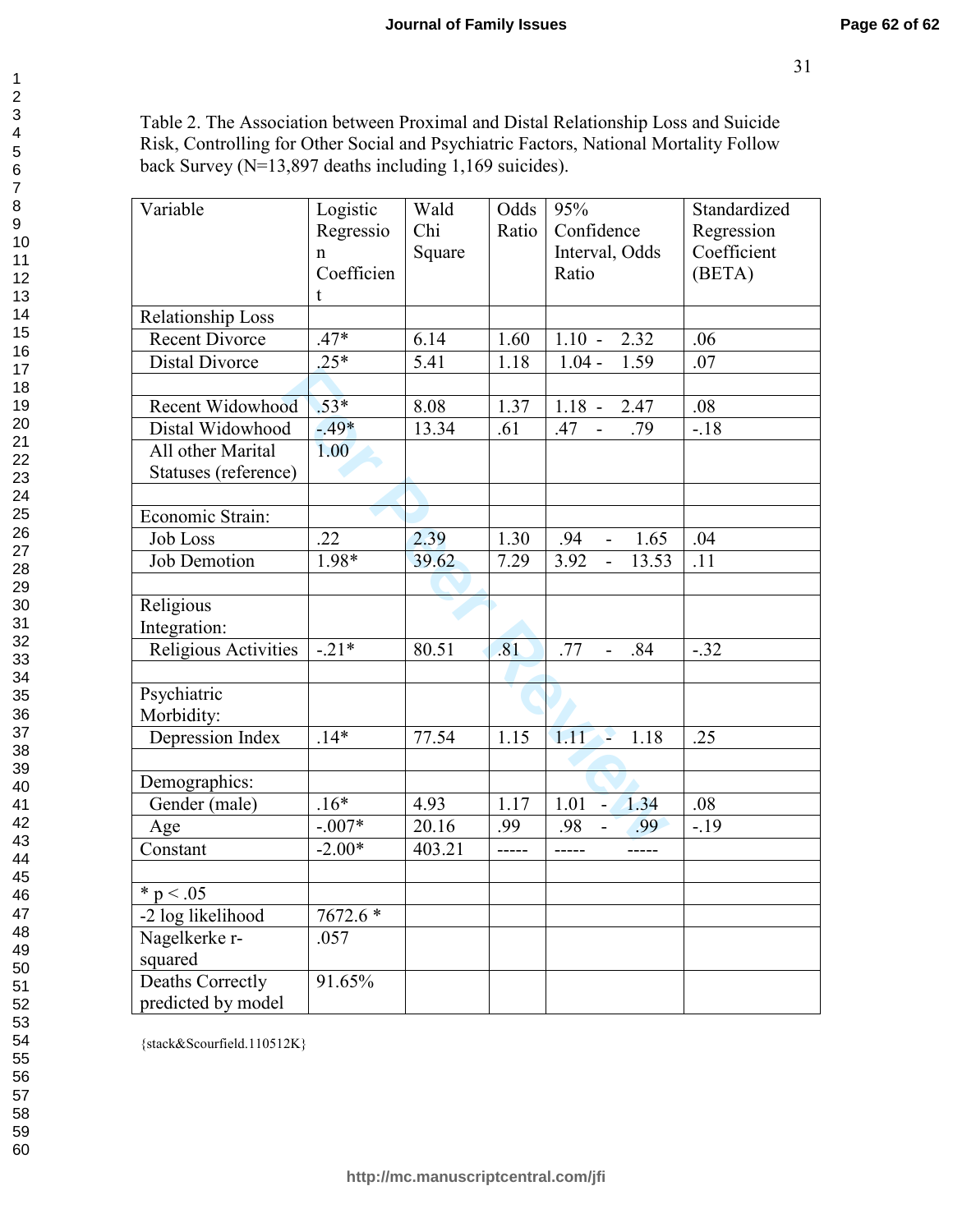Table 2. The Association between Proximal and Distal Relationship Loss and Suicide Risk, Controlling for Other Social and Psychiatric Factors, National Mortality Follow back Survey (N=13,897 deaths including 1,169 suicides).

| Variable | Logistic Regression Coefficient | Wald Chi Square | Odds Ratio | 95% Confidence Interval, Odds Ratio | Standardized Regression Coefficient (BETA) |
|---|---|---|---|---|---|
| Relationship Loss | | | | | |
| Recent Divorce | .47* | 6.14 | 1.60 | 1.10 - 2.32 | .06 |
| Distal Divorce | .25* | 5.41 | 1.18 | 1.04 - 1.59 | .07 |
| | | | | | |
| Recent Widowhood | .53* | 8.08 | 1.37 | 1.18 - 2.47 | .08 |
| Distal Widowhood | -.49* | 13.34 | .61 | .47 - .79 | -.18 |
| All other Marital Statuses (reference) | 1.00 | | | | |
| | | | | | |
| Economic Strain: | | | | | |
| Job Loss | .22 | 2.39 | 1.30 | .94 - 1.65 | .04 |
| Job Demotion | 1.98* | 39.62 | 7.29 | 3.92 - 13.53 | .11 |
| | | | | | |
| Religious Integration: | | | | | |
| Religious Activities | -.21* | 80.51 | .81 | .77 - .84 | -.32 |
| | | | | | |
| Psychiatric Morbidity: | | | | | |
| Depression Index | .14* | 77.54 | 1.15 | 1.11 - 1.18 | .25 |
| | | | | | |
| Demographics: | | | | | |
| Gender (male) | .16* | 4.93 | 1.17 | 1.01 - 1.34 | .08 |
| Age | -.007* | 20.16 | .99 | .98 - .99 | -.19 |
| Constant | -2.00* | 403.21 | ----- | ----- ----- | |
| | | | | | |
| * p < .05 | | | | | |
| -2 log likelihood | 7672.6 * | | | | |
| Nagelkerke r-squared | .057 | | | | |
| Deaths Correctly predicted by model | 91.65% | | | | |

{stack&Scourfield.110512K}